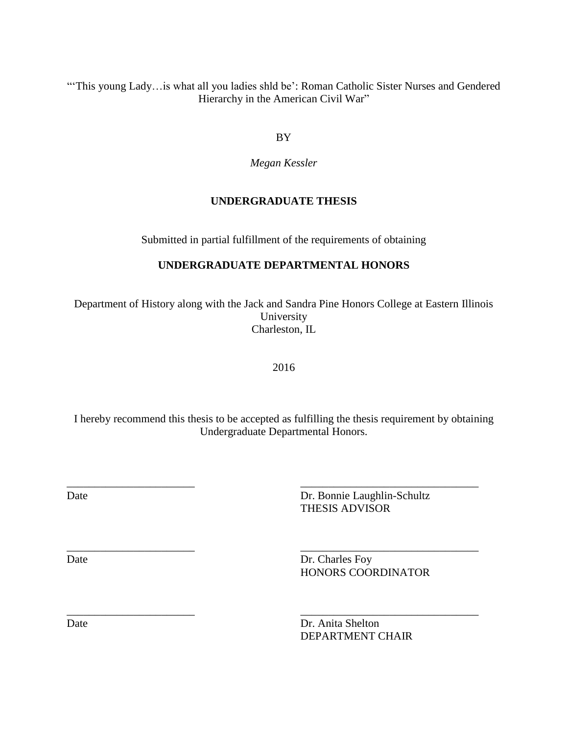"'This young Lady…is what all you ladies shld be': Roman Catholic Sister Nurses and Gendered Hierarchy in the American Civil War"

BY

*Megan Kessler*

**UNDERGRADUATE THESIS**

Submitted in partial fulfillment of the requirements of obtaining

**UNDERGRADUATE DEPARTMENTAL HONORS**

Department of History along with the Jack and Sandra Pine Honors College at Eastern Illinois University
Charleston, IL

2016

I hereby recommend this thesis to be accepted as fulfilling the thesis requirement by obtaining Undergraduate Departmental Honors.

| | |
|---|---|
| ______________________ | ______________________________ |
| Date | Dr. Bonnie Laughlin-Schultz<br>THESIS ADVISOR |
| ______________________ | ______________________________ |
| Date | Dr. Charles Foy<br>HONORS COORDINATOR |
| ______________________ | ______________________________ |
| Date | Dr. Anita Shelton<br>DEPARTMENT CHAIR |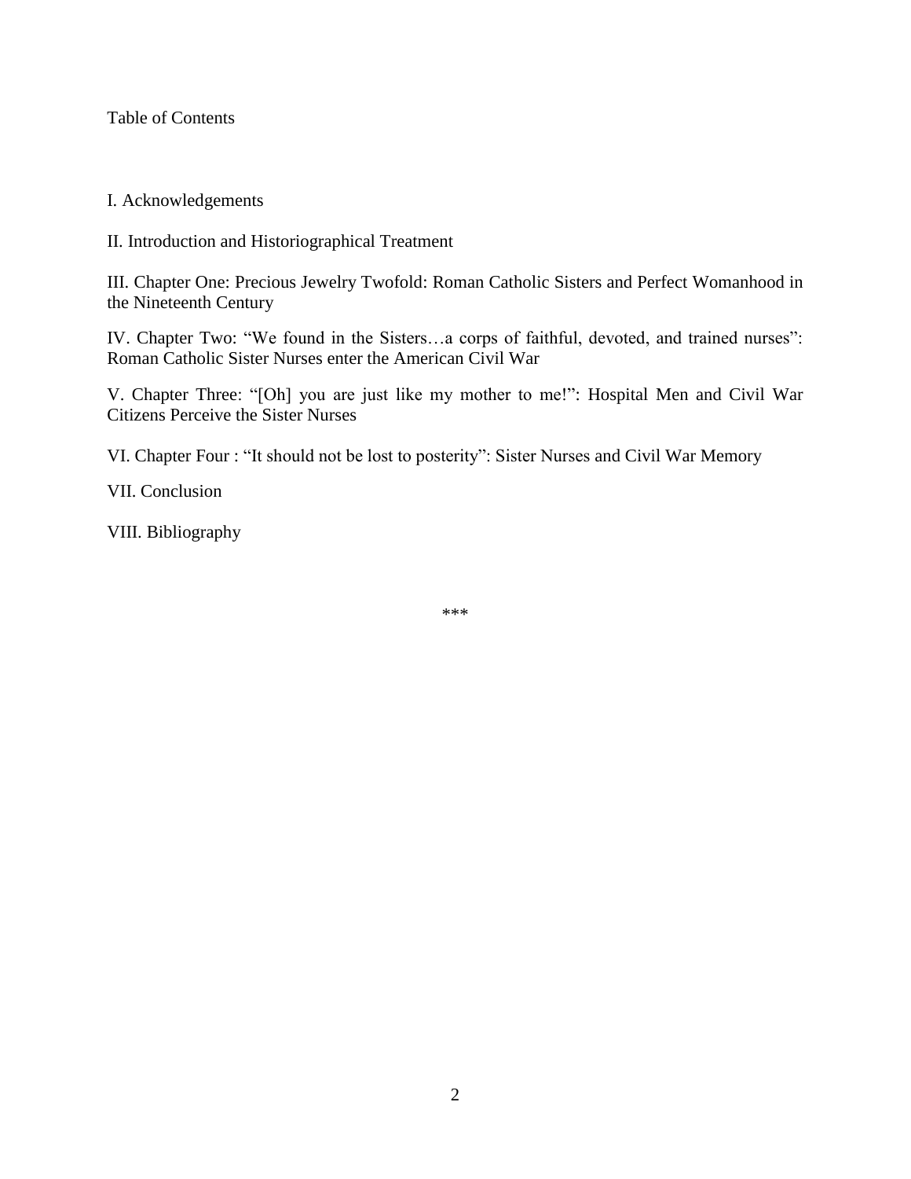Table of Contents

I. Acknowledgements

II. Introduction and Historiographical Treatment

III. Chapter One: Precious Jewelry Twofold: Roman Catholic Sisters and Perfect Womanhood in the Nineteenth Century

IV. Chapter Two: "We found in the Sisters…a corps of faithful, devoted, and trained nurses": Roman Catholic Sister Nurses enter the American Civil War

V. Chapter Three: "[Oh] you are just like my mother to me!": Hospital Men and Civil War Citizens Perceive the Sister Nurses

VI. Chapter Four : "It should not be lost to posterity": Sister Nurses and Civil War Memory

VII. Conclusion

VIII. Bibliography

***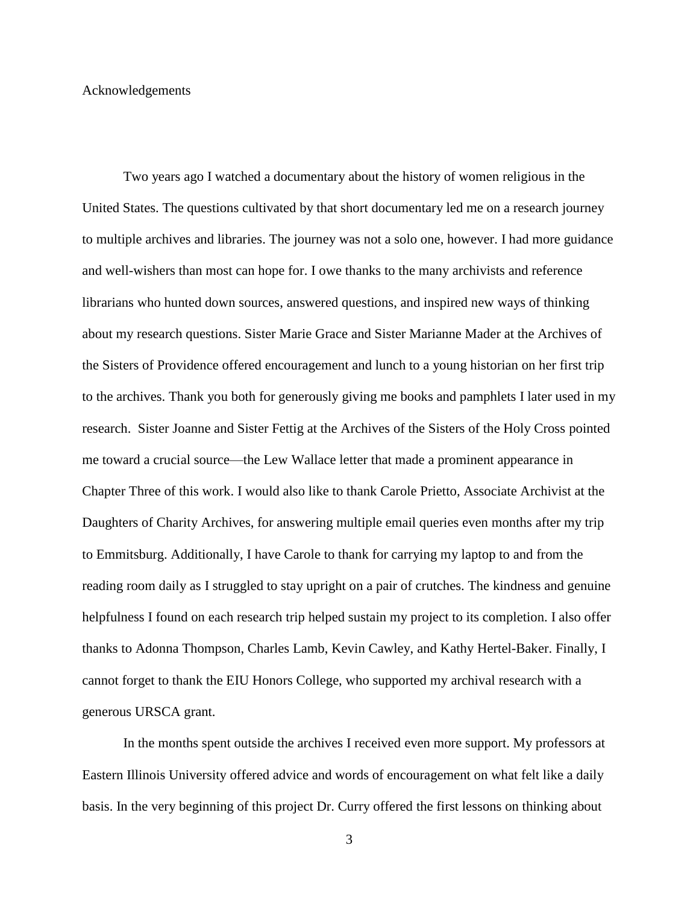# Acknowledgements

Two years ago I watched a documentary about the history of women religious in the United States. The questions cultivated by that short documentary led me on a research journey to multiple archives and libraries. The journey was not a solo one, however. I had more guidance and well-wishers than most can hope for. I owe thanks to the many archivists and reference librarians who hunted down sources, answered questions, and inspired new ways of thinking about my research questions. Sister Marie Grace and Sister Marianne Mader at the Archives of the Sisters of Providence offered encouragement and lunch to a young historian on her first trip to the archives. Thank you both for generously giving me books and pamphlets I later used in my research. Sister Joanne and Sister Fettig at the Archives of the Sisters of the Holy Cross pointed me toward a crucial source—the Lew Wallace letter that made a prominent appearance in Chapter Three of this work. I would also like to thank Carole Prietto, Associate Archivist at the Daughters of Charity Archives, for answering multiple email queries even months after my trip to Emmitsburg. Additionally, I have Carole to thank for carrying my laptop to and from the reading room daily as I struggled to stay upright on a pair of crutches. The kindness and genuine helpfulness I found on each research trip helped sustain my project to its completion. I also offer thanks to Adonna Thompson, Charles Lamb, Kevin Cawley, and Kathy Hertel-Baker. Finally, I cannot forget to thank the EIU Honors College, who supported my archival research with a generous URSCA grant.

In the months spent outside the archives I received even more support. My professors at Eastern Illinois University offered advice and words of encouragement on what felt like a daily basis. In the very beginning of this project Dr. Curry offered the first lessons on thinking about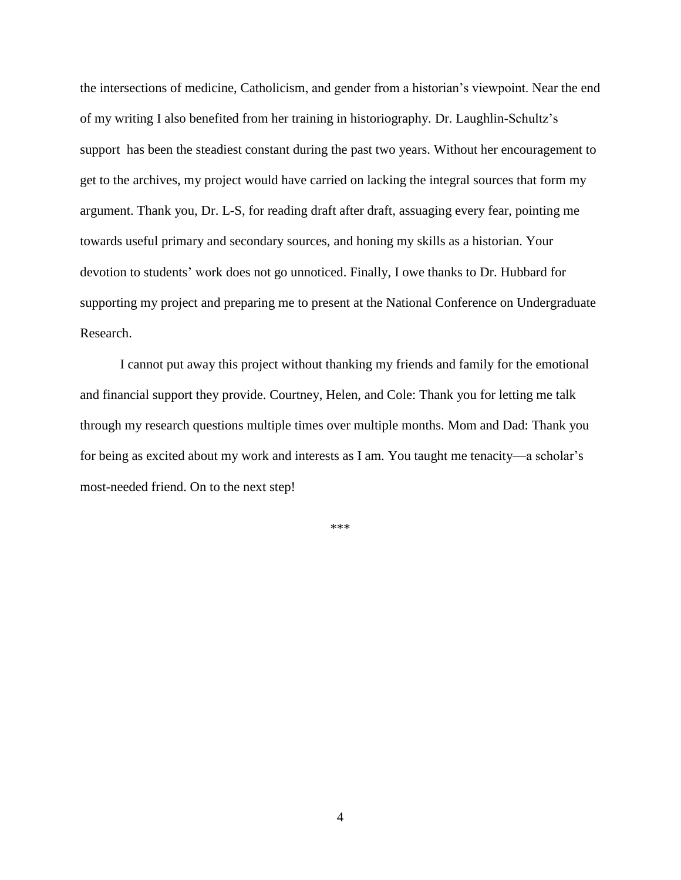the intersections of medicine, Catholicism, and gender from a historian's viewpoint. Near the end of my writing I also benefited from her training in historiography. Dr. Laughlin-Schultz's support has been the steadiest constant during the past two years. Without her encouragement to get to the archives, my project would have carried on lacking the integral sources that form my argument. Thank you, Dr. L-S, for reading draft after draft, assuaging every fear, pointing me towards useful primary and secondary sources, and honing my skills as a historian. Your devotion to students' work does not go unnoticed. Finally, I owe thanks to Dr. Hubbard for supporting my project and preparing me to present at the National Conference on Undergraduate Research.

I cannot put away this project without thanking my friends and family for the emotional and financial support they provide. Courtney, Helen, and Cole: Thank you for letting me talk through my research questions multiple times over multiple months. Mom and Dad: Thank you for being as excited about my work and interests as I am. You taught me tenacity—a scholar's most-needed friend. On to the next step!

***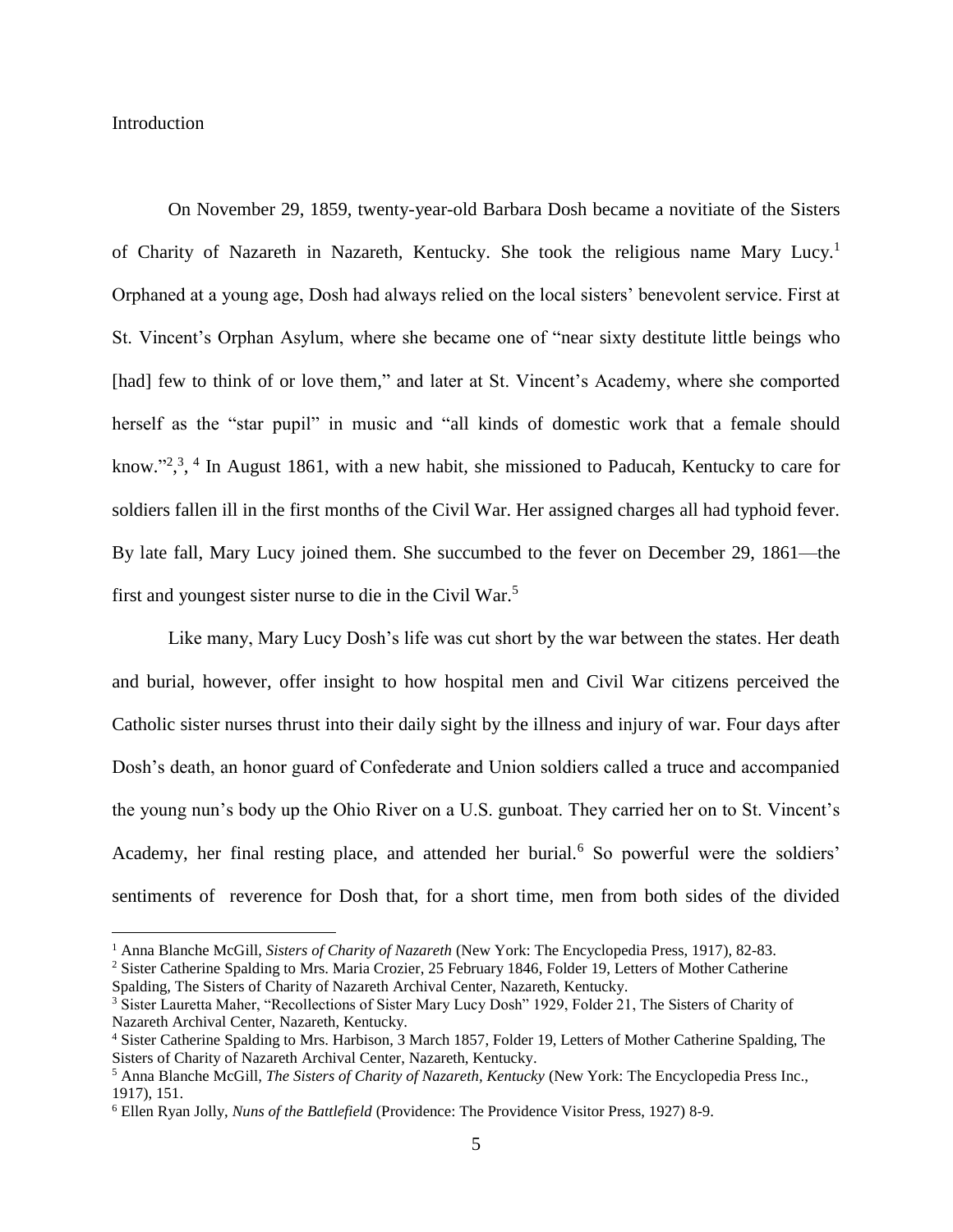# Introduction

On November 29, 1859, twenty-year-old Barbara Dosh became a novitiate of the Sisters of Charity of Nazareth in Nazareth, Kentucky. She took the religious name Mary Lucy.[1] Orphaned at a young age, Dosh had always relied on the local sisters' benevolent service. First at St. Vincent's Orphan Asylum, where she became one of "near sixty destitute little beings who [had] few to think of or love them," and later at St. Vincent's Academy, where she comported herself as the "star pupil" in music and "all kinds of domestic work that a female should know."[2],[3], [4] In August 1861, with a new habit, she missioned to Paducah, Kentucky to care for soldiers fallen ill in the first months of the Civil War. Her assigned charges all had typhoid fever. By late fall, Mary Lucy joined them. She succumbed to the fever on December 29, 1861—the first and youngest sister nurse to die in the Civil War.[5]

Like many, Mary Lucy Dosh's life was cut short by the war between the states. Her death and burial, however, offer insight to how hospital men and Civil War citizens perceived the Catholic sister nurses thrust into their daily sight by the illness and injury of war. Four days after Dosh's death, an honor guard of Confederate and Union soldiers called a truce and accompanied the young nun's body up the Ohio River on a U.S. gunboat. They carried her on to St. Vincent's Academy, her final resting place, and attended her burial.[6] So powerful were the soldiers' sentiments of reverence for Dosh that, for a short time, men from both sides of the divided

---

[1] Anna Blanche McGill, *Sisters of Charity of Nazareth* (New York: The Encyclopedia Press, 1917), 82-83.

[2] Sister Catherine Spalding to Mrs. Maria Crozier, 25 February 1846, Folder 19, Letters of Mother Catherine Spalding, The Sisters of Charity of Nazareth Archival Center, Nazareth, Kentucky.

[3] Sister Lauretta Maher, "Recollections of Sister Mary Lucy Dosh" 1929, Folder 21, The Sisters of Charity of Nazareth Archival Center, Nazareth, Kentucky.

[4] Sister Catherine Spalding to Mrs. Harbison, 3 March 1857, Folder 19, Letters of Mother Catherine Spalding, The Sisters of Charity of Nazareth Archival Center, Nazareth, Kentucky.

[5] Anna Blanche McGill, *The Sisters of Charity of Nazareth, Kentucky* (New York: The Encyclopedia Press Inc., 1917), 151.

[6] Ellen Ryan Jolly, *Nuns of the Battlefield* (Providence: The Providence Visitor Press, 1927) 8-9.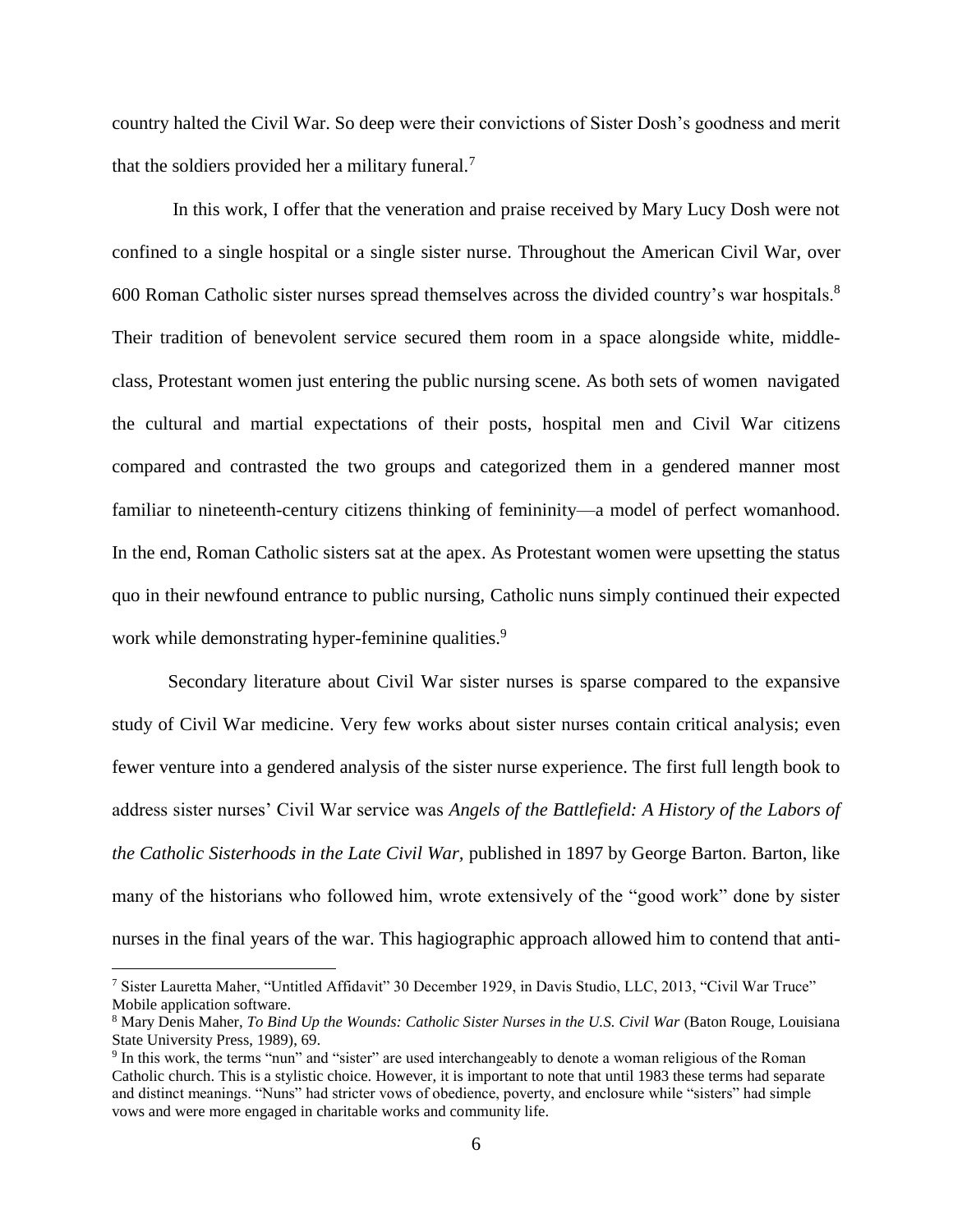country halted the Civil War. So deep were their convictions of Sister Dosh's goodness and merit that the soldiers provided her a military funeral.[7]

In this work, I offer that the veneration and praise received by Mary Lucy Dosh were not confined to a single hospital or a single sister nurse. Throughout the American Civil War, over 600 Roman Catholic sister nurses spread themselves across the divided country's war hospitals.[8] Their tradition of benevolent service secured them room in a space alongside white, middle-class, Protestant women just entering the public nursing scene. As both sets of women navigated the cultural and martial expectations of their posts, hospital men and Civil War citizens compared and contrasted the two groups and categorized them in a gendered manner most familiar to nineteenth-century citizens thinking of femininity—a model of perfect womanhood. In the end, Roman Catholic sisters sat at the apex. As Protestant women were upsetting the status quo in their newfound entrance to public nursing, Catholic nuns simply continued their expected work while demonstrating hyper-feminine qualities.[9]

Secondary literature about Civil War sister nurses is sparse compared to the expansive study of Civil War medicine. Very few works about sister nurses contain critical analysis; even fewer venture into a gendered analysis of the sister nurse experience. The first full length book to address sister nurses' Civil War service was *Angels of the Battlefield: A History of the Labors of the Catholic Sisterhoods in the Late Civil War*, published in 1897 by George Barton. Barton, like many of the historians who followed him, wrote extensively of the "good work" done by sister nurses in the final years of the war. This hagiographic approach allowed him to contend that anti-

---

[7] Sister Lauretta Maher, "Untitled Affidavit" 30 December 1929, in Davis Studio, LLC, 2013, "Civil War Truce" Mobile application software.

[8] Mary Denis Maher, *To Bind Up the Wounds: Catholic Sister Nurses in the U.S. Civil War* (Baton Rouge, Louisiana State University Press, 1989), 69.

[9] In this work, the terms "nun" and "sister" are used interchangeably to denote a woman religious of the Roman Catholic church. This is a stylistic choice. However, it is important to note that until 1983 these terms had separate and distinct meanings. "Nuns" had stricter vows of obedience, poverty, and enclosure while "sisters" had simple vows and were more engaged in charitable works and community life.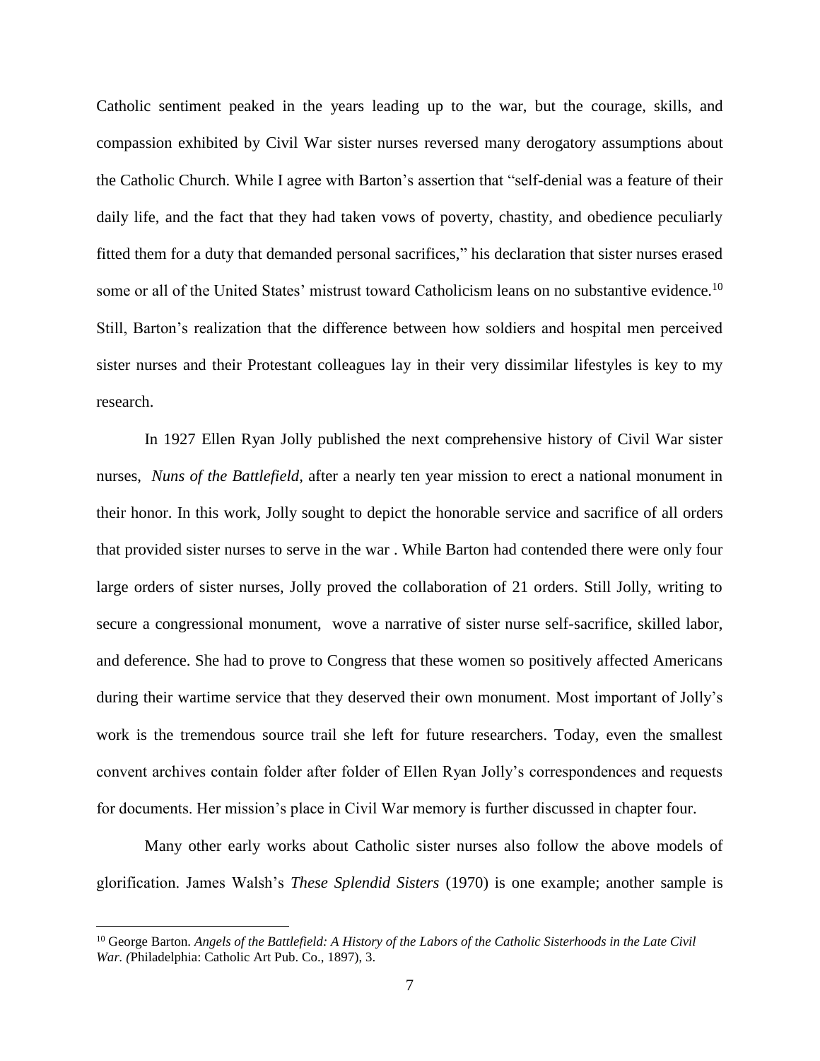Catholic sentiment peaked in the years leading up to the war, but the courage, skills, and compassion exhibited by Civil War sister nurses reversed many derogatory assumptions about the Catholic Church. While I agree with Barton's assertion that "self-denial was a feature of their daily life, and the fact that they had taken vows of poverty, chastity, and obedience peculiarly fitted them for a duty that demanded personal sacrifices," his declaration that sister nurses erased some or all of the United States' mistrust toward Catholicism leans on no substantive evidence.[10] Still, Barton's realization that the difference between how soldiers and hospital men perceived sister nurses and their Protestant colleagues lay in their very dissimilar lifestyles is key to my research.

In 1927 Ellen Ryan Jolly published the next comprehensive history of Civil War sister nurses, *Nuns of the Battlefield*, after a nearly ten year mission to erect a national monument in their honor. In this work, Jolly sought to depict the honorable service and sacrifice of all orders that provided sister nurses to serve in the war . While Barton had contended there were only four large orders of sister nurses, Jolly proved the collaboration of 21 orders. Still Jolly, writing to secure a congressional monument, wove a narrative of sister nurse self-sacrifice, skilled labor, and deference. She had to prove to Congress that these women so positively affected Americans during their wartime service that they deserved their own monument. Most important of Jolly's work is the tremendous source trail she left for future researchers. Today, even the smallest convent archives contain folder after folder of Ellen Ryan Jolly's correspondences and requests for documents. Her mission's place in Civil War memory is further discussed in chapter four.

Many other early works about Catholic sister nurses also follow the above models of glorification. James Walsh's *These Splendid Sisters* (1970) is one example; another sample is

---

[10] George Barton. *Angels of the Battlefield: A History of the Labors of the Catholic Sisterhoods in the Late Civil War. (*Philadelphia: Catholic Art Pub. Co., 1897), 3.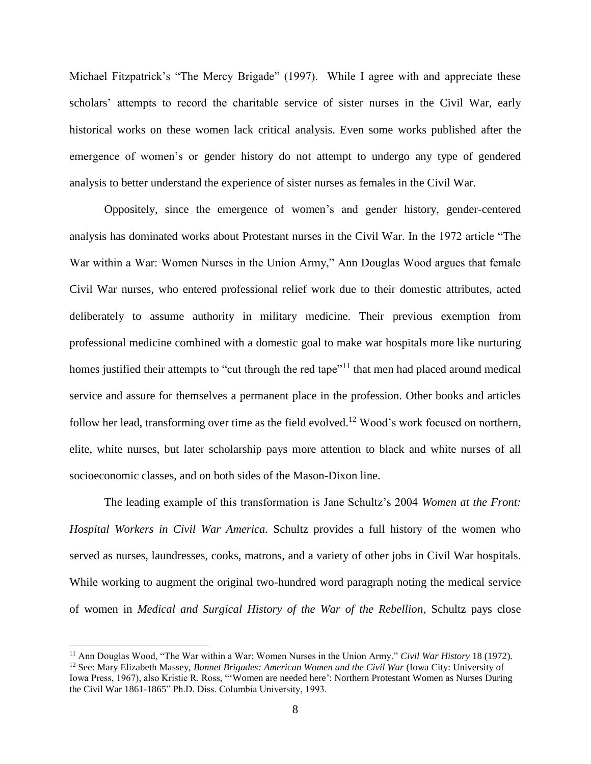Michael Fitzpatrick's "The Mercy Brigade" (1997). While I agree with and appreciate these scholars' attempts to record the charitable service of sister nurses in the Civil War, early historical works on these women lack critical analysis. Even some works published after the emergence of women's or gender history do not attempt to undergo any type of gendered analysis to better understand the experience of sister nurses as females in the Civil War.

Oppositely, since the emergence of women's and gender history, gender-centered analysis has dominated works about Protestant nurses in the Civil War. In the 1972 article "The War within a War: Women Nurses in the Union Army," Ann Douglas Wood argues that female Civil War nurses, who entered professional relief work due to their domestic attributes, acted deliberately to assume authority in military medicine. Their previous exemption from professional medicine combined with a domestic goal to make war hospitals more like nurturing homes justified their attempts to "cut through the red tape"[11] that men had placed around medical service and assure for themselves a permanent place in the profession. Other books and articles follow her lead, transforming over time as the field evolved.[12] Wood's work focused on northern, elite, white nurses, but later scholarship pays more attention to black and white nurses of all socioeconomic classes, and on both sides of the Mason-Dixon line.

The leading example of this transformation is Jane Schultz's 2004 *Women at the Front: Hospital Workers in Civil War America.* Schultz provides a full history of the women who served as nurses, laundresses, cooks, matrons, and a variety of other jobs in Civil War hospitals. While working to augment the original two-hundred word paragraph noting the medical service of women in *Medical and Surgical History of the War of the Rebellion*, Schultz pays close

---

[11] Ann Douglas Wood, "The War within a War: Women Nurses in the Union Army." *Civil War History* 18 (1972).

[12] See: Mary Elizabeth Massey, *Bonnet Brigades: American Women and the Civil War* (Iowa City: University of Iowa Press, 1967), also Kristie R. Ross, "'Women are needed here': Northern Protestant Women as Nurses During the Civil War 1861-1865" Ph.D. Diss. Columbia University, 1993.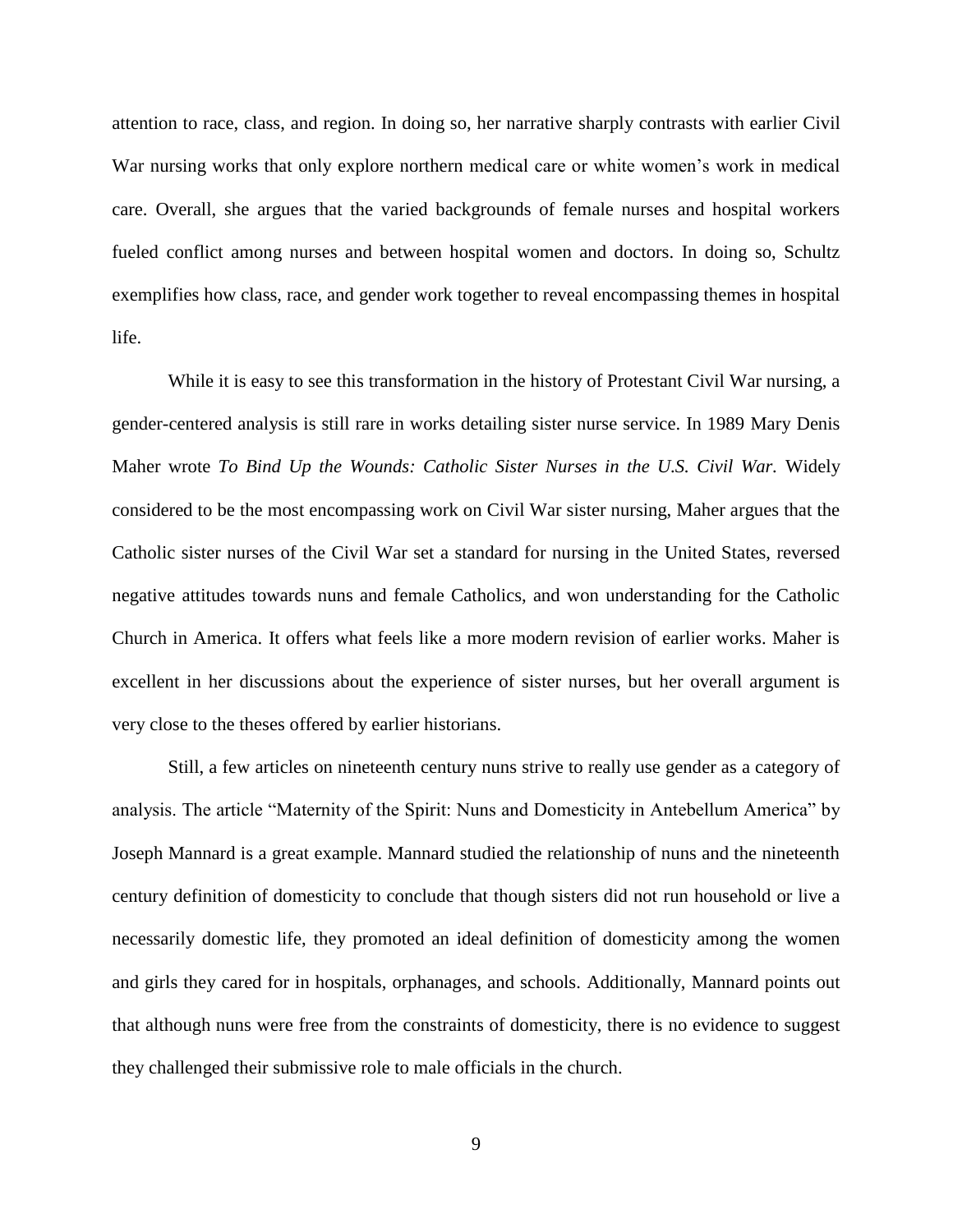attention to race, class, and region. In doing so, her narrative sharply contrasts with earlier Civil War nursing works that only explore northern medical care or white women's work in medical care. Overall, she argues that the varied backgrounds of female nurses and hospital workers fueled conflict among nurses and between hospital women and doctors. In doing so, Schultz exemplifies how class, race, and gender work together to reveal encompassing themes in hospital life.

While it is easy to see this transformation in the history of Protestant Civil War nursing, a gender-centered analysis is still rare in works detailing sister nurse service. In 1989 Mary Denis Maher wrote *To Bind Up the Wounds: Catholic Sister Nurses in the U.S. Civil War.* Widely considered to be the most encompassing work on Civil War sister nursing, Maher argues that the Catholic sister nurses of the Civil War set a standard for nursing in the United States, reversed negative attitudes towards nuns and female Catholics, and won understanding for the Catholic Church in America. It offers what feels like a more modern revision of earlier works. Maher is excellent in her discussions about the experience of sister nurses, but her overall argument is very close to the theses offered by earlier historians.

Still, a few articles on nineteenth century nuns strive to really use gender as a category of analysis. The article "Maternity of the Spirit: Nuns and Domesticity in Antebellum America" by Joseph Mannard is a great example. Mannard studied the relationship of nuns and the nineteenth century definition of domesticity to conclude that though sisters did not run household or live a necessarily domestic life, they promoted an ideal definition of domesticity among the women and girls they cared for in hospitals, orphanages, and schools. Additionally, Mannard points out that although nuns were free from the constraints of domesticity, there is no evidence to suggest they challenged their submissive role to male officials in the church.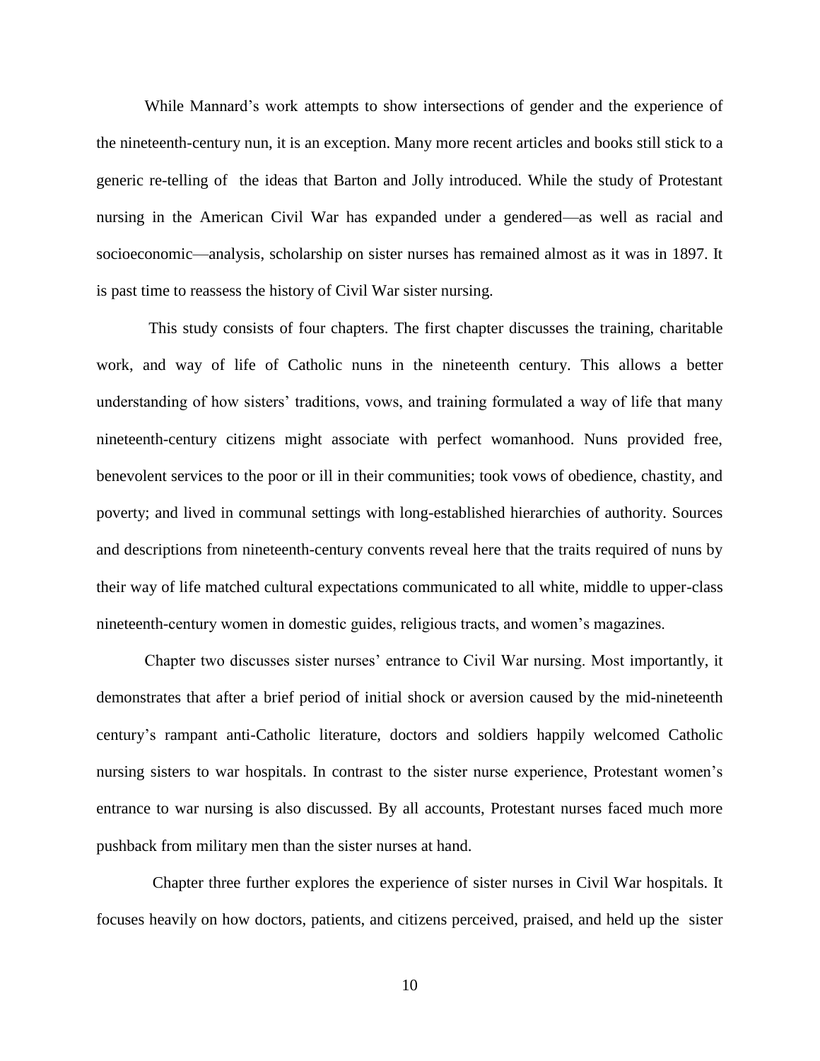While Mannard's work attempts to show intersections of gender and the experience of the nineteenth-century nun, it is an exception. Many more recent articles and books still stick to a generic re-telling of the ideas that Barton and Jolly introduced. While the study of Protestant nursing in the American Civil War has expanded under a gendered—as well as racial and socioeconomic—analysis, scholarship on sister nurses has remained almost as it was in 1897. It is past time to reassess the history of Civil War sister nursing.

This study consists of four chapters. The first chapter discusses the training, charitable work, and way of life of Catholic nuns in the nineteenth century. This allows a better understanding of how sisters' traditions, vows, and training formulated a way of life that many nineteenth-century citizens might associate with perfect womanhood. Nuns provided free, benevolent services to the poor or ill in their communities; took vows of obedience, chastity, and poverty; and lived in communal settings with long-established hierarchies of authority. Sources and descriptions from nineteenth-century convents reveal here that the traits required of nuns by their way of life matched cultural expectations communicated to all white, middle to upper-class nineteenth-century women in domestic guides, religious tracts, and women's magazines.

Chapter two discusses sister nurses' entrance to Civil War nursing. Most importantly, it demonstrates that after a brief period of initial shock or aversion caused by the mid-nineteenth century's rampant anti-Catholic literature, doctors and soldiers happily welcomed Catholic nursing sisters to war hospitals. In contrast to the sister nurse experience, Protestant women's entrance to war nursing is also discussed. By all accounts, Protestant nurses faced much more pushback from military men than the sister nurses at hand.

Chapter three further explores the experience of sister nurses in Civil War hospitals. It focuses heavily on how doctors, patients, and citizens perceived, praised, and held up the sister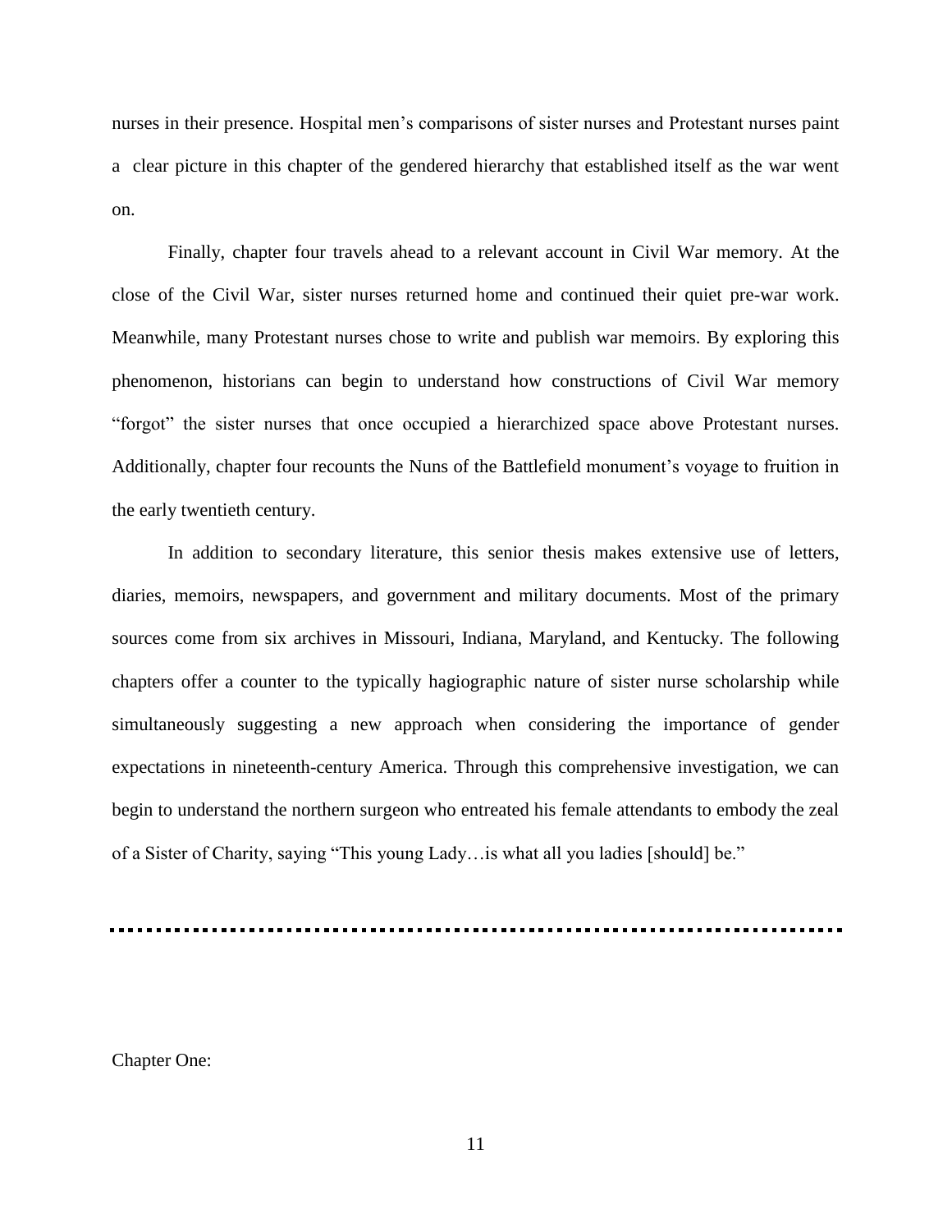nurses in their presence. Hospital men's comparisons of sister nurses and Protestant nurses paint a clear picture in this chapter of the gendered hierarchy that established itself as the war went on.

Finally, chapter four travels ahead to a relevant account in Civil War memory. At the close of the Civil War, sister nurses returned home and continued their quiet pre-war work. Meanwhile, many Protestant nurses chose to write and publish war memoirs. By exploring this phenomenon, historians can begin to understand how constructions of Civil War memory "forgot" the sister nurses that once occupied a hierarchized space above Protestant nurses. Additionally, chapter four recounts the Nuns of the Battlefield monument's voyage to fruition in the early twentieth century.

In addition to secondary literature, this senior thesis makes extensive use of letters, diaries, memoirs, newspapers, and government and military documents. Most of the primary sources come from six archives in Missouri, Indiana, Maryland, and Kentucky. The following chapters offer a counter to the typically hagiographic nature of sister nurse scholarship while simultaneously suggesting a new approach when considering the importance of gender expectations in nineteenth-century America. Through this comprehensive investigation, we can begin to understand the northern surgeon who entreated his female attendants to embody the zeal of a Sister of Charity, saying "This young Lady…is what all you ladies [should] be."

---

Chapter One: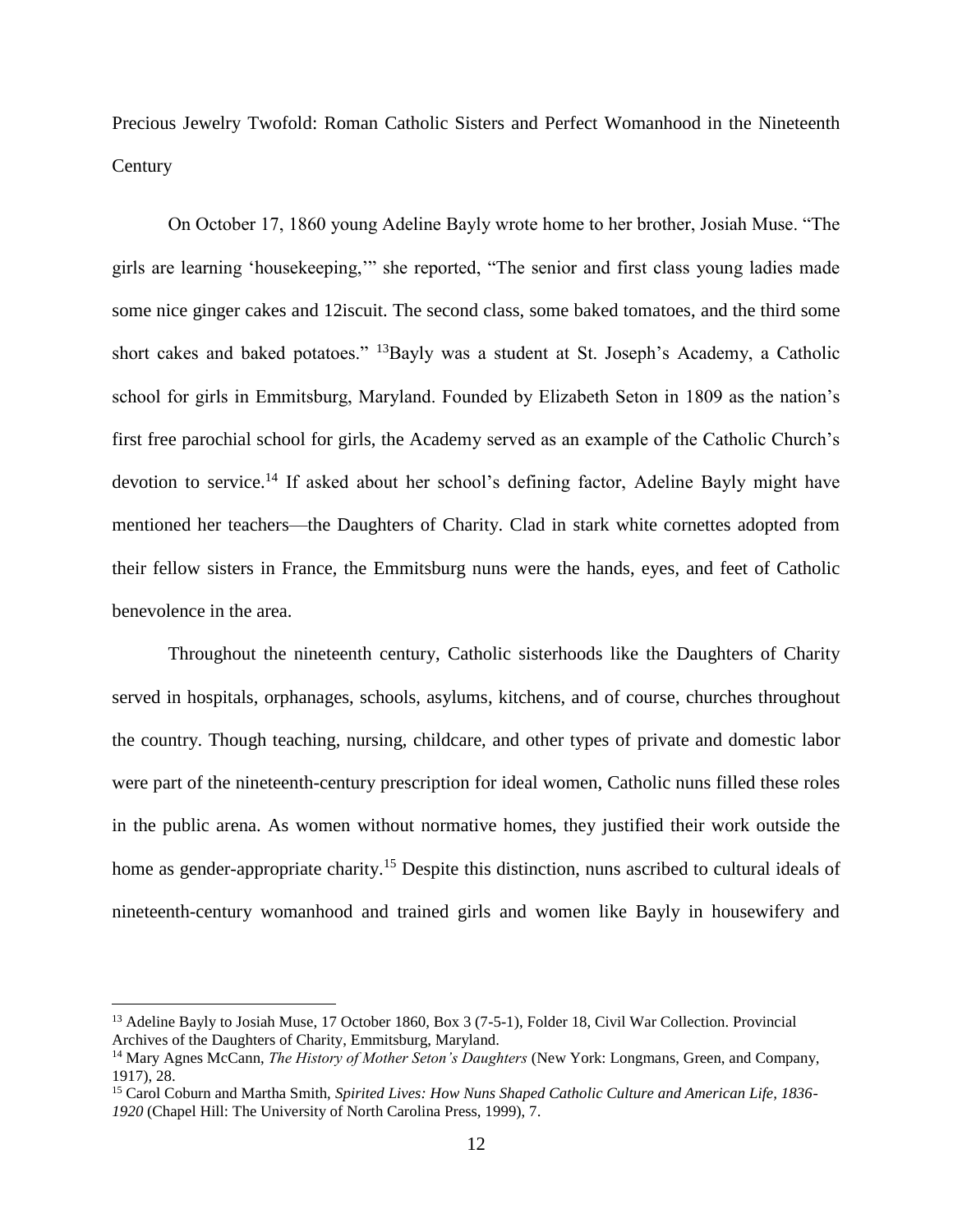# Precious Jewelry Twofold: Roman Catholic Sisters and Perfect Womanhood in the Nineteenth Century

On October 17, 1860 young Adeline Bayly wrote home to her brother, Josiah Muse. "The girls are learning 'housekeeping,'" she reported, "The senior and first class young ladies made some nice ginger cakes and 12iscuit. The second class, some baked tomatoes, and the third some short cakes and baked potatoes." [13]Bayly was a student at St. Joseph's Academy, a Catholic school for girls in Emmitsburg, Maryland. Founded by Elizabeth Seton in 1809 as the nation's first free parochial school for girls, the Academy served as an example of the Catholic Church's devotion to service.[14] If asked about her school's defining factor, Adeline Bayly might have mentioned her teachers—the Daughters of Charity. Clad in stark white cornettes adopted from their fellow sisters in France, the Emmitsburg nuns were the hands, eyes, and feet of Catholic benevolence in the area.

Throughout the nineteenth century, Catholic sisterhoods like the Daughters of Charity served in hospitals, orphanages, schools, asylums, kitchens, and of course, churches throughout the country. Though teaching, nursing, childcare, and other types of private and domestic labor were part of the nineteenth-century prescription for ideal women, Catholic nuns filled these roles in the public arena. As women without normative homes, they justified their work outside the home as gender-appropriate charity.[15] Despite this distinction, nuns ascribed to cultural ideals of nineteenth-century womanhood and trained girls and women like Bayly in housewifery and

---

[13] Adeline Bayly to Josiah Muse, 17 October 1860, Box 3 (7-5-1), Folder 18, Civil War Collection. Provincial Archives of the Daughters of Charity, Emmitsburg, Maryland.

[14] Mary Agnes McCann, *The History of Mother Seton's Daughters* (New York: Longmans, Green, and Company, 1917), 28.

[15] Carol Coburn and Martha Smith, *Spirited Lives: How Nuns Shaped Catholic Culture and American Life, 1836-1920* (Chapel Hill: The University of North Carolina Press, 1999), 7.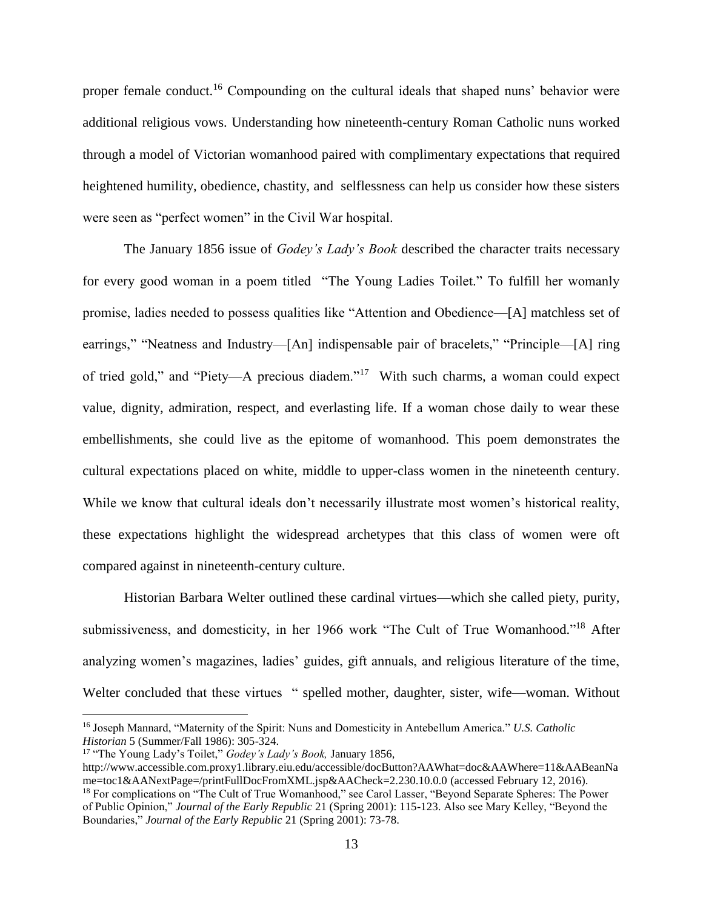proper female conduct.[16] Compounding on the cultural ideals that shaped nuns' behavior were additional religious vows. Understanding how nineteenth-century Roman Catholic nuns worked through a model of Victorian womanhood paired with complimentary expectations that required heightened humility, obedience, chastity, and selflessness can help us consider how these sisters were seen as "perfect women" in the Civil War hospital.

The January 1856 issue of *Godey's Lady's Book* described the character traits necessary for every good woman in a poem titled "The Young Ladies Toilet." To fulfill her womanly promise, ladies needed to possess qualities like "Attention and Obedience—[A] matchless set of earrings," "Neatness and Industry—[An] indispensable pair of bracelets," "Principle—[A] ring of tried gold," and "Piety—A precious diadem."[17] With such charms, a woman could expect value, dignity, admiration, respect, and everlasting life. If a woman chose daily to wear these embellishments, she could live as the epitome of womanhood. This poem demonstrates the cultural expectations placed on white, middle to upper-class women in the nineteenth century. While we know that cultural ideals don't necessarily illustrate most women's historical reality, these expectations highlight the widespread archetypes that this class of women were oft compared against in nineteenth-century culture.

Historian Barbara Welter outlined these cardinal virtues—which she called piety, purity, submissiveness, and domesticity, in her 1966 work "The Cult of True Womanhood."[18] After analyzing women's magazines, ladies' guides, gift annuals, and religious literature of the time, Welter concluded that these virtues " spelled mother, daughter, sister, wife—woman. Without

---

[16] Joseph Mannard, "Maternity of the Spirit: Nuns and Domesticity in Antebellum America." *U.S. Catholic Historian* 5 (Summer/Fall 1986): 305-324.

[17] "The Young Lady's Toilet," *Godey's Lady's Book,* January 1856, http://www.accessible.com.proxy1.library.eiu.edu/accessible/docButton?AAWhat=doc&AAWhere=11&AABeanName=toc1&AANextPage=/printFullDocFromXML.jsp&AACheck=2.230.10.0.0 (accessed February 12, 2016).

[18] For complications on "The Cult of True Womanhood," see Carol Lasser, "Beyond Separate Spheres: The Power of Public Opinion," *Journal of the Early Republic* 21 (Spring 2001): 115-123. Also see Mary Kelley, "Beyond the Boundaries," *Journal of the Early Republic* 21 (Spring 2001): 73-78.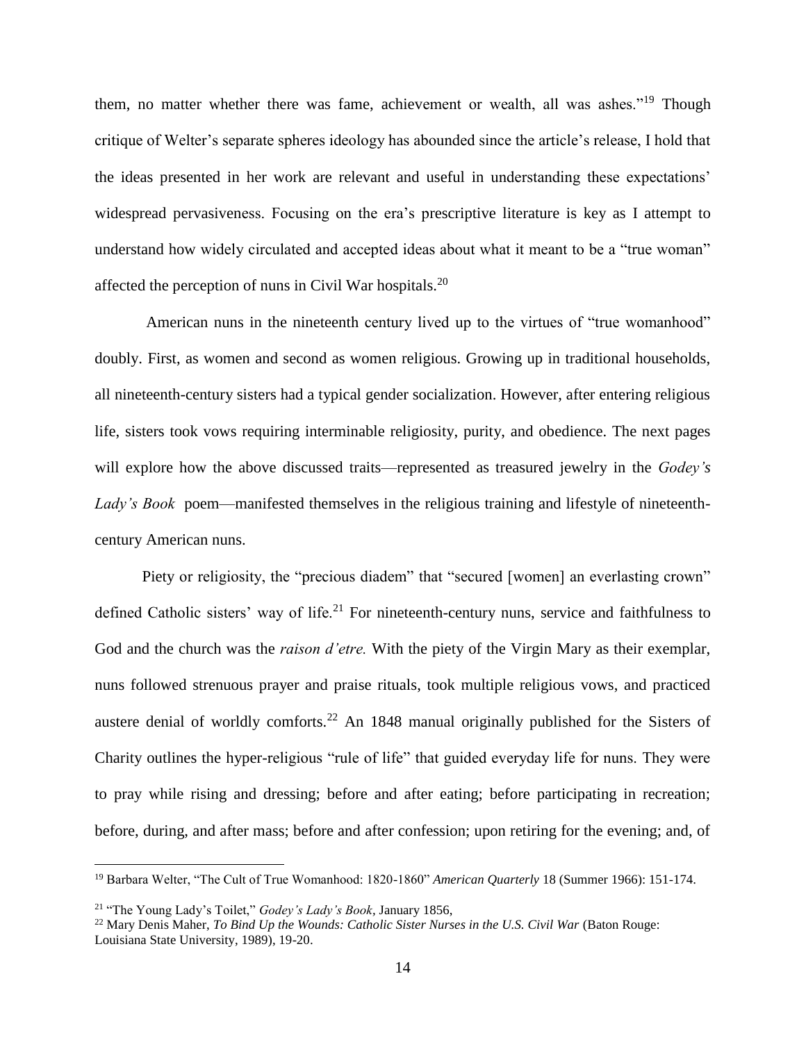them, no matter whether there was fame, achievement or wealth, all was ashes."[19] Though critique of Welter's separate spheres ideology has abounded since the article's release, I hold that the ideas presented in her work are relevant and useful in understanding these expectations' widespread pervasiveness. Focusing on the era's prescriptive literature is key as I attempt to understand how widely circulated and accepted ideas about what it meant to be a "true woman" affected the perception of nuns in Civil War hospitals.[20]

American nuns in the nineteenth century lived up to the virtues of "true womanhood" doubly. First, as women and second as women religious. Growing up in traditional households, all nineteenth-century sisters had a typical gender socialization. However, after entering religious life, sisters took vows requiring interminable religiosity, purity, and obedience. The next pages will explore how the above discussed traits—represented as treasured jewelry in the *Godey's Lady's Book* poem—manifested themselves in the religious training and lifestyle of nineteenth-century American nuns.

Piety or religiosity, the "precious diadem" that "secured [women] an everlasting crown" defined Catholic sisters' way of life.[21] For nineteenth-century nuns, service and faithfulness to God and the church was the *raison d'etre.* With the piety of the Virgin Mary as their exemplar, nuns followed strenuous prayer and praise rituals, took multiple religious vows, and practiced austere denial of worldly comforts.[22] An 1848 manual originally published for the Sisters of Charity outlines the hyper-religious "rule of life" that guided everyday life for nuns. They were to pray while rising and dressing; before and after eating; before participating in recreation; before, during, and after mass; before and after confession; upon retiring for the evening; and, of

---

[19] Barbara Welter, "The Cult of True Womanhood: 1820-1860" *American Quarterly* 18 (Summer 1966): 151-174.

[21] "The Young Lady's Toilet," *Godey's Lady's Book*, January 1856,

[22] Mary Denis Maher, *To Bind Up the Wounds: Catholic Sister Nurses in the U.S. Civil War* (Baton Rouge: Louisiana State University, 1989), 19-20.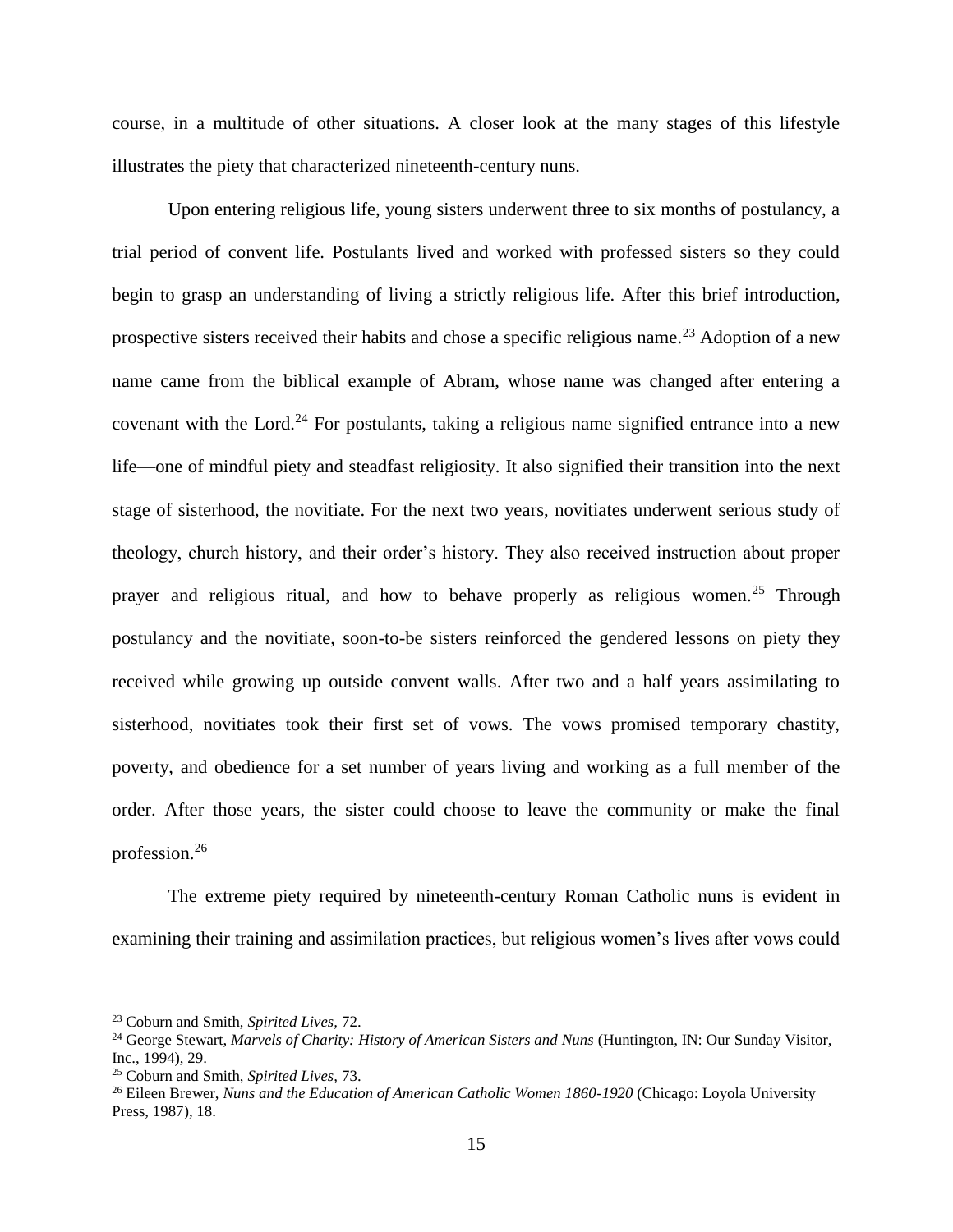course, in a multitude of other situations. A closer look at the many stages of this lifestyle illustrates the piety that characterized nineteenth-century nuns.

Upon entering religious life, young sisters underwent three to six months of postulancy, a trial period of convent life. Postulants lived and worked with professed sisters so they could begin to grasp an understanding of living a strictly religious life. After this brief introduction, prospective sisters received their habits and chose a specific religious name.[23] Adoption of a new name came from the biblical example of Abram, whose name was changed after entering a covenant with the Lord.[24] For postulants, taking a religious name signified entrance into a new life—one of mindful piety and steadfast religiosity. It also signified their transition into the next stage of sisterhood, the novitiate. For the next two years, novitiates underwent serious study of theology, church history, and their order's history. They also received instruction about proper prayer and religious ritual, and how to behave properly as religious women.[25] Through postulancy and the novitiate, soon-to-be sisters reinforced the gendered lessons on piety they received while growing up outside convent walls. After two and a half years assimilating to sisterhood, novitiates took their first set of vows. The vows promised temporary chastity, poverty, and obedience for a set number of years living and working as a full member of the order. After those years, the sister could choose to leave the community or make the final profession.[26]

The extreme piety required by nineteenth-century Roman Catholic nuns is evident in examining their training and assimilation practices, but religious women's lives after vows could

---

[23] Coburn and Smith, *Spirited Lives*, 72.

[24] George Stewart, *Marvels of Charity: History of American Sisters and Nuns* (Huntington, IN: Our Sunday Visitor, Inc., 1994), 29.

[25] Coburn and Smith, *Spirited Lives*, 73.

[26] Eileen Brewer, *Nuns and the Education of American Catholic Women 1860-1920* (Chicago: Loyola University Press, 1987), 18.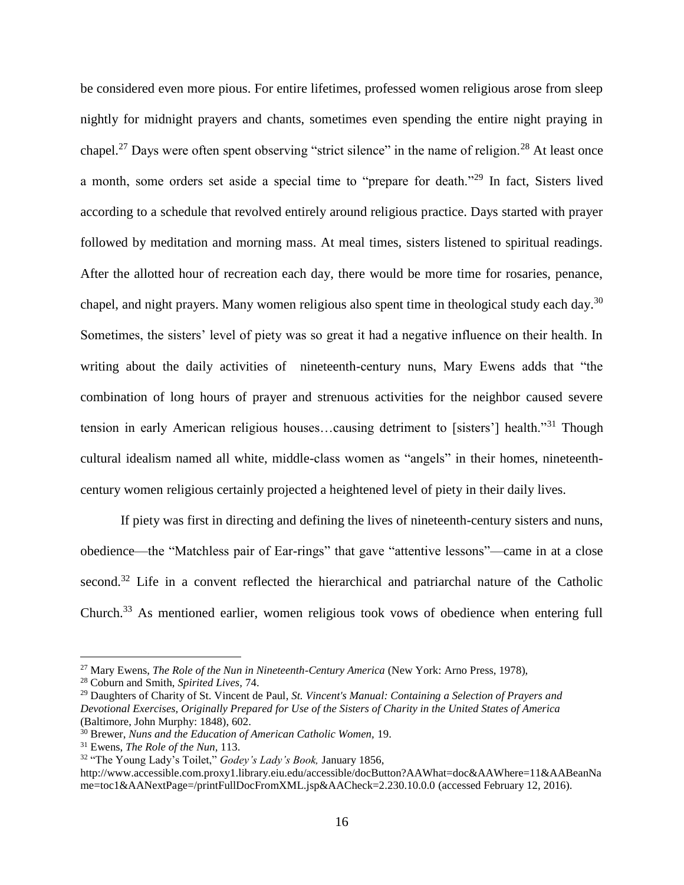be considered even more pious. For entire lifetimes, professed women religious arose from sleep nightly for midnight prayers and chants, sometimes even spending the entire night praying in chapel.[27] Days were often spent observing "strict silence" in the name of religion.[28] At least once a month, some orders set aside a special time to "prepare for death."[29] In fact, Sisters lived according to a schedule that revolved entirely around religious practice. Days started with prayer followed by meditation and morning mass. At meal times, sisters listened to spiritual readings. After the allotted hour of recreation each day, there would be more time for rosaries, penance, chapel, and night prayers. Many women religious also spent time in theological study each day.[30] Sometimes, the sisters' level of piety was so great it had a negative influence on their health. In writing about the daily activities of nineteenth-century nuns, Mary Ewens adds that "the combination of long hours of prayer and strenuous activities for the neighbor caused severe tension in early American religious houses…causing detriment to [sisters'] health."[31] Though cultural idealism named all white, middle-class women as "angels" in their homes, nineteenth-century women religious certainly projected a heightened level of piety in their daily lives.

If piety was first in directing and defining the lives of nineteenth-century sisters and nuns, obedience—the "Matchless pair of Ear-rings" that gave "attentive lessons"—came in at a close second.[32] Life in a convent reflected the hierarchical and patriarchal nature of the Catholic Church.[33] As mentioned earlier, women religious took vows of obedience when entering full

---

[27] Mary Ewens, *The Role of the Nun in Nineteenth-Century America* (New York: Arno Press, 1978),

[28] Coburn and Smith, *Spirited Lives*, 74.

[29] Daughters of Charity of St. Vincent de Paul, *St. Vincent's Manual: Containing a Selection of Prayers and Devotional Exercises, Originally Prepared for Use of the Sisters of Charity in the United States of America* (Baltimore, John Murphy: 1848), 602.

[30] Brewer, *Nuns and the Education of American Catholic Women,* 19.

[31] Ewens, *The Role of the Nun*, 113.

[32] "The Young Lady's Toilet," *Godey's Lady's Book,* January 1856, http://www.accessible.com.proxy1.library.eiu.edu/accessible/docButton?AAWhat=doc&AAWhere=11&AABeanName=toc1&AANextPage=/printFullDocFromXML.jsp&AACheck=2.230.10.0.0 (accessed February 12, 2016).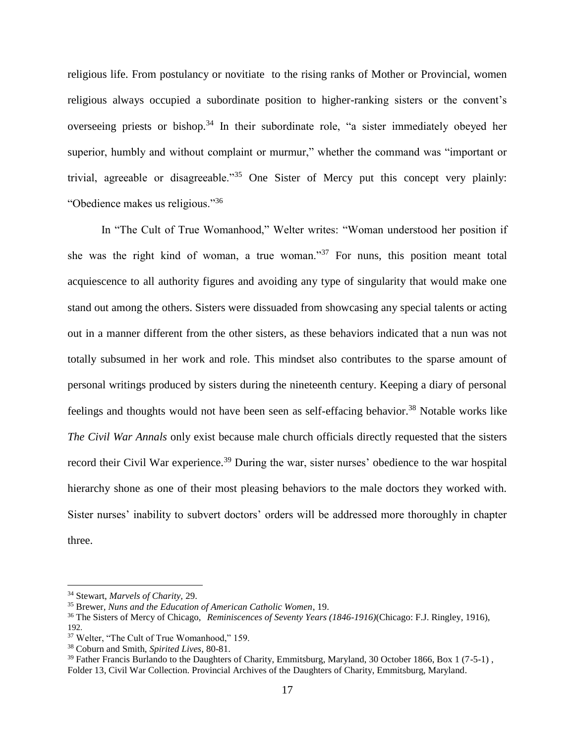religious life. From postulancy or novitiate to the rising ranks of Mother or Provincial, women religious always occupied a subordinate position to higher-ranking sisters or the convent's overseeing priests or bishop.[34] In their subordinate role, "a sister immediately obeyed her superior, humbly and without complaint or murmur," whether the command was "important or trivial, agreeable or disagreeable."[35] One Sister of Mercy put this concept very plainly: "Obedience makes us religious."[36]

In "The Cult of True Womanhood," Welter writes: "Woman understood her position if she was the right kind of woman, a true woman."[37] For nuns, this position meant total acquiescence to all authority figures and avoiding any type of singularity that would make one stand out among the others. Sisters were dissuaded from showcasing any special talents or acting out in a manner different from the other sisters, as these behaviors indicated that a nun was not totally subsumed in her work and role. This mindset also contributes to the sparse amount of personal writings produced by sisters during the nineteenth century. Keeping a diary of personal feelings and thoughts would not have been seen as self-effacing behavior.[38] Notable works like *The Civil War Annals* only exist because male church officials directly requested that the sisters record their Civil War experience.[39] During the war, sister nurses' obedience to the war hospital hierarchy shone as one of their most pleasing behaviors to the male doctors they worked with. Sister nurses' inability to subvert doctors' orders will be addressed more thoroughly in chapter three.

---

[34] Stewart, *Marvels of Charity,* 29.

[35] Brewer, *Nuns and the Education of American Catholic Women*, 19.

[36] The Sisters of Mercy of Chicago, *Reminiscences of Seventy Years (1846-1916)*(Chicago: F.J. Ringley, 1916), 192.

[37] Welter, "The Cult of True Womanhood," 159.

[38] Coburn and Smith, *Spirited Lives*, 80-81.

[39] Father Francis Burlando to the Daughters of Charity, Emmitsburg, Maryland, 30 October 1866, Box 1 (7-5-1) , Folder 13, Civil War Collection. Provincial Archives of the Daughters of Charity, Emmitsburg, Maryland.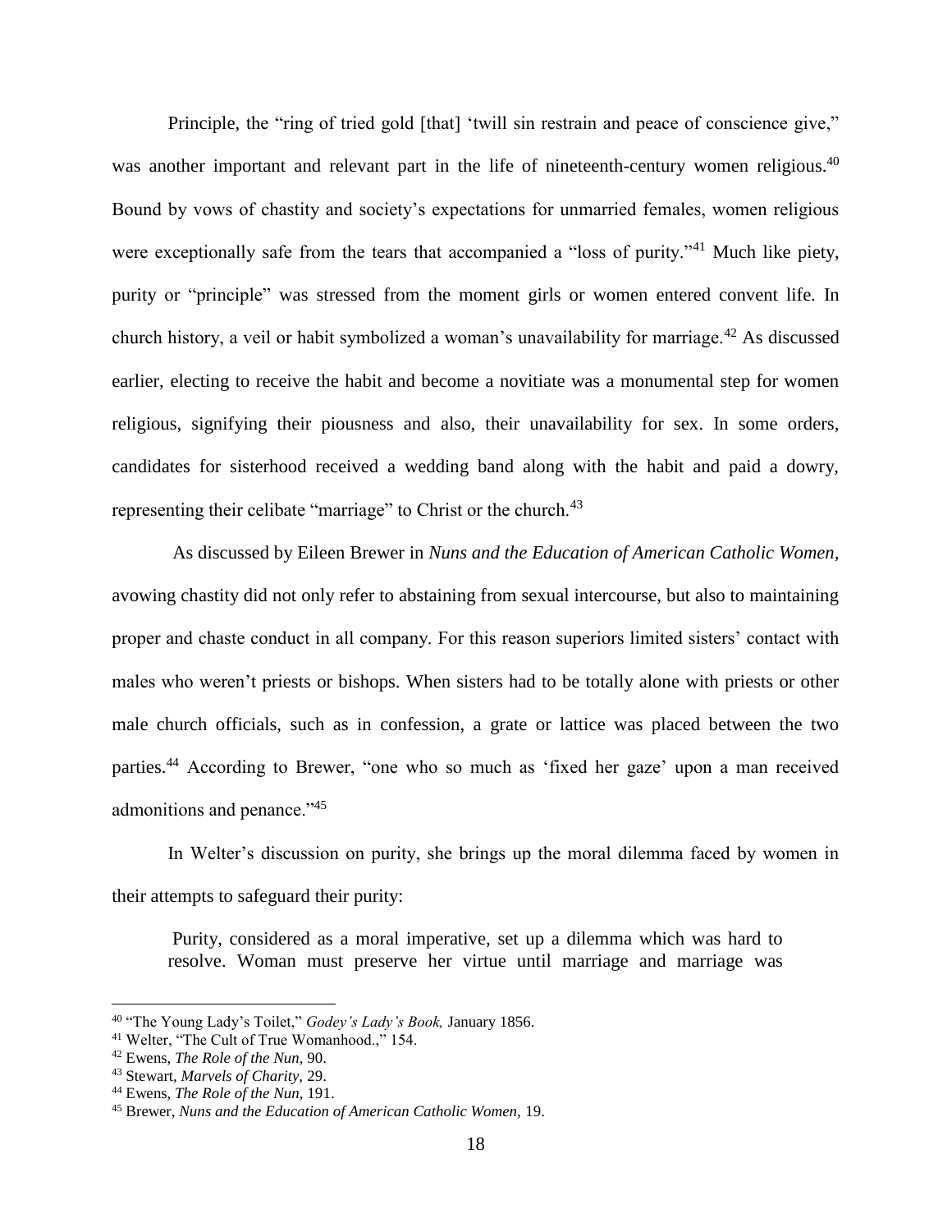Principle, the "ring of tried gold [that] 'twill sin restrain and peace of conscience give," was another important and relevant part in the life of nineteenth-century women religious.[40] Bound by vows of chastity and society's expectations for unmarried females, women religious were exceptionally safe from the tears that accompanied a "loss of purity."[41] Much like piety, purity or "principle" was stressed from the moment girls or women entered convent life. In church history, a veil or habit symbolized a woman's unavailability for marriage.[42] As discussed earlier, electing to receive the habit and become a novitiate was a monumental step for women religious, signifying their piousness and also, their unavailability for sex. In some orders, candidates for sisterhood received a wedding band along with the habit and paid a dowry, representing their celibate "marriage" to Christ or the church.[43]

As discussed by Eileen Brewer in *Nuns and the Education of American Catholic Women*, avowing chastity did not only refer to abstaining from sexual intercourse, but also to maintaining proper and chaste conduct in all company. For this reason superiors limited sisters' contact with males who weren't priests or bishops. When sisters had to be totally alone with priests or other male church officials, such as in confession, a grate or lattice was placed between the two parties.[44] According to Brewer, "one who so much as 'fixed her gaze' upon a man received admonitions and penance."[45]

In Welter's discussion on purity, she brings up the moral dilemma faced by women in their attempts to safeguard their purity:

> Purity, considered as a moral imperative, set up a dilemma which was hard to resolve. Woman must preserve her virtue until marriage and marriage was

---

[40] "The Young Lady's Toilet," *Godey's Lady's Book,* January 1856.
[41] Welter, "The Cult of True Womanhood.," 154.
[42] Ewens, *The Role of the Nun,* 90.
[43] Stewart, *Marvels of Charity,* 29.
[44] Ewens, *The Role of the Nun,* 191.
[45] Brewer, *Nuns and the Education of American Catholic Women,* 19.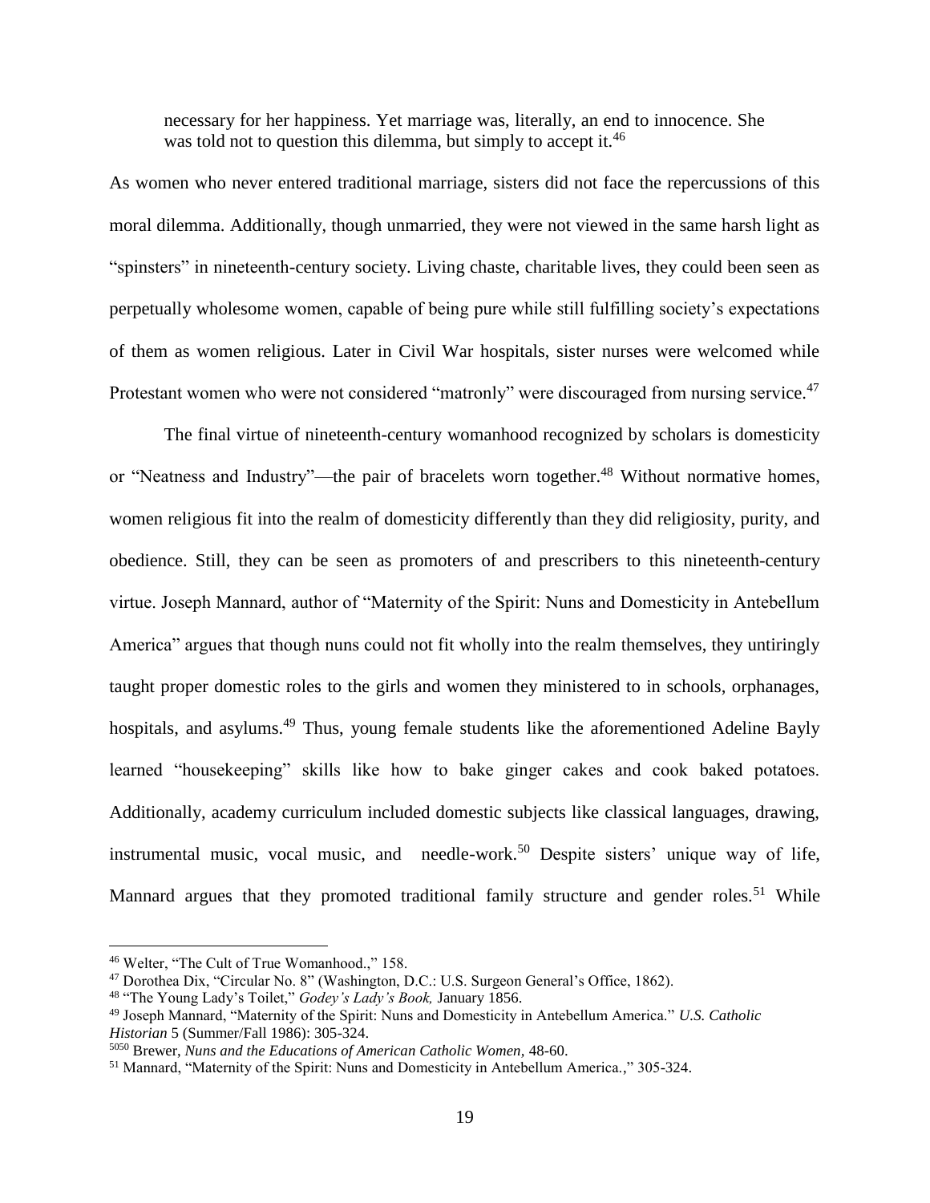> necessary for her happiness. Yet marriage was, literally, an end to innocence. She was told not to question this dilemma, but simply to accept it.[46]

As women who never entered traditional marriage, sisters did not face the repercussions of this moral dilemma. Additionally, though unmarried, they were not viewed in the same harsh light as "spinsters" in nineteenth-century society. Living chaste, charitable lives, they could been seen as perpetually wholesome women, capable of being pure while still fulfilling society's expectations of them as women religious. Later in Civil War hospitals, sister nurses were welcomed while Protestant women who were not considered "matronly" were discouraged from nursing service.[47]

The final virtue of nineteenth-century womanhood recognized by scholars is domesticity or "Neatness and Industry"—the pair of bracelets worn together.[48] Without normative homes, women religious fit into the realm of domesticity differently than they did religiosity, purity, and obedience. Still, they can be seen as promoters of and prescribers to this nineteenth-century virtue. Joseph Mannard, author of "Maternity of the Spirit: Nuns and Domesticity in Antebellum America" argues that though nuns could not fit wholly into the realm themselves, they untiringly taught proper domestic roles to the girls and women they ministered to in schools, orphanages, hospitals, and asylums.[49] Thus, young female students like the aforementioned Adeline Bayly learned "housekeeping" skills like how to bake ginger cakes and cook baked potatoes. Additionally, academy curriculum included domestic subjects like classical languages, drawing, instrumental music, vocal music, and needle-work.[50] Despite sisters' unique way of life, Mannard argues that they promoted traditional family structure and gender roles.[51] While

---

[46] Welter, "The Cult of True Womanhood.," 158.

[47] Dorothea Dix, "Circular No. 8" (Washington, D.C.: U.S. Surgeon General's Office, 1862).

[48] "The Young Lady's Toilet," *Godey's Lady's Book,* January 1856.

[49] Joseph Mannard, "Maternity of the Spirit: Nuns and Domesticity in Antebellum America." *U.S. Catholic Historian* 5 (Summer/Fall 1986): 305-324.

[5050] Brewer, *Nuns and the Educations of American Catholic Women,* 48-60.

[51] Mannard, "Maternity of the Spirit: Nuns and Domesticity in Antebellum America.," 305-324.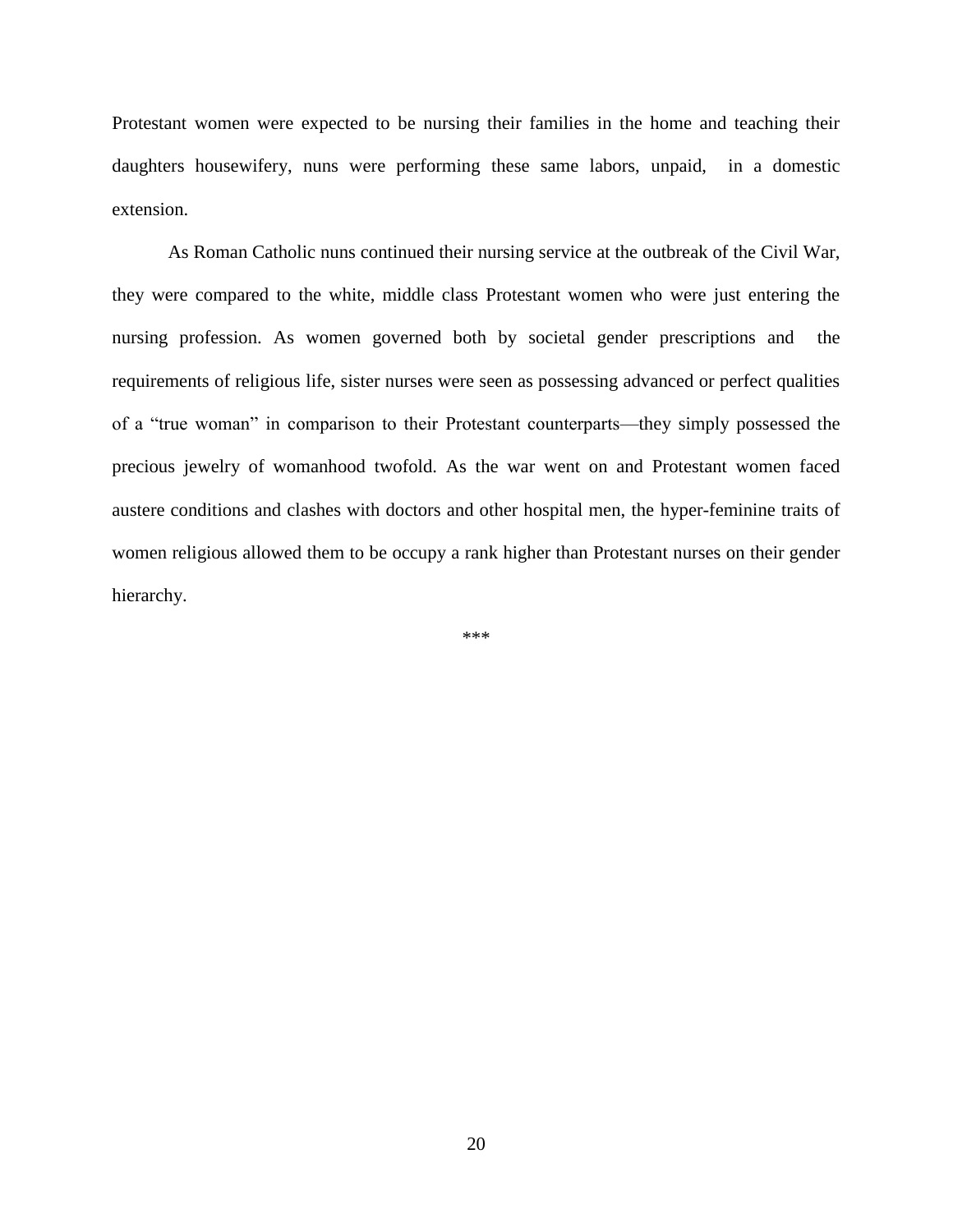Protestant women were expected to be nursing their families in the home and teaching their daughters housewifery, nuns were performing these same labors, unpaid, in a domestic extension.

As Roman Catholic nuns continued their nursing service at the outbreak of the Civil War, they were compared to the white, middle class Protestant women who were just entering the nursing profession. As women governed both by societal gender prescriptions and the requirements of religious life, sister nurses were seen as possessing advanced or perfect qualities of a "true woman" in comparison to their Protestant counterparts—they simply possessed the precious jewelry of womanhood twofold. As the war went on and Protestant women faced austere conditions and clashes with doctors and other hospital men, the hyper-feminine traits of women religious allowed them to be occupy a rank higher than Protestant nurses on their gender hierarchy.

***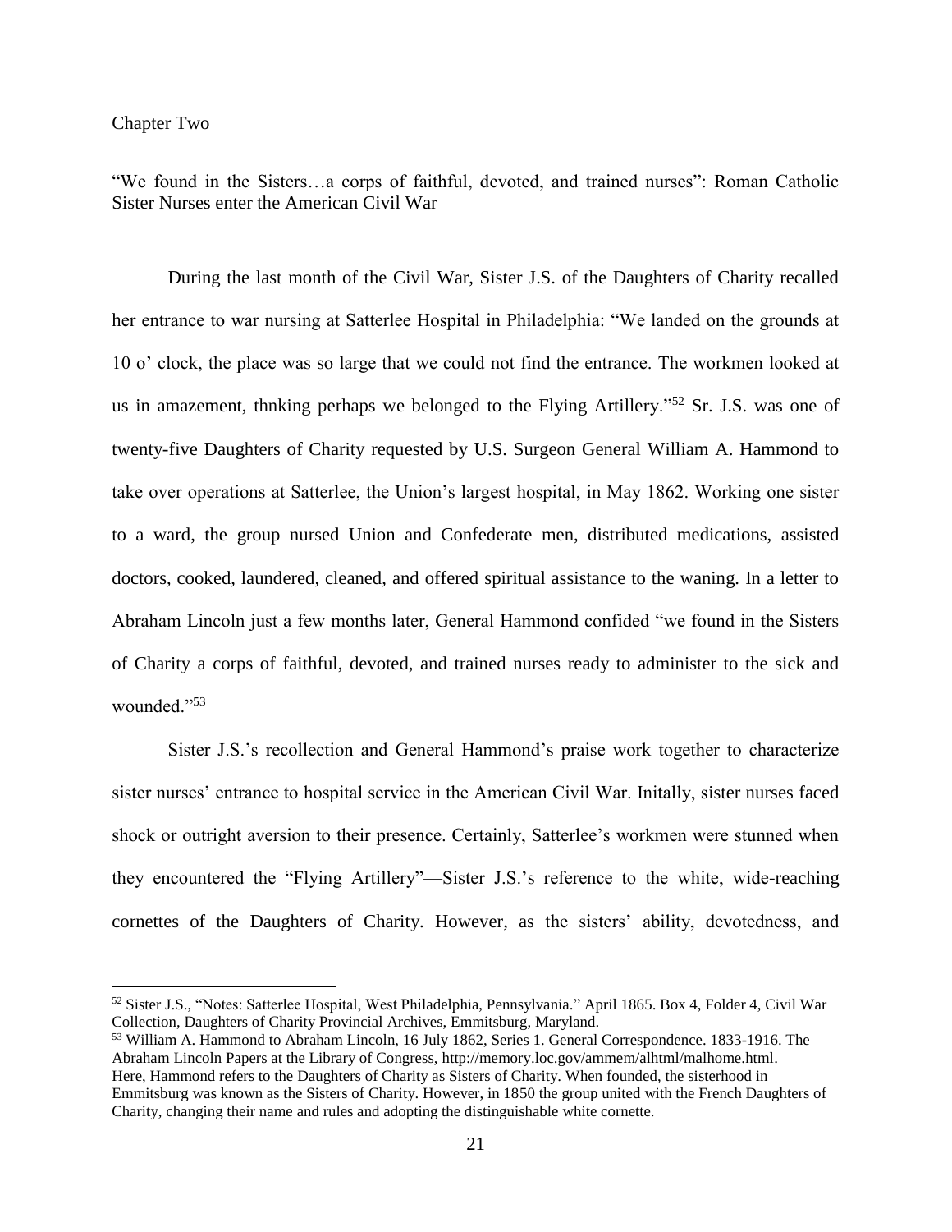# Chapter Two

## "We found in the Sisters…a corps of faithful, devoted, and trained nurses": Roman Catholic Sister Nurses enter the American Civil War

During the last month of the Civil War, Sister J.S. of the Daughters of Charity recalled her entrance to war nursing at Satterlee Hospital in Philadelphia: "We landed on the grounds at 10 o' clock, the place was so large that we could not find the entrance. The workmen looked at us in amazement, thnking perhaps we belonged to the Flying Artillery."[52] Sr. J.S. was one of twenty-five Daughters of Charity requested by U.S. Surgeon General William A. Hammond to take over operations at Satterlee, the Union's largest hospital, in May 1862. Working one sister to a ward, the group nursed Union and Confederate men, distributed medications, assisted doctors, cooked, laundered, cleaned, and offered spiritual assistance to the waning. In a letter to Abraham Lincoln just a few months later, General Hammond confided "we found in the Sisters of Charity a corps of faithful, devoted, and trained nurses ready to administer to the sick and wounded."[53]

Sister J.S.'s recollection and General Hammond's praise work together to characterize sister nurses' entrance to hospital service in the American Civil War. Initally, sister nurses faced shock or outright aversion to their presence. Certainly, Satterlee's workmen were stunned when they encountered the "Flying Artillery"—Sister J.S.'s reference to the white, wide-reaching cornettes of the Daughters of Charity. However, as the sisters' ability, devotedness, and

---

[52] Sister J.S., "Notes: Satterlee Hospital, West Philadelphia, Pennsylvania." April 1865. Box 4, Folder 4, Civil War Collection, Daughters of Charity Provincial Archives, Emmitsburg, Maryland.

[53] William A. Hammond to Abraham Lincoln, 16 July 1862, Series 1. General Correspondence. 1833-1916. The Abraham Lincoln Papers at the Library of Congress, http://memory.loc.gov/ammem/alhtml/malhome.html. Here, Hammond refers to the Daughters of Charity as Sisters of Charity. When founded, the sisterhood in Emmitsburg was known as the Sisters of Charity. However, in 1850 the group united with the French Daughters of Charity, changing their name and rules and adopting the distinguishable white cornette.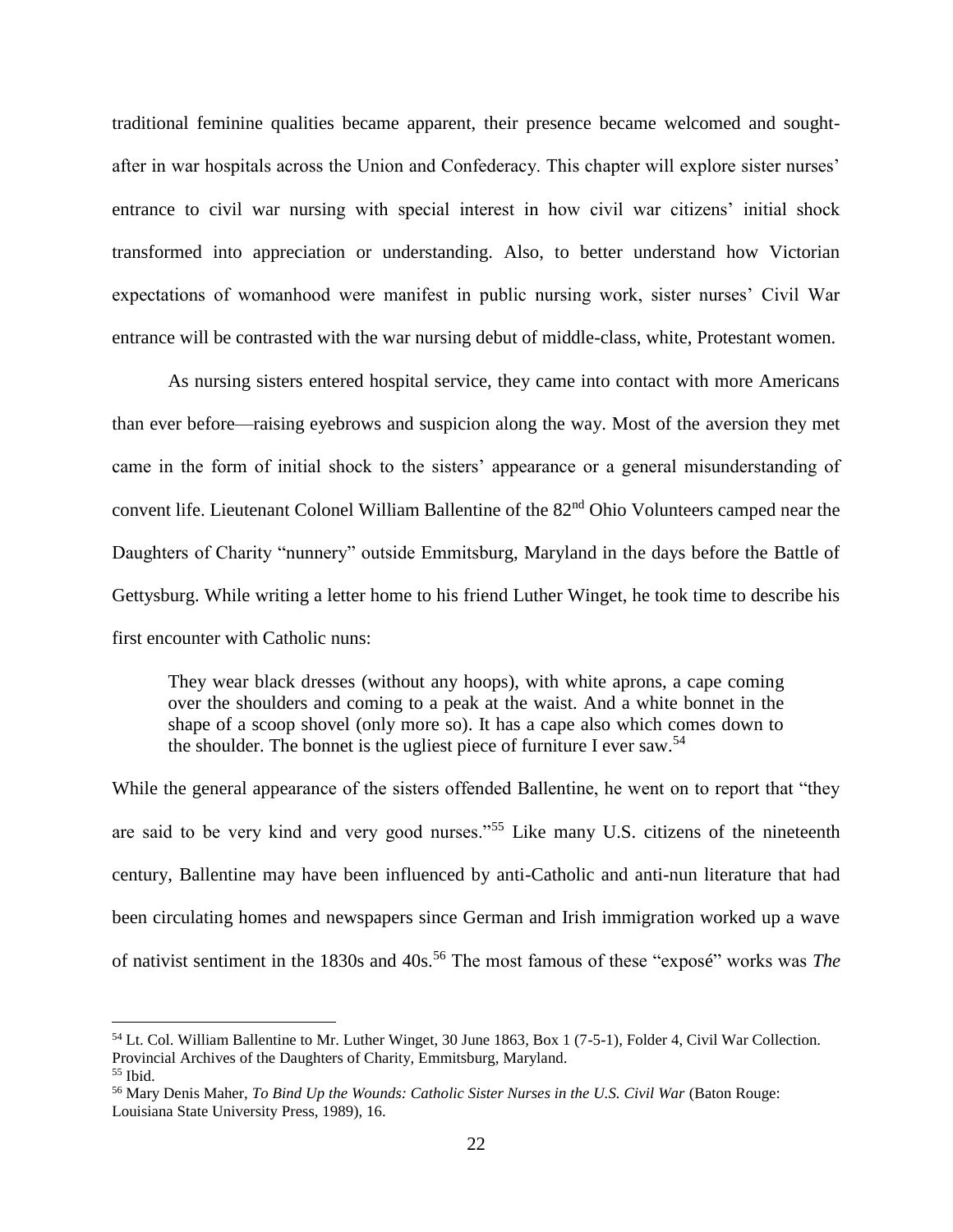traditional feminine qualities became apparent, their presence became welcomed and sought-after in war hospitals across the Union and Confederacy. This chapter will explore sister nurses' entrance to civil war nursing with special interest in how civil war citizens' initial shock transformed into appreciation or understanding. Also, to better understand how Victorian expectations of womanhood were manifest in public nursing work, sister nurses' Civil War entrance will be contrasted with the war nursing debut of middle-class, white, Protestant women.

As nursing sisters entered hospital service, they came into contact with more Americans than ever before—raising eyebrows and suspicion along the way. Most of the aversion they met came in the form of initial shock to the sisters' appearance or a general misunderstanding of convent life. Lieutenant Colonel William Ballentine of the 82nd Ohio Volunteers camped near the Daughters of Charity "nunnery" outside Emmitsburg, Maryland in the days before the Battle of Gettysburg. While writing a letter home to his friend Luther Winget, he took time to describe his first encounter with Catholic nuns:

> They wear black dresses (without any hoops), with white aprons, a cape coming over the shoulders and coming to a peak at the waist. And a white bonnet in the shape of a scoop shovel (only more so). It has a cape also which comes down to the shoulder. The bonnet is the ugliest piece of furniture I ever saw.[54]

While the general appearance of the sisters offended Ballentine, he went on to report that "they are said to be very kind and very good nurses."[55] Like many U.S. citizens of the nineteenth century, Ballentine may have been influenced by anti-Catholic and anti-nun literature that had been circulating homes and newspapers since German and Irish immigration worked up a wave of nativist sentiment in the 1830s and 40s.[56] The most famous of these "exposé" works was *The*

---

[54] Lt. Col. William Ballentine to Mr. Luther Winget, 30 June 1863, Box 1 (7-5-1), Folder 4, Civil War Collection. Provincial Archives of the Daughters of Charity, Emmitsburg, Maryland.

[55] Ibid.

[56] Mary Denis Maher, *To Bind Up the Wounds: Catholic Sister Nurses in the U.S. Civil War* (Baton Rouge: Louisiana State University Press, 1989), 16.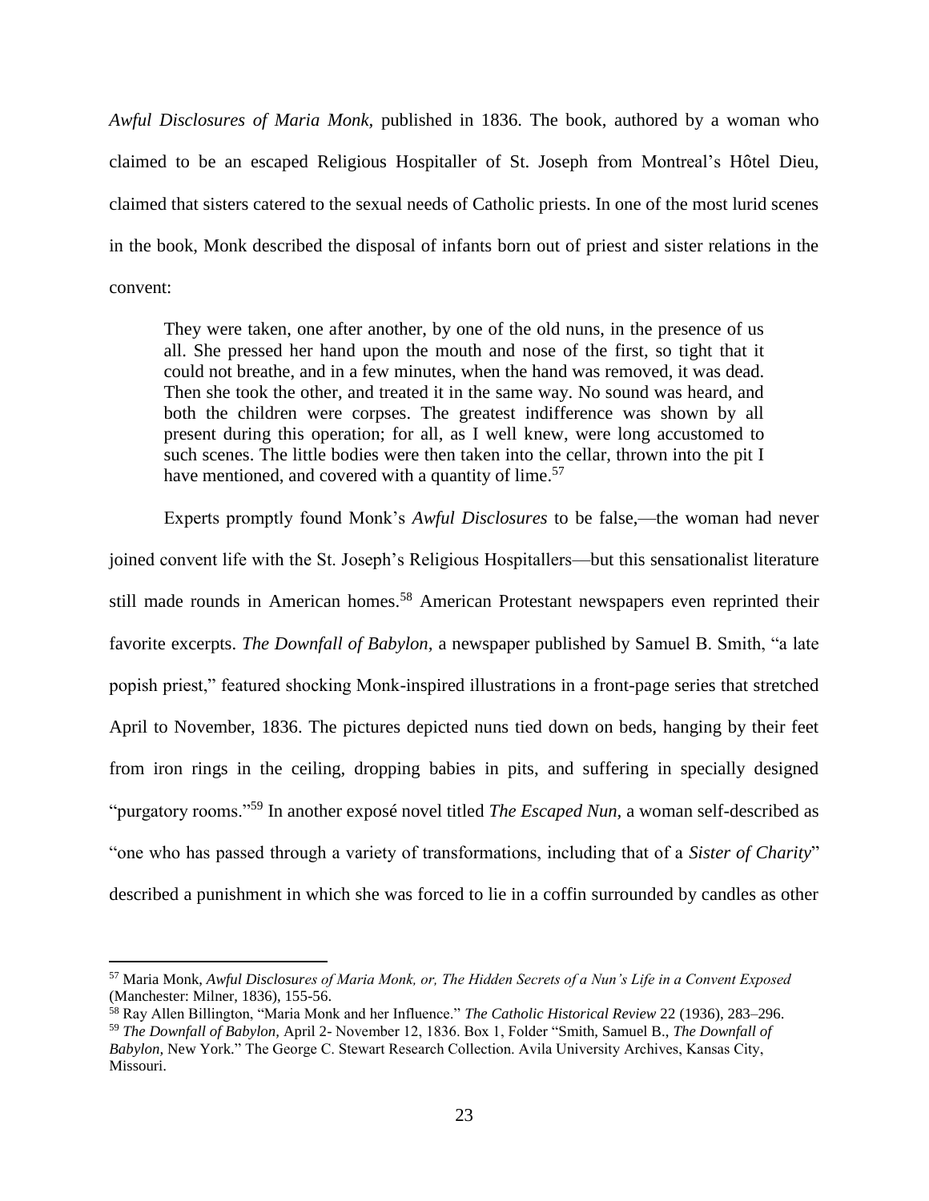*Awful Disclosures of Maria Monk*, published in 1836. The book, authored by a woman who claimed to be an escaped Religious Hospitaller of St. Joseph from Montreal's Hôtel Dieu, claimed that sisters catered to the sexual needs of Catholic priests. In one of the most lurid scenes in the book, Monk described the disposal of infants born out of priest and sister relations in the convent:

> They were taken, one after another, by one of the old nuns, in the presence of us all. She pressed her hand upon the mouth and nose of the first, so tight that it could not breathe, and in a few minutes, when the hand was removed, it was dead. Then she took the other, and treated it in the same way. No sound was heard, and both the children were corpses. The greatest indifference was shown by all present during this operation; for all, as I well knew, were long accustomed to such scenes. The little bodies were then taken into the cellar, thrown into the pit I have mentioned, and covered with a quantity of lime.[57]

Experts promptly found Monk's *Awful Disclosures* to be false,—the woman had never joined convent life with the St. Joseph's Religious Hospitallers—but this sensationalist literature still made rounds in American homes.[58] American Protestant newspapers even reprinted their favorite excerpts. *The Downfall of Babylon,* a newspaper published by Samuel B. Smith, "a late popish priest," featured shocking Monk-inspired illustrations in a front-page series that stretched April to November, 1836. The pictures depicted nuns tied down on beds, hanging by their feet from iron rings in the ceiling, dropping babies in pits, and suffering in specially designed "purgatory rooms."[59] In another exposé novel titled *The Escaped Nun*, a woman self-described as "one who has passed through a variety of transformations, including that of a *Sister of Charity*" described a punishment in which she was forced to lie in a coffin surrounded by candles as other

---

[57] Maria Monk, *Awful Disclosures of Maria Monk, or, The Hidden Secrets of a Nun's Life in a Convent Exposed* (Manchester: Milner, 1836), 155-56.

[58] Ray Allen Billington, "Maria Monk and her Influence." *The Catholic Historical Review* 22 (1936), 283–296.

[59] *The Downfall of Babylon,* April 2- November 12, 1836. Box 1, Folder "Smith, Samuel B., *The Downfall of Babylon,* New York." The George C. Stewart Research Collection. Avila University Archives, Kansas City, Missouri.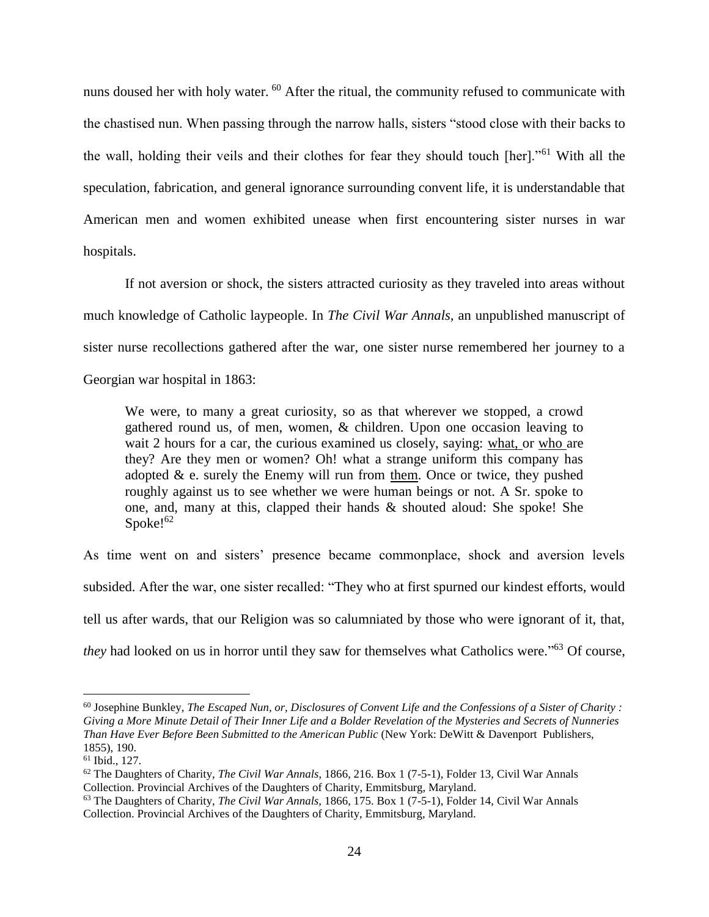nuns doused her with holy water. [60] After the ritual, the community refused to communicate with the chastised nun. When passing through the narrow halls, sisters "stood close with their backs to the wall, holding their veils and their clothes for fear they should touch [her]."[61] With all the speculation, fabrication, and general ignorance surrounding convent life, it is understandable that American men and women exhibited unease when first encountering sister nurses in war hospitals.

If not aversion or shock, the sisters attracted curiosity as they traveled into areas without much knowledge of Catholic laypeople. In *The Civil War Annals,* an unpublished manuscript of sister nurse recollections gathered after the war, one sister nurse remembered her journey to a Georgian war hospital in 1863:

> We were, to many a great curiosity, so as that wherever we stopped, a crowd gathered round us, of men, women, & children. Upon one occasion leaving to wait 2 hours for a car, the curious examined us closely, saying: <u>what,</u> or <u>who</u> are they? Are they men or women? Oh! what a strange uniform this company has adopted & e. surely the Enemy will run from <u>them</u>. Once or twice, they pushed roughly against us to see whether we were human beings or not. A Sr. spoke to one, and, many at this, clapped their hands & shouted aloud: She spoke! She Spoke![62]

As time went on and sisters' presence became commonplace, shock and aversion levels subsided. After the war, one sister recalled: "They who at first spurned our kindest efforts, would tell us after wards, that our Religion was so calumniated by those who were ignorant of it, that, *they* had looked on us in horror until they saw for themselves what Catholics were."[63] Of course,

---

[60] Josephine Bunkley, *The Escaped Nun, or, Disclosures of Convent Life and the Confessions of a Sister of Charity : Giving a More Minute Detail of Their Inner Life and a Bolder Revelation of the Mysteries and Secrets of Nunneries Than Have Ever Before Been Submitted to the American Public* (New York: DeWitt & Davenport Publishers, 1855), 190.

[61] Ibid., 127.

[62] The Daughters of Charity, *The Civil War Annals,* 1866, 216. Box 1 (7-5-1), Folder 13, Civil War Annals Collection. Provincial Archives of the Daughters of Charity, Emmitsburg, Maryland.

[63] The Daughters of Charity, *The Civil War Annals,* 1866, 175. Box 1 (7-5-1), Folder 14, Civil War Annals Collection. Provincial Archives of the Daughters of Charity, Emmitsburg, Maryland.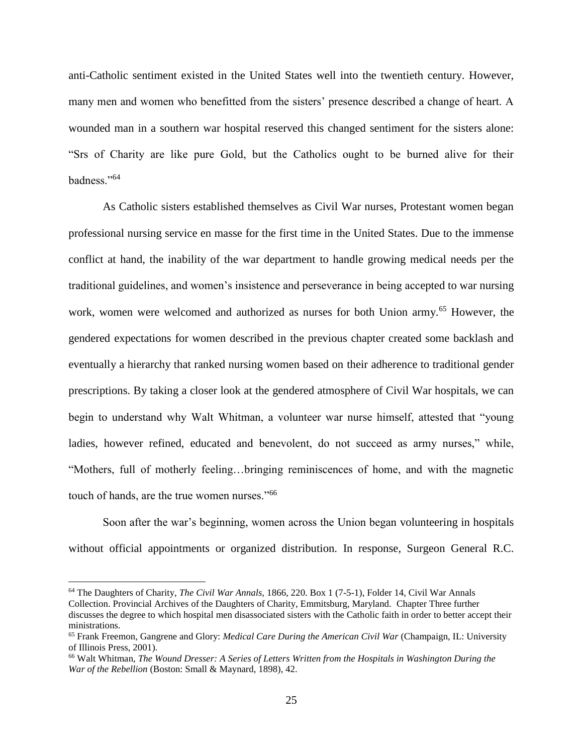anti-Catholic sentiment existed in the United States well into the twentieth century. However, many men and women who benefitted from the sisters' presence described a change of heart. A wounded man in a southern war hospital reserved this changed sentiment for the sisters alone: "Srs of Charity are like pure Gold, but the Catholics ought to be burned alive for their badness."[64]

As Catholic sisters established themselves as Civil War nurses, Protestant women began professional nursing service en masse for the first time in the United States. Due to the immense conflict at hand, the inability of the war department to handle growing medical needs per the traditional guidelines, and women's insistence and perseverance in being accepted to war nursing work, women were welcomed and authorized as nurses for both Union army.[65] However, the gendered expectations for women described in the previous chapter created some backlash and eventually a hierarchy that ranked nursing women based on their adherence to traditional gender prescriptions. By taking a closer look at the gendered atmosphere of Civil War hospitals, we can begin to understand why Walt Whitman, a volunteer war nurse himself, attested that "young ladies, however refined, educated and benevolent, do not succeed as army nurses," while, "Mothers, full of motherly feeling…bringing reminiscences of home, and with the magnetic touch of hands, are the true women nurses."[66]

Soon after the war's beginning, women across the Union began volunteering in hospitals without official appointments or organized distribution. In response, Surgeon General R.C.

---

[64] The Daughters of Charity, *The Civil War Annals,* 1866, 220. Box 1 (7-5-1), Folder 14, Civil War Annals Collection. Provincial Archives of the Daughters of Charity, Emmitsburg, Maryland. Chapter Three further discusses the degree to which hospital men disassociated sisters with the Catholic faith in order to better accept their ministrations.

[65] Frank Freemon, Gangrene and Glory: *Medical Care During the American Civil War* (Champaign, IL: University of Illinois Press, 2001).

[66] Walt Whitman, *The Wound Dresser: A Series of Letters Written from the Hospitals in Washington During the War of the Rebellion* (Boston: Small & Maynard, 1898), 42.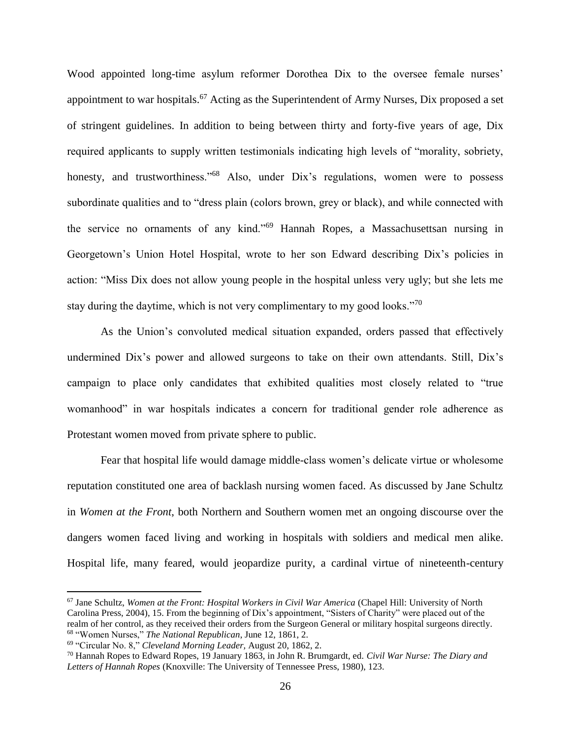Wood appointed long-time asylum reformer Dorothea Dix to the oversee female nurses' appointment to war hospitals.[67] Acting as the Superintendent of Army Nurses, Dix proposed a set of stringent guidelines. In addition to being between thirty and forty-five years of age, Dix required applicants to supply written testimonials indicating high levels of "morality, sobriety, honesty, and trustworthiness."[68] Also, under Dix's regulations, women were to possess subordinate qualities and to "dress plain (colors brown, grey or black), and while connected with the service no ornaments of any kind."[69] Hannah Ropes, a Massachusettsan nursing in Georgetown's Union Hotel Hospital, wrote to her son Edward describing Dix's policies in action: "Miss Dix does not allow young people in the hospital unless very ugly; but she lets me stay during the daytime, which is not very complimentary to my good looks."[70]

As the Union's convoluted medical situation expanded, orders passed that effectively undermined Dix's power and allowed surgeons to take on their own attendants. Still, Dix's campaign to place only candidates that exhibited qualities most closely related to "true womanhood" in war hospitals indicates a concern for traditional gender role adherence as Protestant women moved from private sphere to public.

Fear that hospital life would damage middle-class women's delicate virtue or wholesome reputation constituted one area of backlash nursing women faced. As discussed by Jane Schultz in *Women at the Front*, both Northern and Southern women met an ongoing discourse over the dangers women faced living and working in hospitals with soldiers and medical men alike. Hospital life, many feared, would jeopardize purity, a cardinal virtue of nineteenth-century

---

[67] Jane Schultz, *Women at the Front: Hospital Workers in Civil War America* (Chapel Hill: University of North Carolina Press, 2004), 15. From the beginning of Dix's appointment, "Sisters of Charity" were placed out of the realm of her control, as they received their orders from the Surgeon General or military hospital surgeons directly.

[68] "Women Nurses," *The National Republican*, June 12, 1861, 2.

[69] "Circular No. 8," *Cleveland Morning Leader*, August 20, 1862, 2.

[70] Hannah Ropes to Edward Ropes, 19 January 1863, in John R. Brumgardt, ed. *Civil War Nurse: The Diary and Letters of Hannah Ropes* (Knoxville: The University of Tennessee Press, 1980), 123.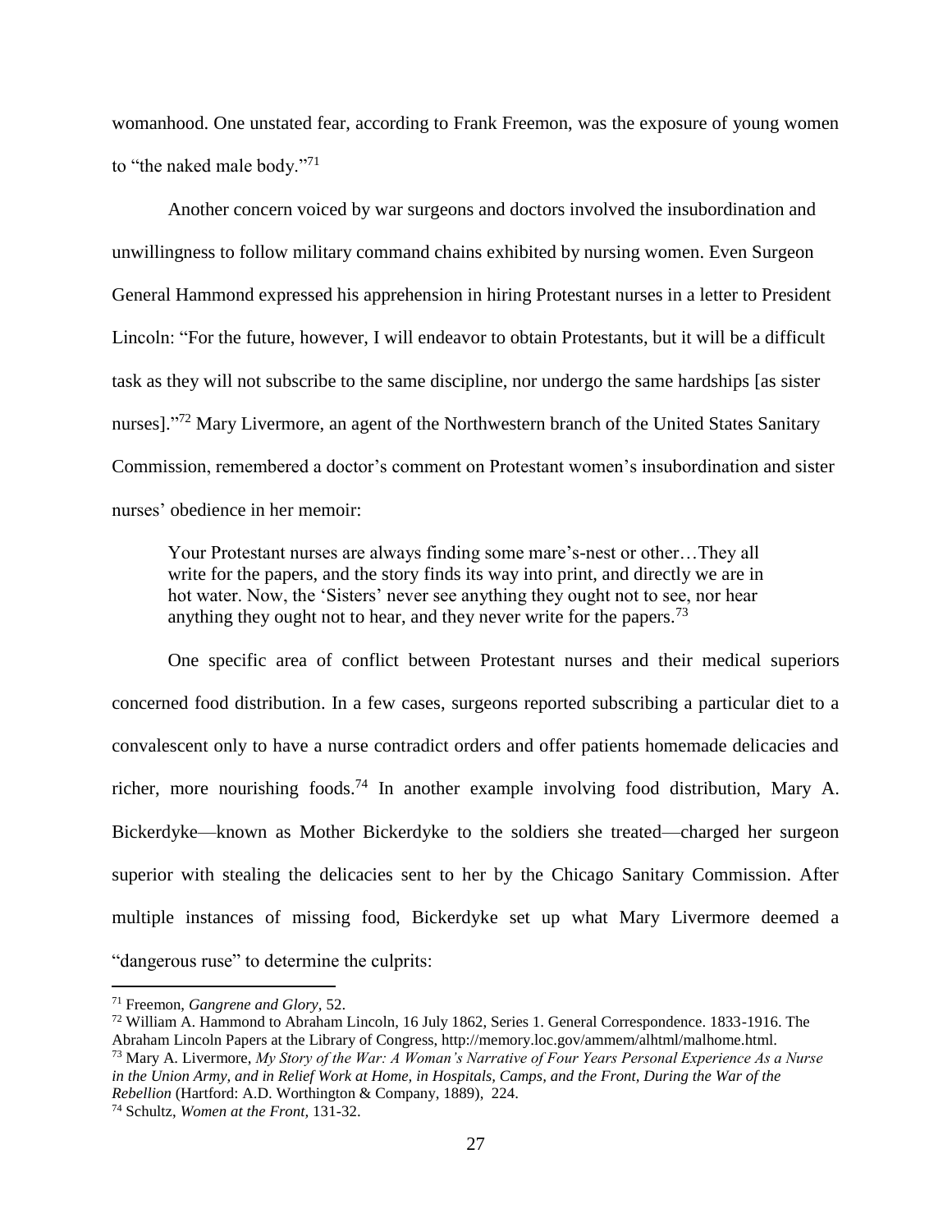womanhood. One unstated fear, according to Frank Freemon, was the exposure of young women to "the naked male body."[71]

Another concern voiced by war surgeons and doctors involved the insubordination and unwillingness to follow military command chains exhibited by nursing women. Even Surgeon General Hammond expressed his apprehension in hiring Protestant nurses in a letter to President Lincoln: "For the future, however, I will endeavor to obtain Protestants, but it will be a difficult task as they will not subscribe to the same discipline, nor undergo the same hardships [as sister nurses]."[72] Mary Livermore, an agent of the Northwestern branch of the United States Sanitary Commission, remembered a doctor's comment on Protestant women's insubordination and sister nurses' obedience in her memoir:

> Your Protestant nurses are always finding some mare's-nest or other…They all write for the papers, and the story finds its way into print, and directly we are in hot water. Now, the 'Sisters' never see anything they ought not to see, nor hear anything they ought not to hear, and they never write for the papers.[73]

One specific area of conflict between Protestant nurses and their medical superiors concerned food distribution. In a few cases, surgeons reported subscribing a particular diet to a convalescent only to have a nurse contradict orders and offer patients homemade delicacies and richer, more nourishing foods.[74] In another example involving food distribution, Mary A. Bickerdyke—known as Mother Bickerdyke to the soldiers she treated—charged her surgeon superior with stealing the delicacies sent to her by the Chicago Sanitary Commission. After multiple instances of missing food, Bickerdyke set up what Mary Livermore deemed a "dangerous ruse" to determine the culprits:

---

[71] Freemon, *Gangrene and Glory*, 52.

[72] William A. Hammond to Abraham Lincoln, 16 July 1862, Series 1. General Correspondence. 1833-1916. The Abraham Lincoln Papers at the Library of Congress, http://memory.loc.gov/ammem/alhtml/malhome.html.

[73] Mary A. Livermore, *My Story of the War: A Woman's Narrative of Four Years Personal Experience As a Nurse in the Union Army, and in Relief Work at Home, in Hospitals, Camps, and the Front, During the War of the Rebellion* (Hartford: A.D. Worthington & Company, 1889), 224.

[74] Schultz, *Women at the Front*, 131-32.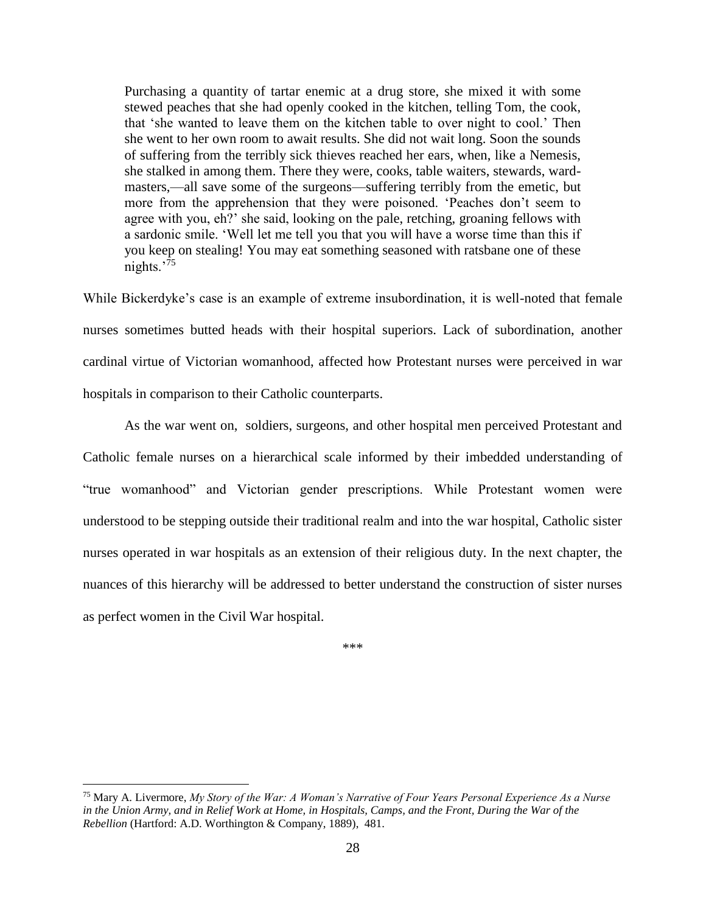> Purchasing a quantity of tartar enemic at a drug store, she mixed it with some stewed peaches that she had openly cooked in the kitchen, telling Tom, the cook, that 'she wanted to leave them on the kitchen table to over night to cool.' Then she went to her own room to await results. She did not wait long. Soon the sounds of suffering from the terribly sick thieves reached her ears, when, like a Nemesis, she stalked in among them. There they were, cooks, table waiters, stewards, ward-masters,—all save some of the surgeons—suffering terribly from the emetic, but more from the apprehension that they were poisoned. 'Peaches don't seem to agree with you, eh?' she said, looking on the pale, retching, groaning fellows with a sardonic smile. 'Well let me tell you that you will have a worse time than this if you keep on stealing! You may eat something seasoned with ratsbane one of these nights.'[75]

While Bickerdyke's case is an example of extreme insubordination, it is well-noted that female nurses sometimes butted heads with their hospital superiors. Lack of subordination, another cardinal virtue of Victorian womanhood, affected how Protestant nurses were perceived in war hospitals in comparison to their Catholic counterparts.

As the war went on, soldiers, surgeons, and other hospital men perceived Protestant and Catholic female nurses on a hierarchical scale informed by their imbedded understanding of "true womanhood" and Victorian gender prescriptions. While Protestant women were understood to be stepping outside their traditional realm and into the war hospital, Catholic sister nurses operated in war hospitals as an extension of their religious duty. In the next chapter, the nuances of this hierarchy will be addressed to better understand the construction of sister nurses as perfect women in the Civil War hospital.

\*\*\*

[75] Mary A. Livermore, *My Story of the War: A Woman's Narrative of Four Years Personal Experience As a Nurse in the Union Army, and in Relief Work at Home, in Hospitals, Camps, and the Front, During the War of the Rebellion* (Hartford: A.D. Worthington & Company, 1889), 481.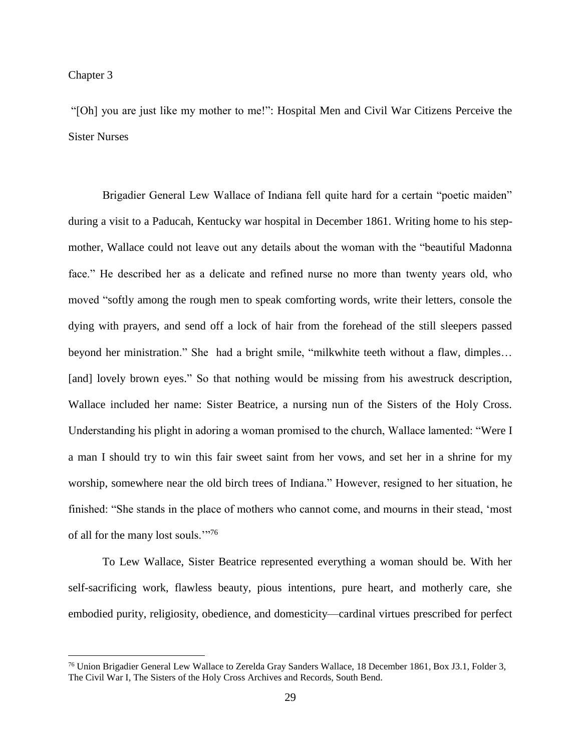# Chapter 3

## "[Oh] you are just like my mother to me!": Hospital Men and Civil War Citizens Perceive the Sister Nurses

Brigadier General Lew Wallace of Indiana fell quite hard for a certain "poetic maiden" during a visit to a Paducah, Kentucky war hospital in December 1861. Writing home to his step-mother, Wallace could not leave out any details about the woman with the "beautiful Madonna face." He described her as a delicate and refined nurse no more than twenty years old, who moved "softly among the rough men to speak comforting words, write their letters, console the dying with prayers, and send off a lock of hair from the forehead of the still sleepers passed beyond her ministration." She had a bright smile, "milkwhite teeth without a flaw, dimples… [and] lovely brown eyes." So that nothing would be missing from his awestruck description, Wallace included her name: Sister Beatrice, a nursing nun of the Sisters of the Holy Cross. Understanding his plight in adoring a woman promised to the church, Wallace lamented: "Were I a man I should try to win this fair sweet saint from her vows, and set her in a shrine for my worship, somewhere near the old birch trees of Indiana." However, resigned to her situation, he finished: "She stands in the place of mothers who cannot come, and mourns in their stead, 'most of all for the many lost souls.'"[76]

To Lew Wallace, Sister Beatrice represented everything a woman should be. With her self-sacrificing work, flawless beauty, pious intentions, pure heart, and motherly care, she embodied purity, religiosity, obedience, and domesticity—cardinal virtues prescribed for perfect

[76] Union Brigadier General Lew Wallace to Zerelda Gray Sanders Wallace, 18 December 1861, Box J3.1, Folder 3, The Civil War I, The Sisters of the Holy Cross Archives and Records, South Bend.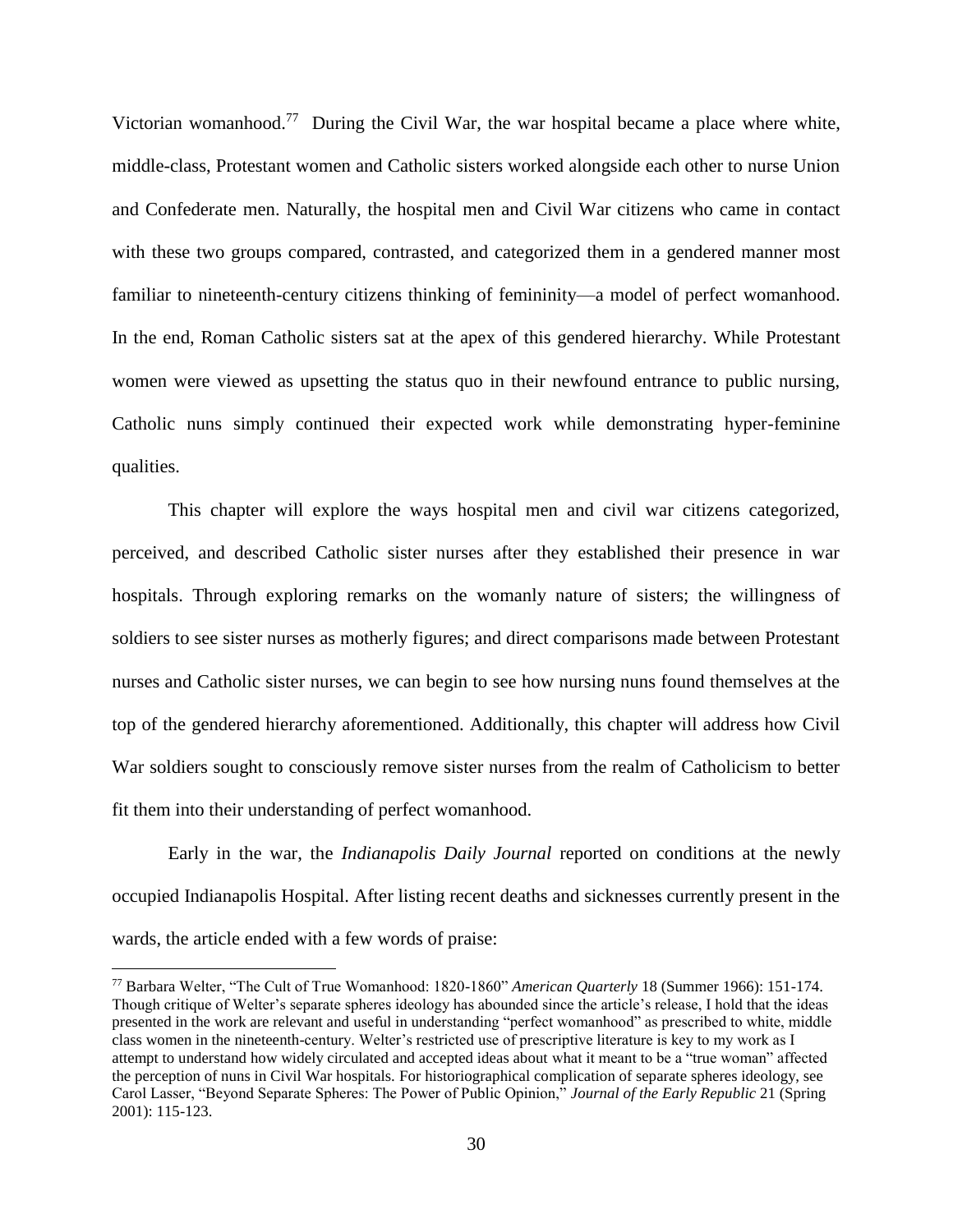Victorian womanhood.[77] During the Civil War, the war hospital became a place where white, middle-class, Protestant women and Catholic sisters worked alongside each other to nurse Union and Confederate men. Naturally, the hospital men and Civil War citizens who came in contact with these two groups compared, contrasted, and categorized them in a gendered manner most familiar to nineteenth-century citizens thinking of femininity—a model of perfect womanhood. In the end, Roman Catholic sisters sat at the apex of this gendered hierarchy. While Protestant women were viewed as upsetting the status quo in their newfound entrance to public nursing, Catholic nuns simply continued their expected work while demonstrating hyper-feminine qualities.

This chapter will explore the ways hospital men and civil war citizens categorized, perceived, and described Catholic sister nurses after they established their presence in war hospitals. Through exploring remarks on the womanly nature of sisters; the willingness of soldiers to see sister nurses as motherly figures; and direct comparisons made between Protestant nurses and Catholic sister nurses, we can begin to see how nursing nuns found themselves at the top of the gendered hierarchy aforementioned. Additionally, this chapter will address how Civil War soldiers sought to consciously remove sister nurses from the realm of Catholicism to better fit them into their understanding of perfect womanhood.

Early in the war, the *Indianapolis Daily Journal* reported on conditions at the newly occupied Indianapolis Hospital. After listing recent deaths and sicknesses currently present in the wards, the article ended with a few words of praise:

---

[77] Barbara Welter, "The Cult of True Womanhood: 1820-1860" *American Quarterly* 18 (Summer 1966): 151-174. Though critique of Welter's separate spheres ideology has abounded since the article's release, I hold that the ideas presented in the work are relevant and useful in understanding "perfect womanhood" as prescribed to white, middle class women in the nineteenth-century. Welter's restricted use of prescriptive literature is key to my work as I attempt to understand how widely circulated and accepted ideas about what it meant to be a "true woman" affected the perception of nuns in Civil War hospitals. For historiographical complication of separate spheres ideology, see Carol Lasser, "Beyond Separate Spheres: The Power of Public Opinion," *Journal of the Early Republic* 21 (Spring 2001): 115-123.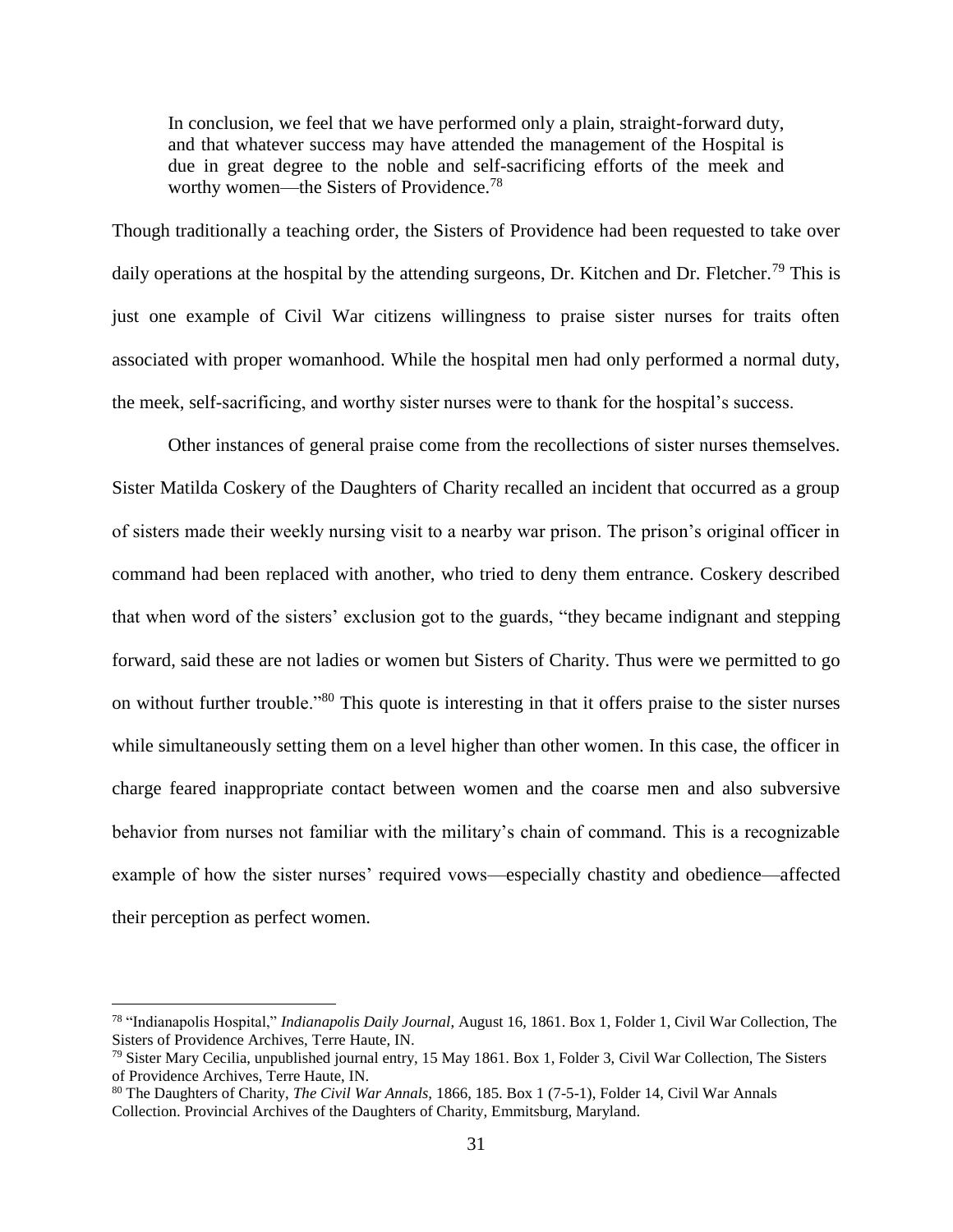> In conclusion, we feel that we have performed only a plain, straight-forward duty, and that whatever success may have attended the management of the Hospital is due in great degree to the noble and self-sacrificing efforts of the meek and worthy women—the Sisters of Providence.[78]

Though traditionally a teaching order, the Sisters of Providence had been requested to take over daily operations at the hospital by the attending surgeons, Dr. Kitchen and Dr. Fletcher.[79] This is just one example of Civil War citizens willingness to praise sister nurses for traits often associated with proper womanhood. While the hospital men had only performed a normal duty, the meek, self-sacrificing, and worthy sister nurses were to thank for the hospital's success.

Other instances of general praise come from the recollections of sister nurses themselves. Sister Matilda Coskery of the Daughters of Charity recalled an incident that occurred as a group of sisters made their weekly nursing visit to a nearby war prison. The prison's original officer in command had been replaced with another, who tried to deny them entrance. Coskery described that when word of the sisters' exclusion got to the guards, "they became indignant and stepping forward, said these are not ladies or women but Sisters of Charity. Thus were we permitted to go on without further trouble."[80] This quote is interesting in that it offers praise to the sister nurses while simultaneously setting them on a level higher than other women. In this case, the officer in charge feared inappropriate contact between women and the coarse men and also subversive behavior from nurses not familiar with the military's chain of command. This is a recognizable example of how the sister nurses' required vows—especially chastity and obedience—affected their perception as perfect women.

---

[78] "Indianapolis Hospital," *Indianapolis Daily Journal*, August 16, 1861. Box 1, Folder 1, Civil War Collection, The Sisters of Providence Archives, Terre Haute, IN.

[79] Sister Mary Cecilia, unpublished journal entry, 15 May 1861. Box 1, Folder 3, Civil War Collection, The Sisters of Providence Archives, Terre Haute, IN.

[80] The Daughters of Charity, *The Civil War Annals*, 1866, 185. Box 1 (7-5-1), Folder 14, Civil War Annals Collection. Provincial Archives of the Daughters of Charity, Emmitsburg, Maryland.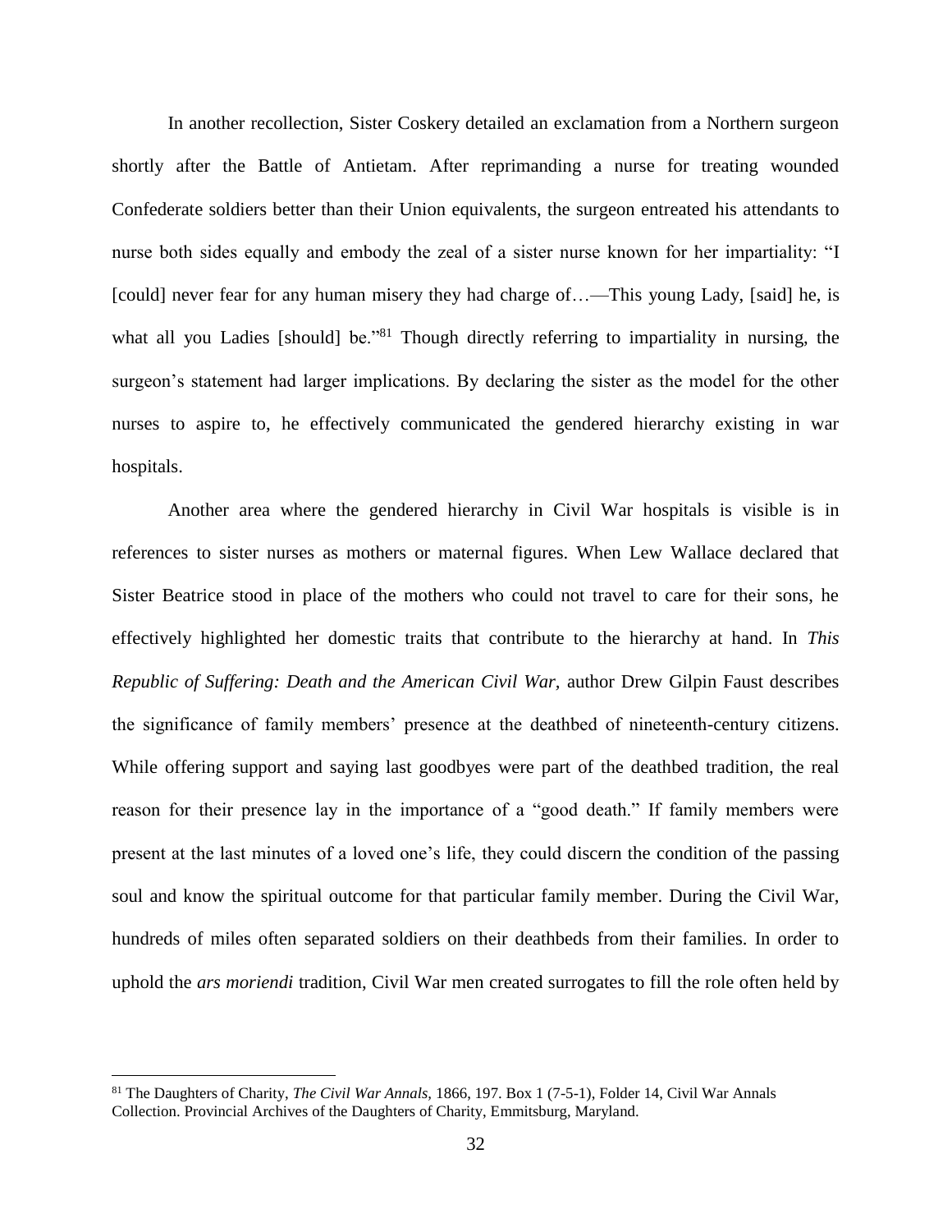In another recollection, Sister Coskery detailed an exclamation from a Northern surgeon shortly after the Battle of Antietam. After reprimanding a nurse for treating wounded Confederate soldiers better than their Union equivalents, the surgeon entreated his attendants to nurse both sides equally and embody the zeal of a sister nurse known for her impartiality: "I [could] never fear for any human misery they had charge of…—This young Lady, [said] he, is what all you Ladies [should] be."[81] Though directly referring to impartiality in nursing, the surgeon's statement had larger implications. By declaring the sister as the model for the other nurses to aspire to, he effectively communicated the gendered hierarchy existing in war hospitals.

Another area where the gendered hierarchy in Civil War hospitals is visible is in references to sister nurses as mothers or maternal figures. When Lew Wallace declared that Sister Beatrice stood in place of the mothers who could not travel to care for their sons, he effectively highlighted her domestic traits that contribute to the hierarchy at hand. In *This Republic of Suffering: Death and the American Civil War,* author Drew Gilpin Faust describes the significance of family members' presence at the deathbed of nineteenth-century citizens. While offering support and saying last goodbyes were part of the deathbed tradition, the real reason for their presence lay in the importance of a "good death." If family members were present at the last minutes of a loved one's life, they could discern the condition of the passing soul and know the spiritual outcome for that particular family member. During the Civil War, hundreds of miles often separated soldiers on their deathbeds from their families. In order to uphold the *ars moriendi* tradition, Civil War men created surrogates to fill the role often held by

---

[81] The Daughters of Charity, *The Civil War Annals,* 1866, 197. Box 1 (7-5-1), Folder 14, Civil War Annals Collection. Provincial Archives of the Daughters of Charity, Emmitsburg, Maryland.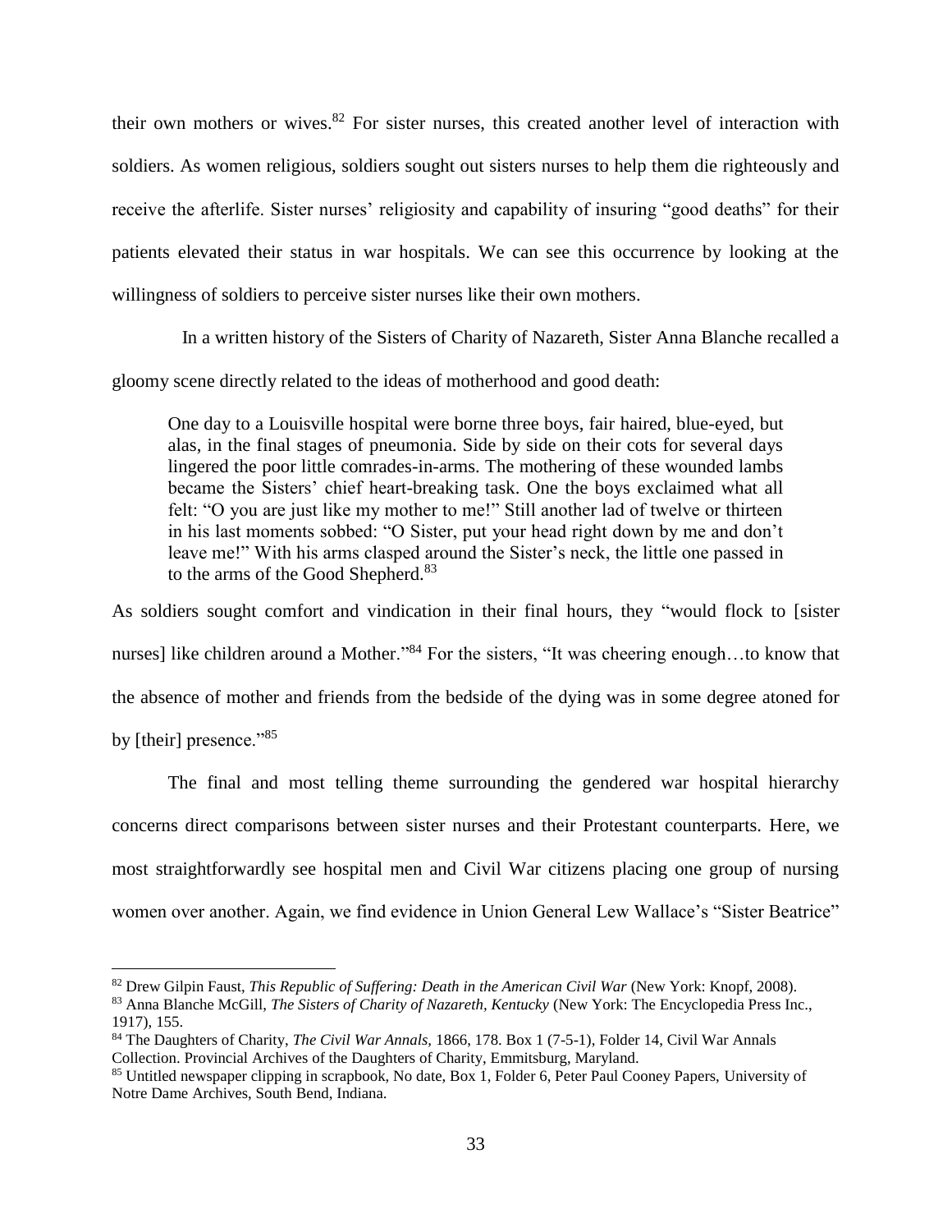their own mothers or wives.[82] For sister nurses, this created another level of interaction with soldiers. As women religious, soldiers sought out sisters nurses to help them die righteously and receive the afterlife. Sister nurses' religiosity and capability of insuring "good deaths" for their patients elevated their status in war hospitals. We can see this occurrence by looking at the willingness of soldiers to perceive sister nurses like their own mothers.

In a written history of the Sisters of Charity of Nazareth, Sister Anna Blanche recalled a gloomy scene directly related to the ideas of motherhood and good death:

> One day to a Louisville hospital were borne three boys, fair haired, blue-eyed, but alas, in the final stages of pneumonia. Side by side on their cots for several days lingered the poor little comrades-in-arms. The mothering of these wounded lambs became the Sisters' chief heart-breaking task. One the boys exclaimed what all felt: "O you are just like my mother to me!" Still another lad of twelve or thirteen in his last moments sobbed: "O Sister, put your head right down by me and don't leave me!" With his arms clasped around the Sister's neck, the little one passed in to the arms of the Good Shepherd.[83]

As soldiers sought comfort and vindication in their final hours, they "would flock to [sister nurses] like children around a Mother."[84] For the sisters, "It was cheering enough…to know that the absence of mother and friends from the bedside of the dying was in some degree atoned for by [their] presence."[85]

The final and most telling theme surrounding the gendered war hospital hierarchy concerns direct comparisons between sister nurses and their Protestant counterparts. Here, we most straightforwardly see hospital men and Civil War citizens placing one group of nursing women over another. Again, we find evidence in Union General Lew Wallace's "Sister Beatrice"

---

[82] Drew Gilpin Faust, *This Republic of Suffering: Death in the American Civil War* (New York: Knopf, 2008).

[83] Anna Blanche McGill, *The Sisters of Charity of Nazareth, Kentucky* (New York: The Encyclopedia Press Inc., 1917), 155.

[84] The Daughters of Charity, *The Civil War Annals,* 1866, 178. Box 1 (7-5-1), Folder 14, Civil War Annals Collection. Provincial Archives of the Daughters of Charity, Emmitsburg, Maryland.

[85] Untitled newspaper clipping in scrapbook, No date, Box 1, Folder 6, Peter Paul Cooney Papers, University of Notre Dame Archives, South Bend, Indiana.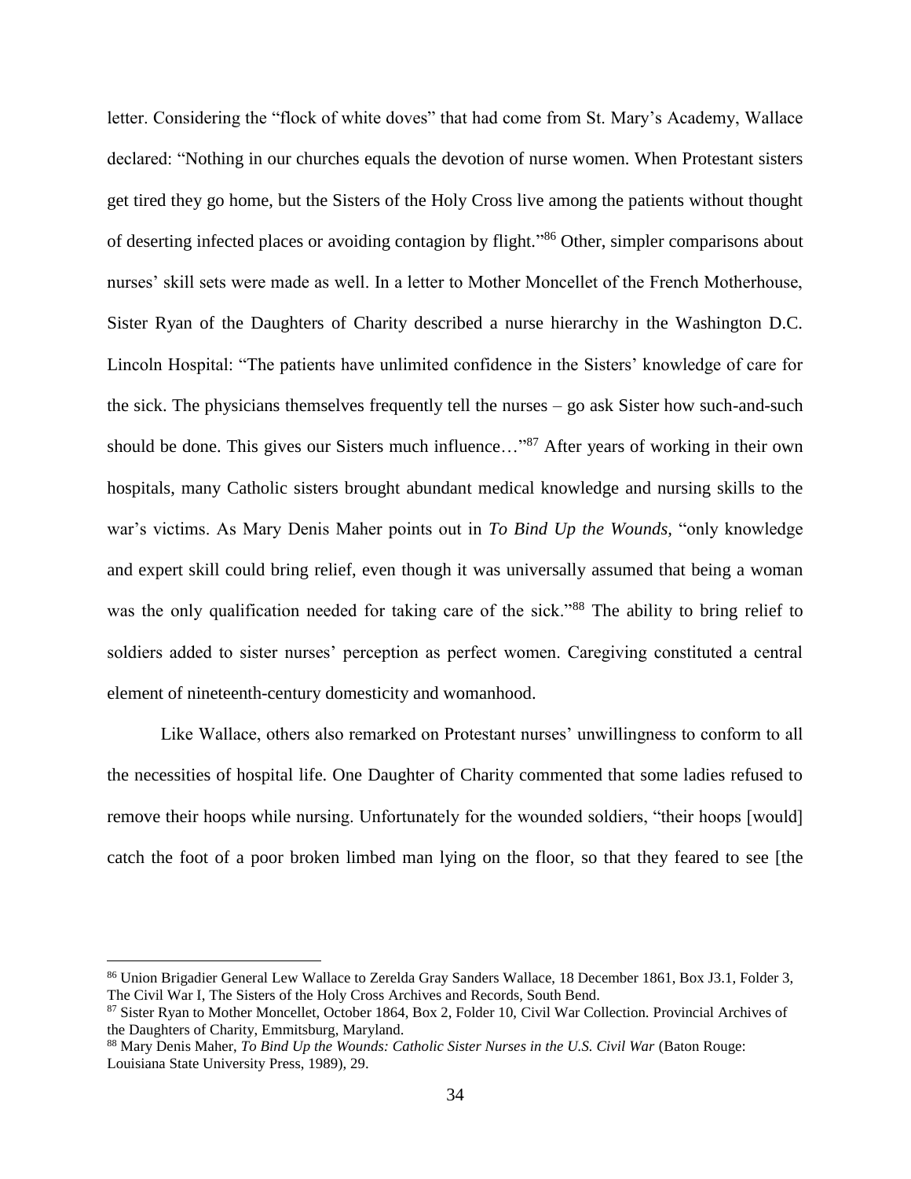letter. Considering the "flock of white doves" that had come from St. Mary's Academy, Wallace declared: "Nothing in our churches equals the devotion of nurse women. When Protestant sisters get tired they go home, but the Sisters of the Holy Cross live among the patients without thought of deserting infected places or avoiding contagion by flight."[86] Other, simpler comparisons about nurses' skill sets were made as well. In a letter to Mother Moncellet of the French Motherhouse, Sister Ryan of the Daughters of Charity described a nurse hierarchy in the Washington D.C. Lincoln Hospital: "The patients have unlimited confidence in the Sisters' knowledge of care for the sick. The physicians themselves frequently tell the nurses – go ask Sister how such-and-such should be done. This gives our Sisters much influence…"[87] After years of working in their own hospitals, many Catholic sisters brought abundant medical knowledge and nursing skills to the war's victims. As Mary Denis Maher points out in *To Bind Up the Wounds*, "only knowledge and expert skill could bring relief, even though it was universally assumed that being a woman was the only qualification needed for taking care of the sick."[88] The ability to bring relief to soldiers added to sister nurses' perception as perfect women. Caregiving constituted a central element of nineteenth-century domesticity and womanhood.

Like Wallace, others also remarked on Protestant nurses' unwillingness to conform to all the necessities of hospital life. One Daughter of Charity commented that some ladies refused to remove their hoops while nursing. Unfortunately for the wounded soldiers, "their hoops [would] catch the foot of a poor broken limbed man lying on the floor, so that they feared to see [the

---

[86] Union Brigadier General Lew Wallace to Zerelda Gray Sanders Wallace, 18 December 1861, Box J3.1, Folder 3, The Civil War I, The Sisters of the Holy Cross Archives and Records, South Bend.

[87] Sister Ryan to Mother Moncellet, October 1864, Box 2, Folder 10, Civil War Collection. Provincial Archives of the Daughters of Charity, Emmitsburg, Maryland.

[88] Mary Denis Maher, *To Bind Up the Wounds: Catholic Sister Nurses in the U.S. Civil War* (Baton Rouge: Louisiana State University Press, 1989), 29.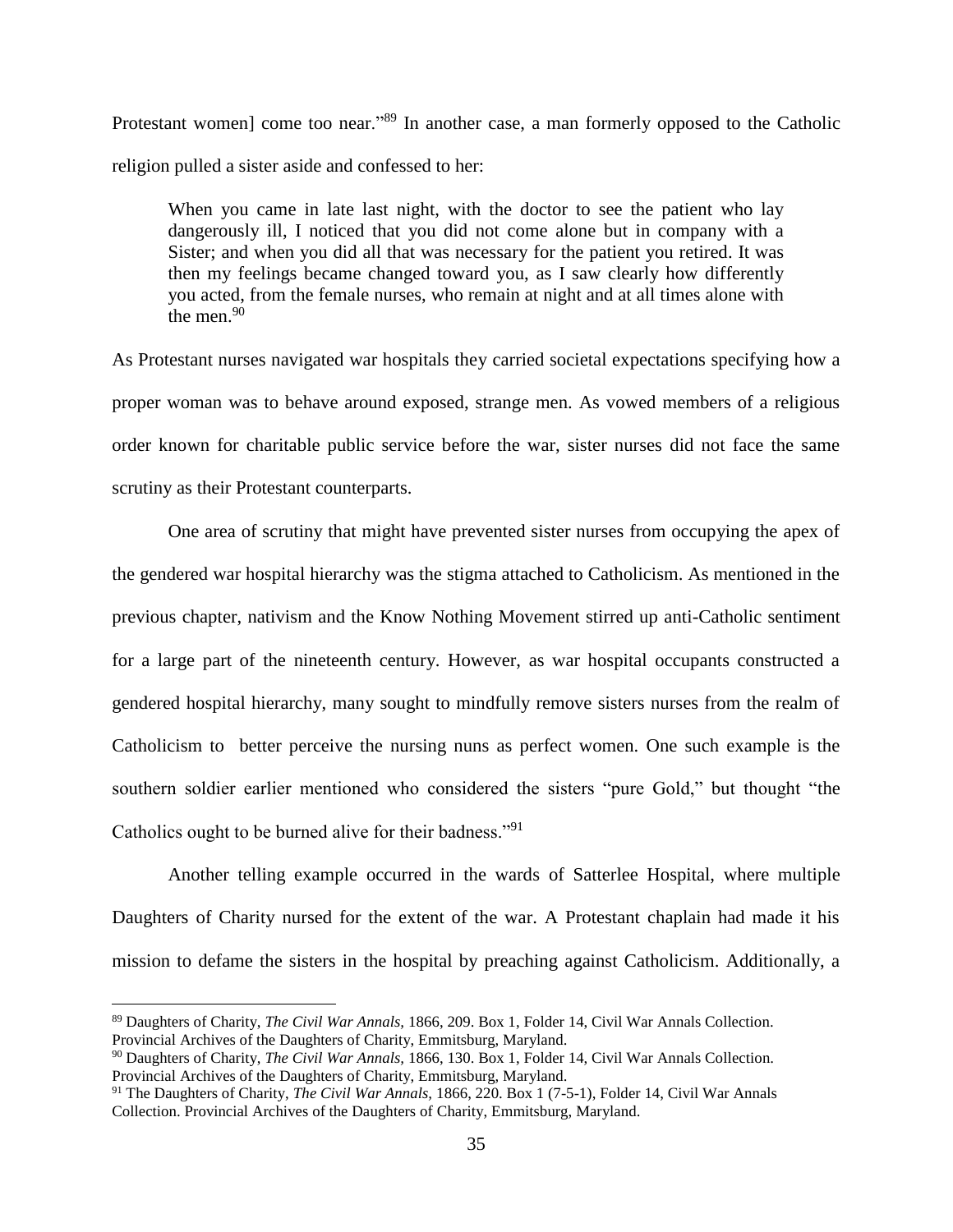Protestant women] come too near."[89] In another case, a man formerly opposed to the Catholic religion pulled a sister aside and confessed to her:

> When you came in late last night, with the doctor to see the patient who lay dangerously ill, I noticed that you did not come alone but in company with a Sister; and when you did all that was necessary for the patient you retired. It was then my feelings became changed toward you, as I saw clearly how differently you acted, from the female nurses, who remain at night and at all times alone with the men.[90]

As Protestant nurses navigated war hospitals they carried societal expectations specifying how a proper woman was to behave around exposed, strange men. As vowed members of a religious order known for charitable public service before the war, sister nurses did not face the same scrutiny as their Protestant counterparts.

One area of scrutiny that might have prevented sister nurses from occupying the apex of the gendered war hospital hierarchy was the stigma attached to Catholicism. As mentioned in the previous chapter, nativism and the Know Nothing Movement stirred up anti-Catholic sentiment for a large part of the nineteenth century. However, as war hospital occupants constructed a gendered hospital hierarchy, many sought to mindfully remove sisters nurses from the realm of Catholicism to better perceive the nursing nuns as perfect women. One such example is the southern soldier earlier mentioned who considered the sisters "pure Gold," but thought "the Catholics ought to be burned alive for their badness."[91]

Another telling example occurred in the wards of Satterlee Hospital, where multiple Daughters of Charity nursed for the extent of the war. A Protestant chaplain had made it his mission to defame the sisters in the hospital by preaching against Catholicism. Additionally, a

---

[89] Daughters of Charity, *The Civil War Annals,* 1866, 209. Box 1, Folder 14, Civil War Annals Collection. Provincial Archives of the Daughters of Charity, Emmitsburg, Maryland.

[90] Daughters of Charity, *The Civil War Annals,* 1866, 130. Box 1, Folder 14, Civil War Annals Collection. Provincial Archives of the Daughters of Charity, Emmitsburg, Maryland.

[91] The Daughters of Charity, *The Civil War Annals,* 1866, 220. Box 1 (7-5-1), Folder 14, Civil War Annals Collection. Provincial Archives of the Daughters of Charity, Emmitsburg, Maryland.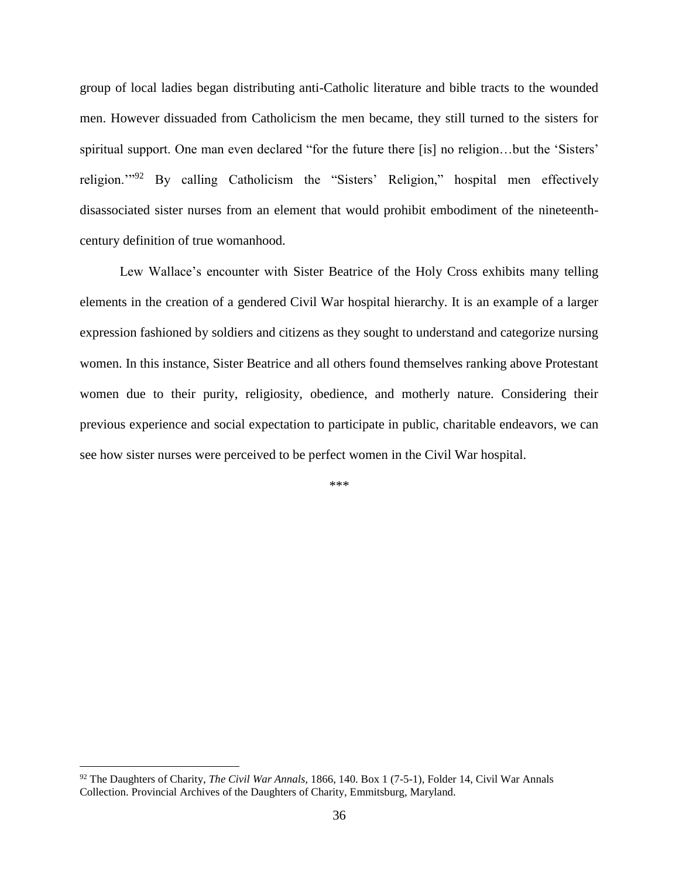group of local ladies began distributing anti-Catholic literature and bible tracts to the wounded men. However dissuaded from Catholicism the men became, they still turned to the sisters for spiritual support. One man even declared "for the future there [is] no religion…but the 'Sisters' religion.'"[92] By calling Catholicism the "Sisters' Religion," hospital men effectively disassociated sister nurses from an element that would prohibit embodiment of the nineteenth-century definition of true womanhood.

Lew Wallace's encounter with Sister Beatrice of the Holy Cross exhibits many telling elements in the creation of a gendered Civil War hospital hierarchy. It is an example of a larger expression fashioned by soldiers and citizens as they sought to understand and categorize nursing women. In this instance, Sister Beatrice and all others found themselves ranking above Protestant women due to their purity, religiosity, obedience, and motherly nature. Considering their previous experience and social expectation to participate in public, charitable endeavors, we can see how sister nurses were perceived to be perfect women in the Civil War hospital.

\*\*\*

---

[92] The Daughters of Charity, *The Civil War Annals*, 1866, 140. Box 1 (7-5-1), Folder 14, Civil War Annals Collection. Provincial Archives of the Daughters of Charity, Emmitsburg, Maryland.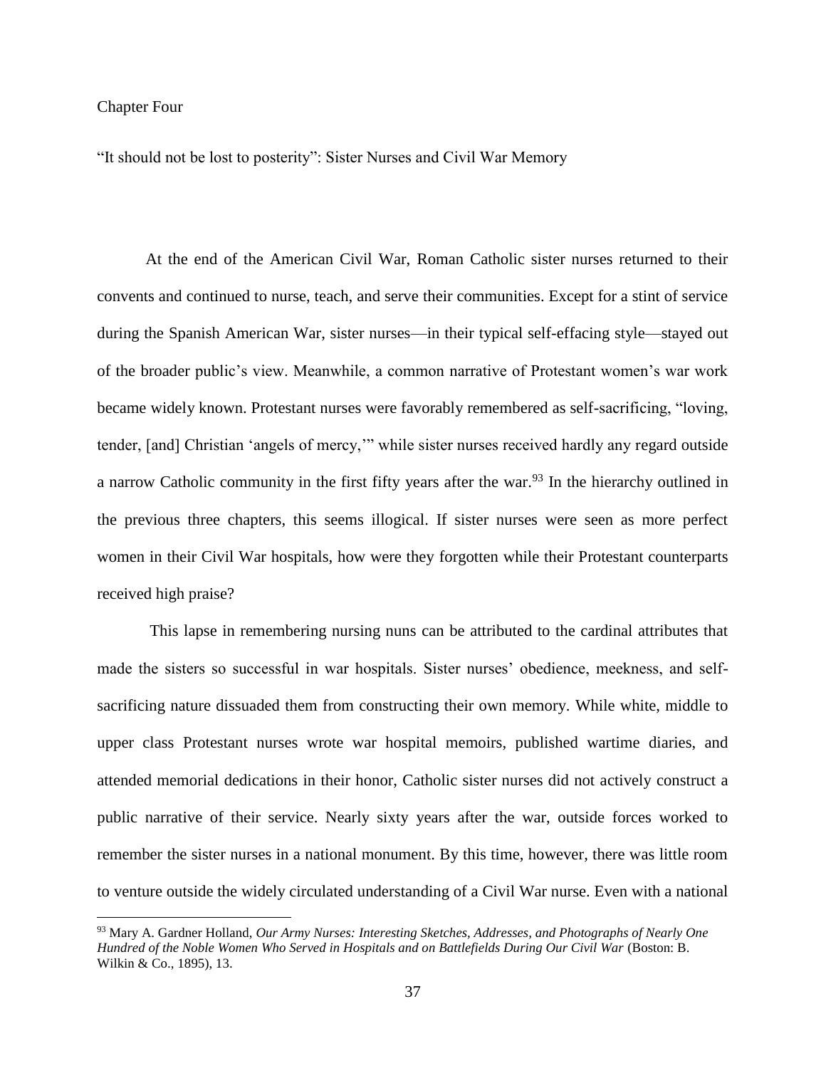## Chapter Four

## "It should not be lost to posterity": Sister Nurses and Civil War Memory

At the end of the American Civil War, Roman Catholic sister nurses returned to their convents and continued to nurse, teach, and serve their communities. Except for a stint of service during the Spanish American War, sister nurses—in their typical self-effacing style—stayed out of the broader public's view. Meanwhile, a common narrative of Protestant women's war work became widely known. Protestant nurses were favorably remembered as self-sacrificing, "loving, tender, [and] Christian 'angels of mercy,'" while sister nurses received hardly any regard outside a narrow Catholic community in the first fifty years after the war.[93] In the hierarchy outlined in the previous three chapters, this seems illogical. If sister nurses were seen as more perfect women in their Civil War hospitals, how were they forgotten while their Protestant counterparts received high praise?

This lapse in remembering nursing nuns can be attributed to the cardinal attributes that made the sisters so successful in war hospitals. Sister nurses' obedience, meekness, and self-sacrificing nature dissuaded them from constructing their own memory. While white, middle to upper class Protestant nurses wrote war hospital memoirs, published wartime diaries, and attended memorial dedications in their honor, Catholic sister nurses did not actively construct a public narrative of their service. Nearly sixty years after the war, outside forces worked to remember the sister nurses in a national monument. By this time, however, there was little room to venture outside the widely circulated understanding of a Civil War nurse. Even with a national

---

[93] Mary A. Gardner Holland, *Our Army Nurses: Interesting Sketches, Addresses, and Photographs of Nearly One Hundred of the Noble Women Who Served in Hospitals and on Battlefields During Our Civil War* (Boston: B. Wilkin & Co., 1895), 13.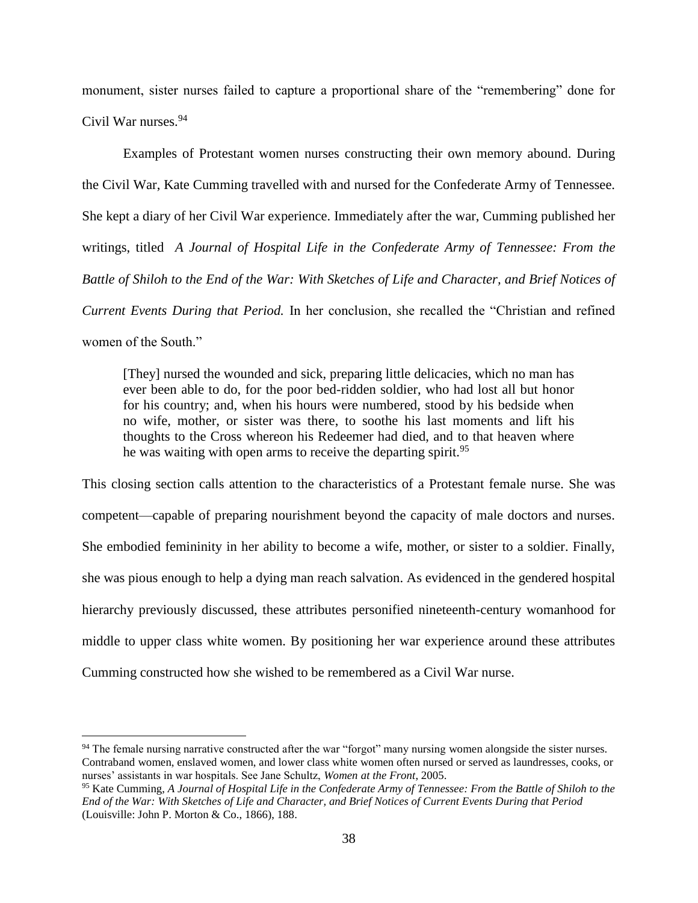monument, sister nurses failed to capture a proportional share of the "remembering" done for Civil War nurses.[94]

Examples of Protestant women nurses constructing their own memory abound. During the Civil War, Kate Cumming travelled with and nursed for the Confederate Army of Tennessee. She kept a diary of her Civil War experience. Immediately after the war, Cumming published her writings, titled *A Journal of Hospital Life in the Confederate Army of Tennessee: From the Battle of Shiloh to the End of the War: With Sketches of Life and Character, and Brief Notices of Current Events During that Period.* In her conclusion, she recalled the "Christian and refined women of the South."

> [They] nursed the wounded and sick, preparing little delicacies, which no man has ever been able to do, for the poor bed-ridden soldier, who had lost all but honor for his country; and, when his hours were numbered, stood by his bedside when no wife, mother, or sister was there, to soothe his last moments and lift his thoughts to the Cross whereon his Redeemer had died, and to that heaven where he was waiting with open arms to receive the departing spirit.[95]

This closing section calls attention to the characteristics of a Protestant female nurse. She was competent—capable of preparing nourishment beyond the capacity of male doctors and nurses. She embodied femininity in her ability to become a wife, mother, or sister to a soldier. Finally, she was pious enough to help a dying man reach salvation. As evidenced in the gendered hospital hierarchy previously discussed, these attributes personified nineteenth-century womanhood for middle to upper class white women. By positioning her war experience around these attributes Cumming constructed how she wished to be remembered as a Civil War nurse.

---

[94] The female nursing narrative constructed after the war "forgot" many nursing women alongside the sister nurses. Contraband women, enslaved women, and lower class white women often nursed or served as laundresses, cooks, or nurses' assistants in war hospitals. See Jane Schultz, *Women at the Front*, 2005.

[95] Kate Cumming, *A Journal of Hospital Life in the Confederate Army of Tennessee: From the Battle of Shiloh to the End of the War: With Sketches of Life and Character, and Brief Notices of Current Events During that Period* (Louisville: John P. Morton & Co., 1866), 188.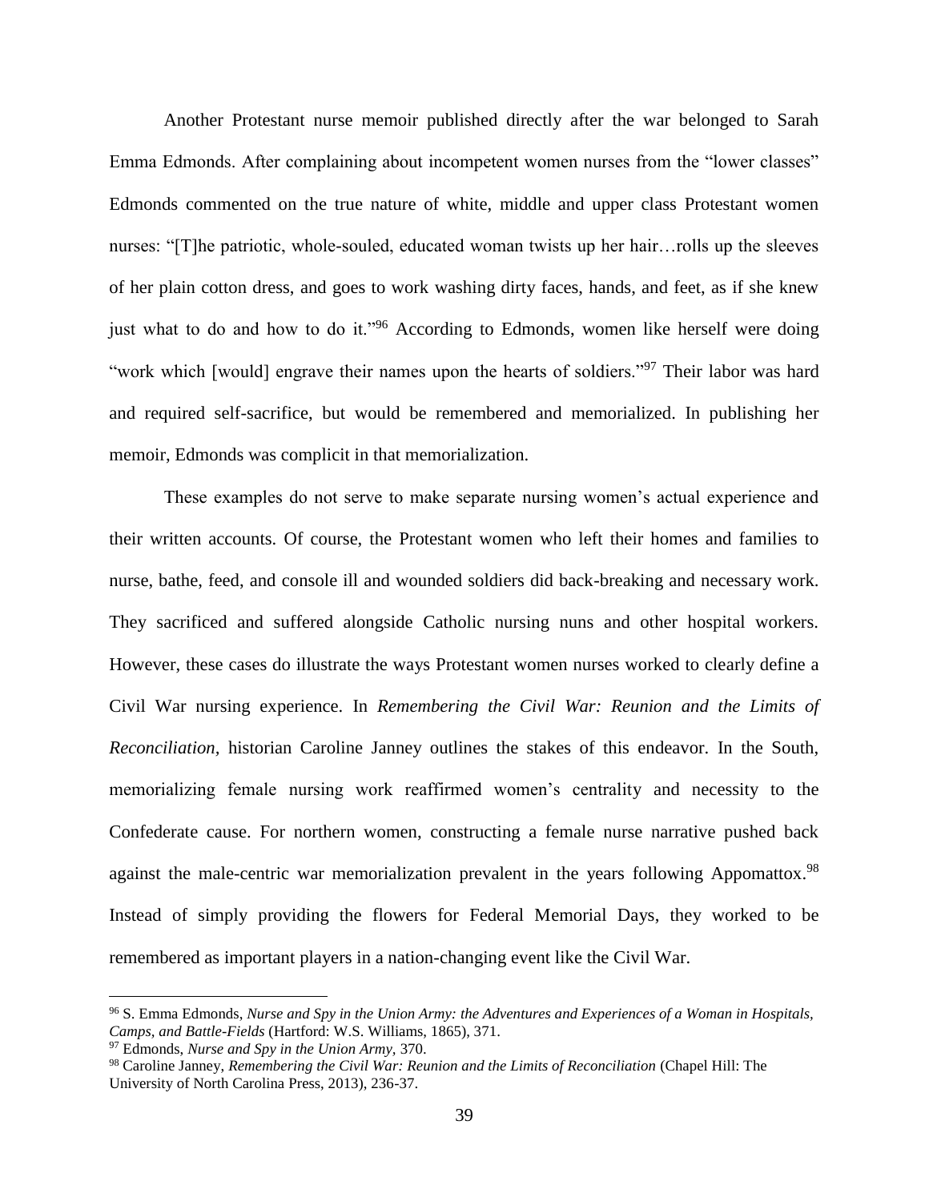Another Protestant nurse memoir published directly after the war belonged to Sarah Emma Edmonds. After complaining about incompetent women nurses from the "lower classes" Edmonds commented on the true nature of white, middle and upper class Protestant women nurses: "[T]he patriotic, whole-souled, educated woman twists up her hair…rolls up the sleeves of her plain cotton dress, and goes to work washing dirty faces, hands, and feet, as if she knew just what to do and how to do it."[96] According to Edmonds, women like herself were doing "work which [would] engrave their names upon the hearts of soldiers."[97] Their labor was hard and required self-sacrifice, but would be remembered and memorialized. In publishing her memoir, Edmonds was complicit in that memorialization.

These examples do not serve to make separate nursing women's actual experience and their written accounts. Of course, the Protestant women who left their homes and families to nurse, bathe, feed, and console ill and wounded soldiers did back-breaking and necessary work. They sacrificed and suffered alongside Catholic nursing nuns and other hospital workers. However, these cases do illustrate the ways Protestant women nurses worked to clearly define a Civil War nursing experience. In *Remembering the Civil War: Reunion and the Limits of Reconciliation,* historian Caroline Janney outlines the stakes of this endeavor. In the South, memorializing female nursing work reaffirmed women's centrality and necessity to the Confederate cause. For northern women, constructing a female nurse narrative pushed back against the male-centric war memorialization prevalent in the years following Appomattox.[98] Instead of simply providing the flowers for Federal Memorial Days, they worked to be remembered as important players in a nation-changing event like the Civil War.

---

[96] S. Emma Edmonds, *Nurse and Spy in the Union Army: the Adventures and Experiences of a Woman in Hospitals, Camps, and Battle-Fields* (Hartford: W.S. Williams, 1865), 371.

[97] Edmonds, *Nurse and Spy in the Union Army*, 370.

[98] Caroline Janney, *Remembering the Civil War: Reunion and the Limits of Reconciliation* (Chapel Hill: The University of North Carolina Press, 2013), 236-37.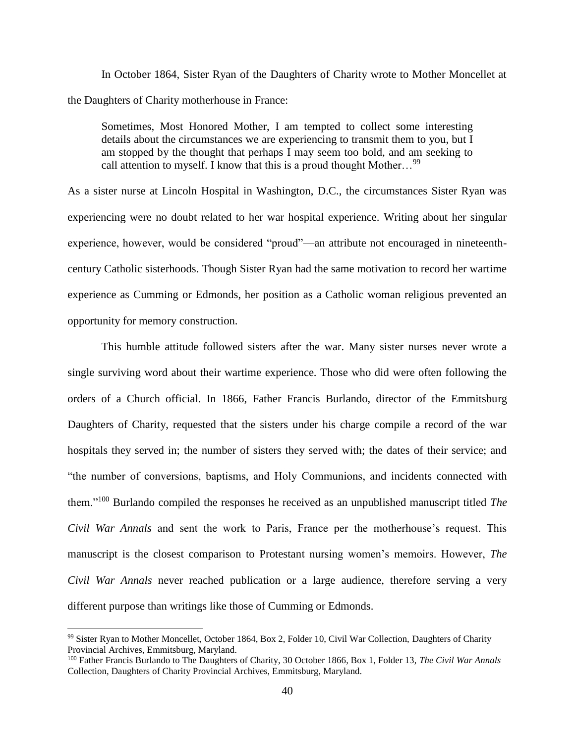In October 1864, Sister Ryan of the Daughters of Charity wrote to Mother Moncellet at the Daughters of Charity motherhouse in France:

> Sometimes, Most Honored Mother, I am tempted to collect some interesting details about the circumstances we are experiencing to transmit them to you, but I am stopped by the thought that perhaps I may seem too bold, and am seeking to call attention to myself. I know that this is a proud thought Mother…[99]

As a sister nurse at Lincoln Hospital in Washington, D.C., the circumstances Sister Ryan was experiencing were no doubt related to her war hospital experience. Writing about her singular experience, however, would be considered "proud"—an attribute not encouraged in nineteenth-century Catholic sisterhoods. Though Sister Ryan had the same motivation to record her wartime experience as Cumming or Edmonds, her position as a Catholic woman religious prevented an opportunity for memory construction.

This humble attitude followed sisters after the war. Many sister nurses never wrote a single surviving word about their wartime experience. Those who did were often following the orders of a Church official. In 1866, Father Francis Burlando, director of the Emmitsburg Daughters of Charity, requested that the sisters under his charge compile a record of the war hospitals they served in; the number of sisters they served with; the dates of their service; and "the number of conversions, baptisms, and Holy Communions, and incidents connected with them."[100] Burlando compiled the responses he received as an unpublished manuscript titled *The Civil War Annals* and sent the work to Paris, France per the motherhouse's request. This manuscript is the closest comparison to Protestant nursing women's memoirs. However, *The Civil War Annals* never reached publication or a large audience, therefore serving a very different purpose than writings like those of Cumming or Edmonds.

---

[99] Sister Ryan to Mother Moncellet, October 1864, Box 2, Folder 10, Civil War Collection, Daughters of Charity Provincial Archives, Emmitsburg, Maryland.

[100] Father Francis Burlando to The Daughters of Charity, 30 October 1866, Box 1, Folder 13, *The Civil War Annals* Collection, Daughters of Charity Provincial Archives, Emmitsburg, Maryland.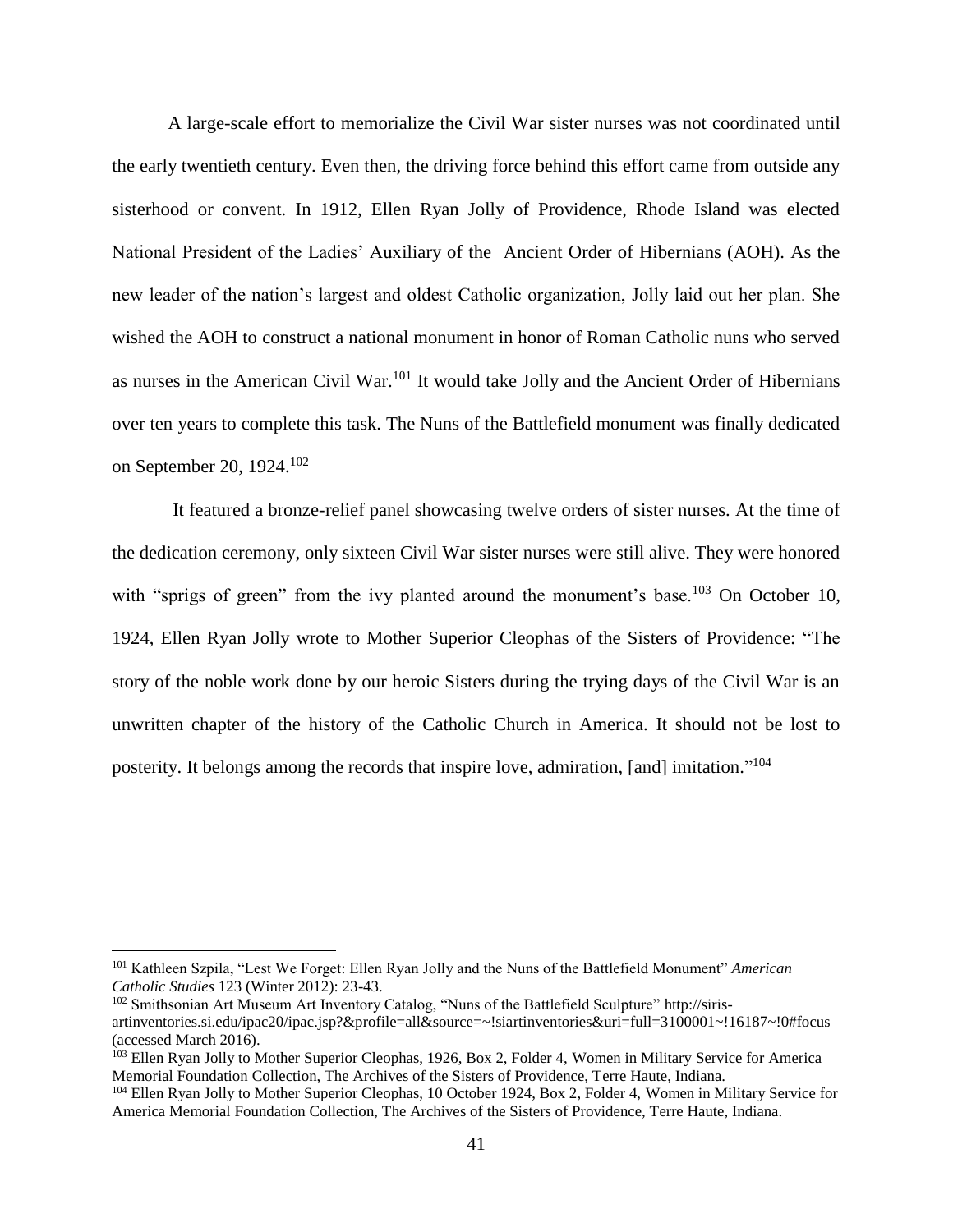A large-scale effort to memorialize the Civil War sister nurses was not coordinated until the early twentieth century. Even then, the driving force behind this effort came from outside any sisterhood or convent. In 1912, Ellen Ryan Jolly of Providence, Rhode Island was elected National President of the Ladies' Auxiliary of the Ancient Order of Hibernians (AOH). As the new leader of the nation's largest and oldest Catholic organization, Jolly laid out her plan. She wished the AOH to construct a national monument in honor of Roman Catholic nuns who served as nurses in the American Civil War.[101] It would take Jolly and the Ancient Order of Hibernians over ten years to complete this task. The Nuns of the Battlefield monument was finally dedicated on September 20, 1924.[102]

It featured a bronze-relief panel showcasing twelve orders of sister nurses. At the time of the dedication ceremony, only sixteen Civil War sister nurses were still alive. They were honored with "sprigs of green" from the ivy planted around the monument's base.[103] On October 10, 1924, Ellen Ryan Jolly wrote to Mother Superior Cleophas of the Sisters of Providence: "The story of the noble work done by our heroic Sisters during the trying days of the Civil War is an unwritten chapter of the history of the Catholic Church in America. It should not be lost to posterity. It belongs among the records that inspire love, admiration, [and] imitation."[104]

---

[101] Kathleen Szpila, "Lest We Forget: Ellen Ryan Jolly and the Nuns of the Battlefield Monument" *American Catholic Studies* 123 (Winter 2012): 23-43.

[102] Smithsonian Art Museum Art Inventory Catalog, "Nuns of the Battlefield Sculpture" http://siris-artinventories.si.edu/ipac20/ipac.jsp?&profile=all&source=~!siartinventories&uri=full=3100001~!16187~!0#focus (accessed March 2016).

[103] Ellen Ryan Jolly to Mother Superior Cleophas, 1926, Box 2, Folder 4, Women in Military Service for America Memorial Foundation Collection, The Archives of the Sisters of Providence, Terre Haute, Indiana.

[104] Ellen Ryan Jolly to Mother Superior Cleophas, 10 October 1924, Box 2, Folder 4, Women in Military Service for America Memorial Foundation Collection, The Archives of the Sisters of Providence, Terre Haute, Indiana.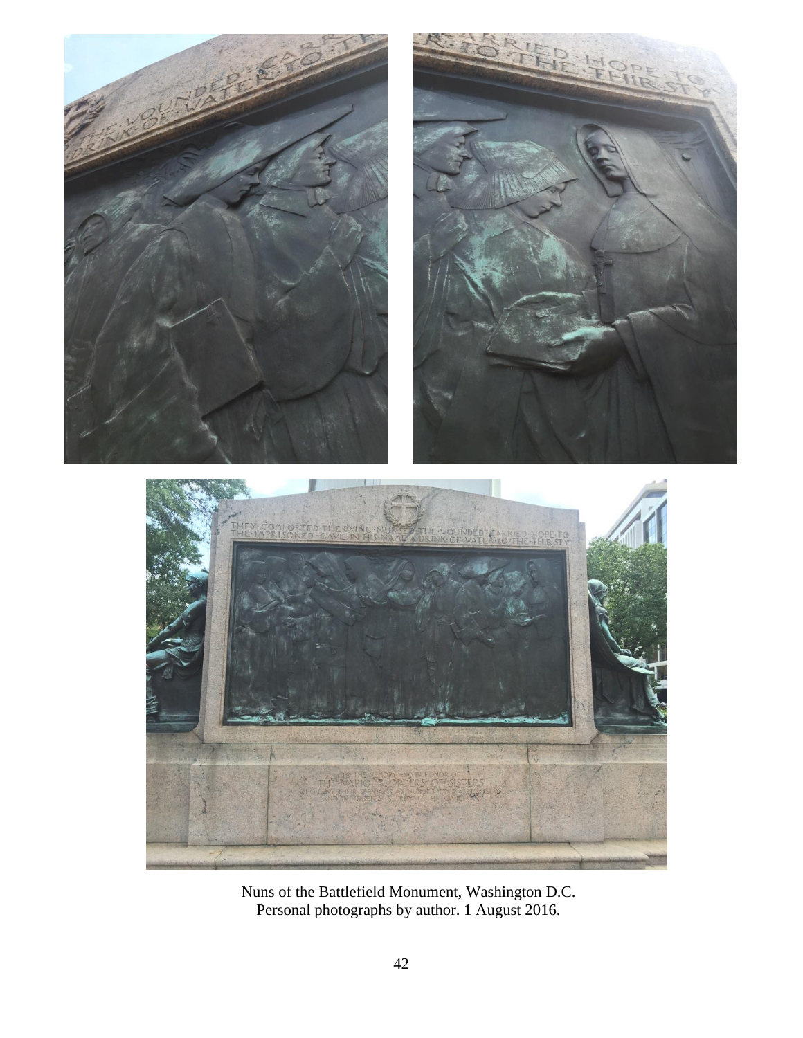Nuns of the Battlefield Monument, Washington D.C.
Personal photographs by author. 1 August 2016.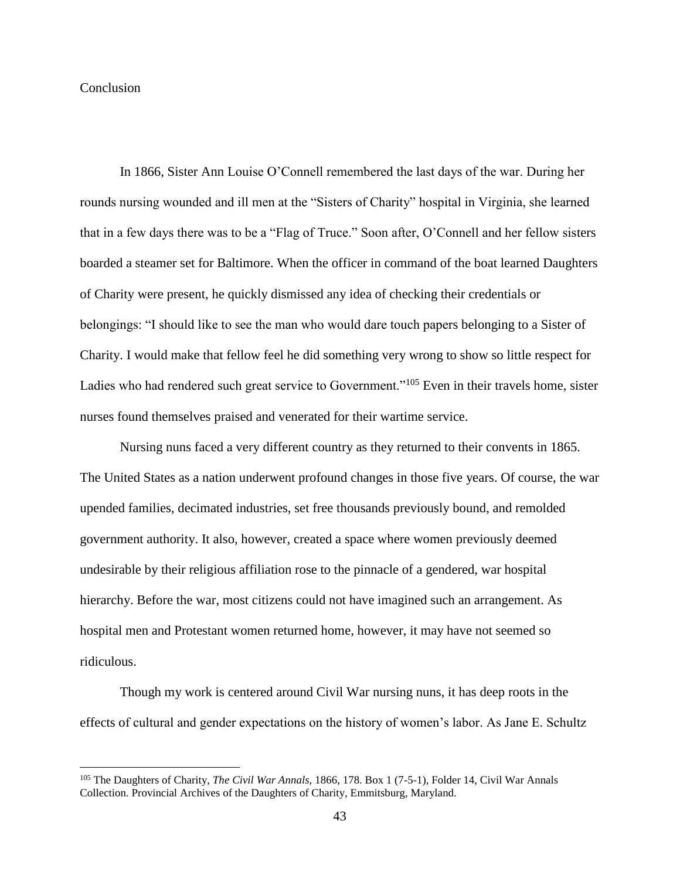# Conclusion

In 1866, Sister Ann Louise O'Connell remembered the last days of the war. During her rounds nursing wounded and ill men at the "Sisters of Charity" hospital in Virginia, she learned that in a few days there was to be a "Flag of Truce." Soon after, O'Connell and her fellow sisters boarded a steamer set for Baltimore. When the officer in command of the boat learned Daughters of Charity were present, he quickly dismissed any idea of checking their credentials or belongings: "I should like to see the man who would dare touch papers belonging to a Sister of Charity. I would make that fellow feel he did something very wrong to show so little respect for Ladies who had rendered such great service to Government."[105] Even in their travels home, sister nurses found themselves praised and venerated for their wartime service.

Nursing nuns faced a very different country as they returned to their convents in 1865. The United States as a nation underwent profound changes in those five years. Of course, the war upended families, decimated industries, set free thousands previously bound, and remolded government authority. It also, however, created a space where women previously deemed undesirable by their religious affiliation rose to the pinnacle of a gendered, war hospital hierarchy. Before the war, most citizens could not have imagined such an arrangement. As hospital men and Protestant women returned home, however, it may have not seemed so ridiculous.

Though my work is centered around Civil War nursing nuns, it has deep roots in the effects of cultural and gender expectations on the history of women's labor. As Jane E. Schultz

---

[105] The Daughters of Charity, *The Civil War Annals*, 1866, 178. Box 1 (7-5-1), Folder 14, Civil War Annals Collection. Provincial Archives of the Daughters of Charity, Emmitsburg, Maryland.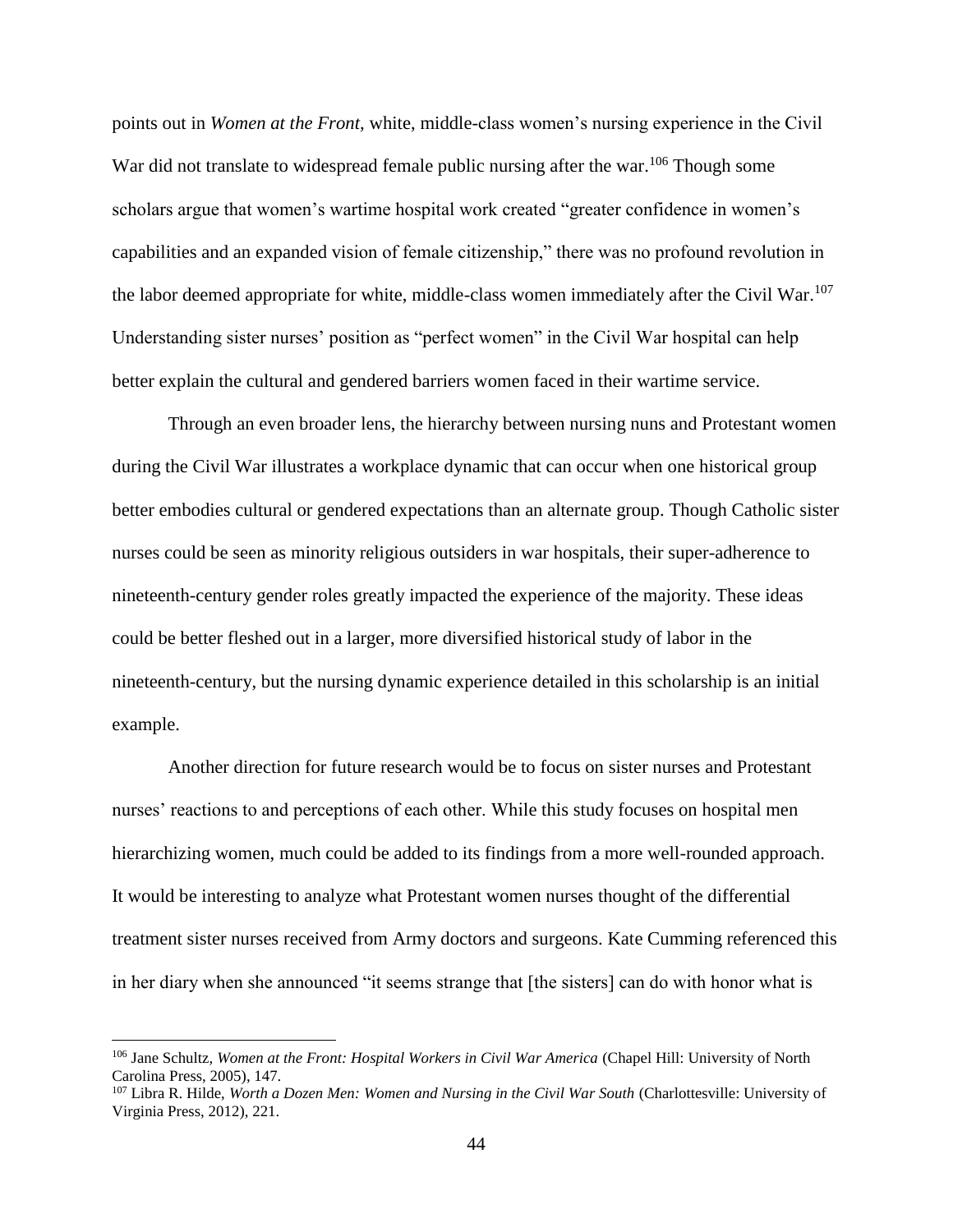points out in *Women at the Front,* white, middle-class women's nursing experience in the Civil War did not translate to widespread female public nursing after the war.[106] Though some scholars argue that women's wartime hospital work created "greater confidence in women's capabilities and an expanded vision of female citizenship," there was no profound revolution in the labor deemed appropriate for white, middle-class women immediately after the Civil War.[107] Understanding sister nurses' position as "perfect women" in the Civil War hospital can help better explain the cultural and gendered barriers women faced in their wartime service.

Through an even broader lens, the hierarchy between nursing nuns and Protestant women during the Civil War illustrates a workplace dynamic that can occur when one historical group better embodies cultural or gendered expectations than an alternate group. Though Catholic sister nurses could be seen as minority religious outsiders in war hospitals, their super-adherence to nineteenth-century gender roles greatly impacted the experience of the majority. These ideas could be better fleshed out in a larger, more diversified historical study of labor in the nineteenth-century, but the nursing dynamic experience detailed in this scholarship is an initial example.

Another direction for future research would be to focus on sister nurses and Protestant nurses' reactions to and perceptions of each other. While this study focuses on hospital men hierarchizing women, much could be added to its findings from a more well-rounded approach. It would be interesting to analyze what Protestant women nurses thought of the differential treatment sister nurses received from Army doctors and surgeons. Kate Cumming referenced this in her diary when she announced "it seems strange that [the sisters] can do with honor what is

---

[106] Jane Schultz, *Women at the Front: Hospital Workers in Civil War America* (Chapel Hill: University of North Carolina Press, 2005), 147.

[107] Libra R. Hilde, *Worth a Dozen Men: Women and Nursing in the Civil War South* (Charlottesville: University of Virginia Press, 2012), 221.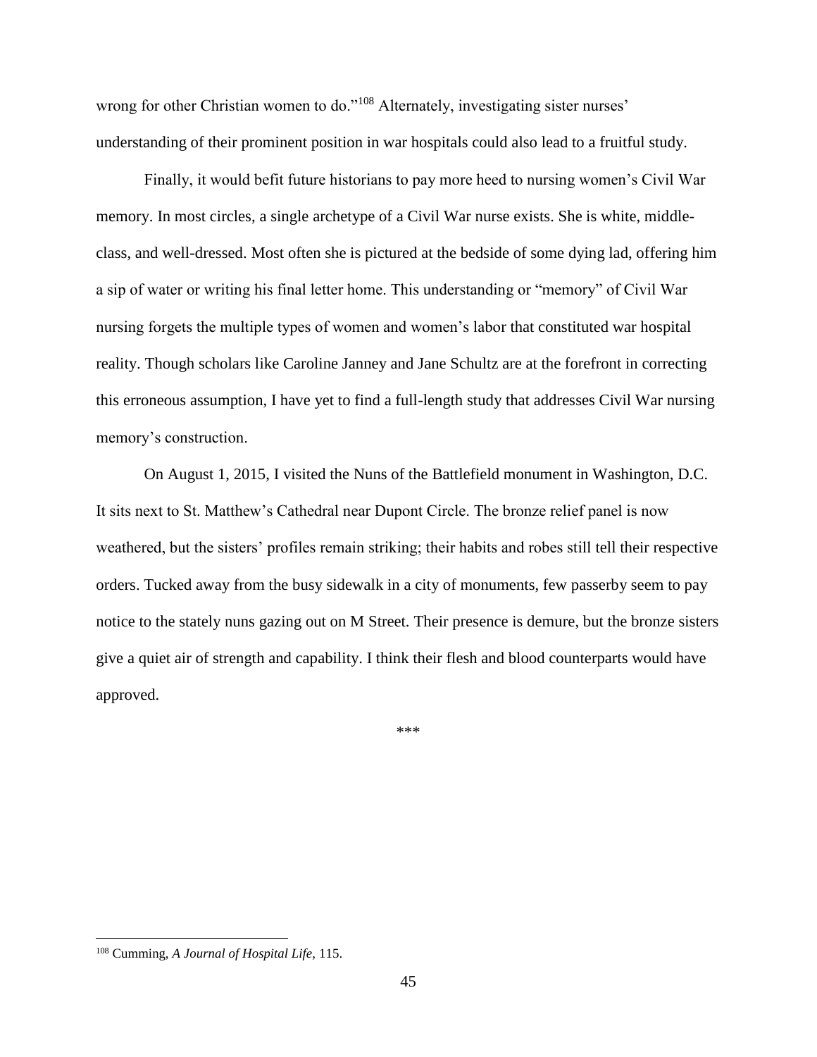wrong for other Christian women to do."[108] Alternately, investigating sister nurses' understanding of their prominent position in war hospitals could also lead to a fruitful study.

Finally, it would befit future historians to pay more heed to nursing women's Civil War memory. In most circles, a single archetype of a Civil War nurse exists. She is white, middle-class, and well-dressed. Most often she is pictured at the bedside of some dying lad, offering him a sip of water or writing his final letter home. This understanding or "memory" of Civil War nursing forgets the multiple types of women and women's labor that constituted war hospital reality. Though scholars like Caroline Janney and Jane Schultz are at the forefront in correcting this erroneous assumption, I have yet to find a full-length study that addresses Civil War nursing memory's construction.

On August 1, 2015, I visited the Nuns of the Battlefield monument in Washington, D.C. It sits next to St. Matthew's Cathedral near Dupont Circle. The bronze relief panel is now weathered, but the sisters' profiles remain striking; their habits and robes still tell their respective orders. Tucked away from the busy sidewalk in a city of monuments, few passerby seem to pay notice to the stately nuns gazing out on M Street. Their presence is demure, but the bronze sisters give a quiet air of strength and capability. I think their flesh and blood counterparts would have approved.

***

---

[108] Cumming, *A Journal of Hospital Life*, 115.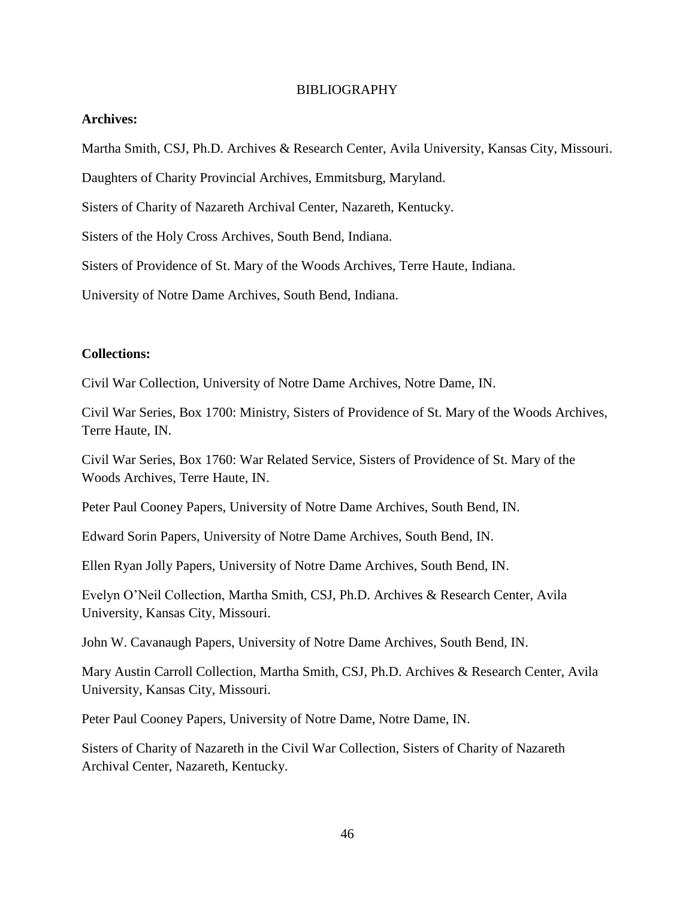# BIBLIOGRAPHY

**Archives:**

Martha Smith, CSJ, Ph.D. Archives & Research Center, Avila University, Kansas City, Missouri.

Daughters of Charity Provincial Archives, Emmitsburg, Maryland.

Sisters of Charity of Nazareth Archival Center, Nazareth, Kentucky.

Sisters of the Holy Cross Archives, South Bend, Indiana.

Sisters of Providence of St. Mary of the Woods Archives, Terre Haute, Indiana.

University of Notre Dame Archives, South Bend, Indiana.

**Collections:**

Civil War Collection, University of Notre Dame Archives, Notre Dame, IN.

Civil War Series, Box 1700: Ministry, Sisters of Providence of St. Mary of the Woods Archives, Terre Haute, IN.

Civil War Series, Box 1760: War Related Service, Sisters of Providence of St. Mary of the Woods Archives, Terre Haute, IN.

Peter Paul Cooney Papers, University of Notre Dame Archives, South Bend, IN.

Edward Sorin Papers, University of Notre Dame Archives, South Bend, IN.

Ellen Ryan Jolly Papers, University of Notre Dame Archives, South Bend, IN.

Evelyn O'Neil Collection, Martha Smith, CSJ, Ph.D. Archives & Research Center, Avila University, Kansas City, Missouri.

John W. Cavanaugh Papers, University of Notre Dame Archives, South Bend, IN.

Mary Austin Carroll Collection, Martha Smith, CSJ, Ph.D. Archives & Research Center, Avila University, Kansas City, Missouri.

Peter Paul Cooney Papers, University of Notre Dame, Notre Dame, IN.

Sisters of Charity of Nazareth in the Civil War Collection, Sisters of Charity of Nazareth Archival Center, Nazareth, Kentucky.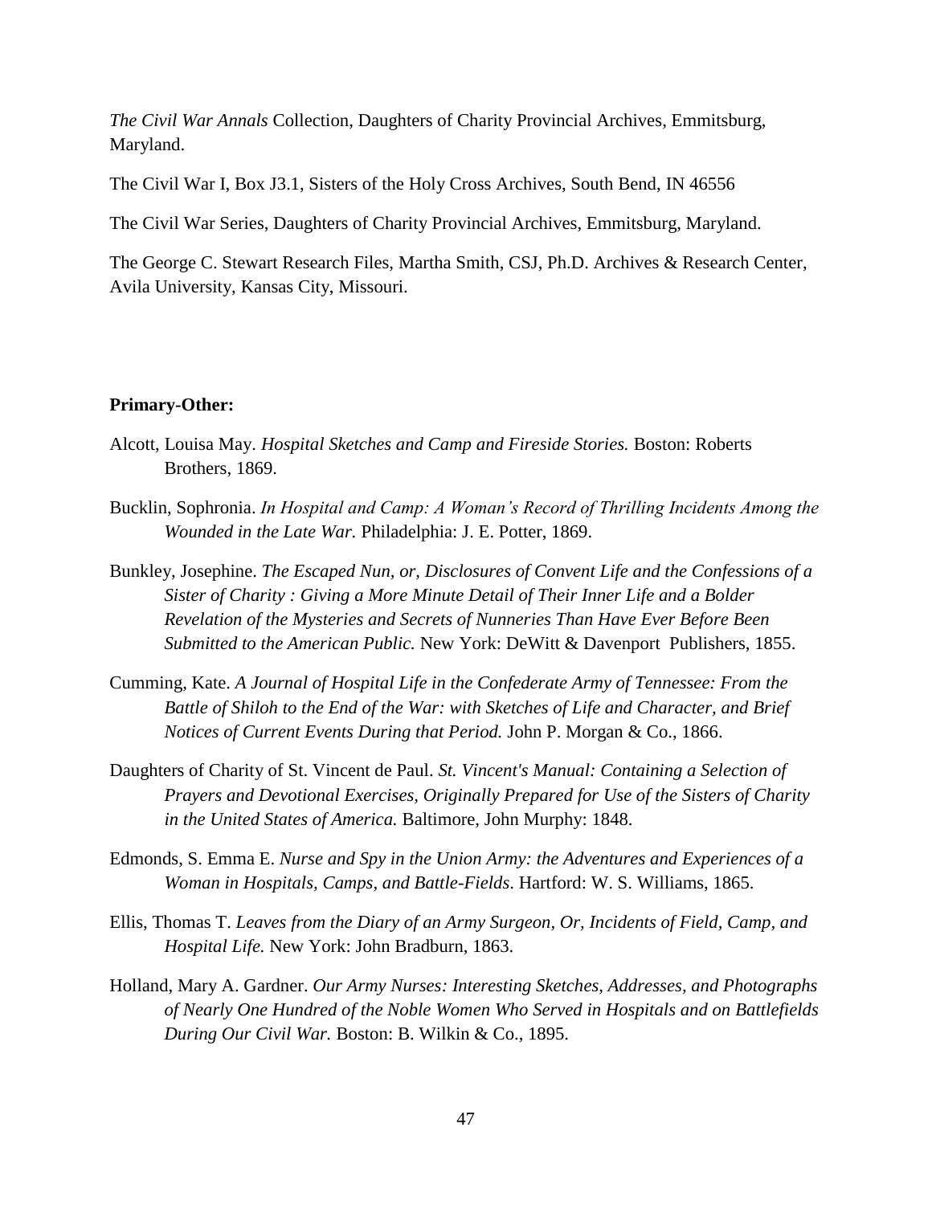*The Civil War Annals* Collection, Daughters of Charity Provincial Archives, Emmitsburg, Maryland.

The Civil War I, Box J3.1, Sisters of the Holy Cross Archives, South Bend, IN 46556

The Civil War Series, Daughters of Charity Provincial Archives, Emmitsburg, Maryland.

The George C. Stewart Research Files, Martha Smith, CSJ, Ph.D. Archives & Research Center, Avila University, Kansas City, Missouri.

**Primary-Other:**

Alcott, Louisa May. *Hospital Sketches and Camp and Fireside Stories.* Boston: Roberts Brothers, 1869.

Bucklin, Sophronia. *In Hospital and Camp: A Woman's Record of Thrilling Incidents Among the Wounded in the Late War.* Philadelphia: J. E. Potter, 1869.

Bunkley, Josephine. *The Escaped Nun, or, Disclosures of Convent Life and the Confessions of a Sister of Charity : Giving a More Minute Detail of Their Inner Life and a Bolder Revelation of the Mysteries and Secrets of Nunneries Than Have Ever Before Been Submitted to the American Public.* New York: DeWitt & Davenport Publishers, 1855.

Cumming, Kate. *A Journal of Hospital Life in the Confederate Army of Tennessee: From the Battle of Shiloh to the End of the War: with Sketches of Life and Character, and Brief Notices of Current Events During that Period.* John P. Morgan & Co., 1866.

Daughters of Charity of St. Vincent de Paul. *St. Vincent's Manual: Containing a Selection of Prayers and Devotional Exercises, Originally Prepared for Use of the Sisters of Charity in the United States of America.* Baltimore, John Murphy: 1848.

Edmonds, S. Emma E. *Nurse and Spy in the Union Army: the Adventures and Experiences of a Woman in Hospitals, Camps, and Battle-Fields*. Hartford: W. S. Williams, 1865.

Ellis, Thomas T. *Leaves from the Diary of an Army Surgeon, Or, Incidents of Field, Camp, and Hospital Life.* New York: John Bradburn, 1863.

Holland, Mary A. Gardner. *Our Army Nurses: Interesting Sketches, Addresses, and Photographs of Nearly One Hundred of the Noble Women Who Served in Hospitals and on Battlefields During Our Civil War.* Boston: B. Wilkin & Co., 1895.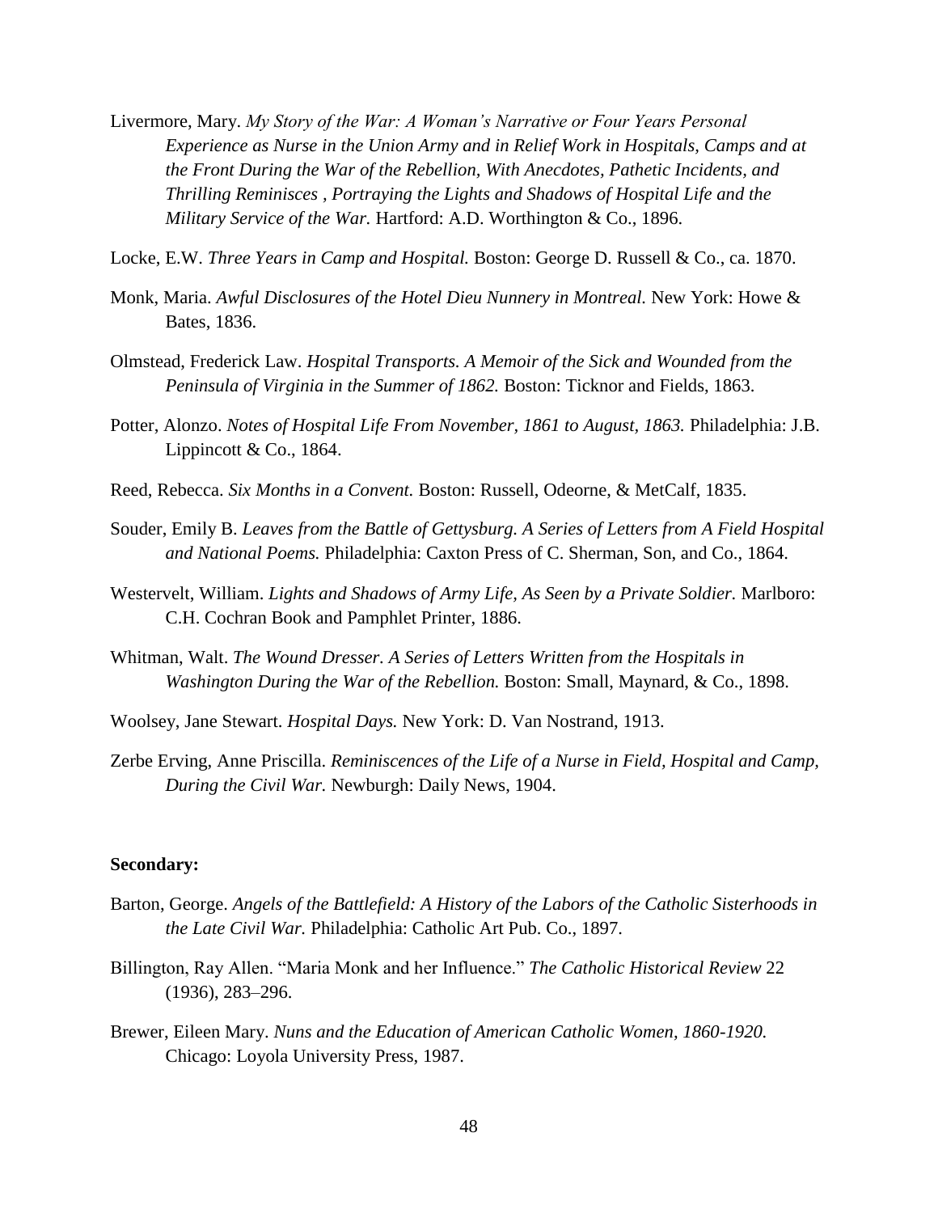Livermore, Mary. *My Story of the War: A Woman's Narrative or Four Years Personal Experience as Nurse in the Union Army and in Relief Work in Hospitals, Camps and at the Front During the War of the Rebellion, With Anecdotes, Pathetic Incidents, and Thrilling Reminisces , Portraying the Lights and Shadows of Hospital Life and the Military Service of the War.* Hartford: A.D. Worthington & Co., 1896.

Locke, E.W. *Three Years in Camp and Hospital.* Boston: George D. Russell & Co., ca. 1870.

Monk, Maria. *Awful Disclosures of the Hotel Dieu Nunnery in Montreal.* New York: Howe & Bates, 1836.

Olmstead, Frederick Law. *Hospital Transports. A Memoir of the Sick and Wounded from the Peninsula of Virginia in the Summer of 1862.* Boston: Ticknor and Fields, 1863.

Potter, Alonzo. *Notes of Hospital Life From November, 1861 to August, 1863.* Philadelphia: J.B. Lippincott & Co., 1864.

Reed, Rebecca. *Six Months in a Convent.* Boston: Russell, Odeorne, & MetCalf, 1835.

Souder, Emily B. *Leaves from the Battle of Gettysburg. A Series of Letters from A Field Hospital and National Poems.* Philadelphia: Caxton Press of C. Sherman, Son, and Co., 1864.

Westervelt, William. *Lights and Shadows of Army Life, As Seen by a Private Soldier.* Marlboro: C.H. Cochran Book and Pamphlet Printer, 1886.

Whitman, Walt. *The Wound Dresser. A Series of Letters Written from the Hospitals in Washington During the War of the Rebellion.* Boston: Small, Maynard, & Co., 1898.

Woolsey, Jane Stewart. *Hospital Days.* New York: D. Van Nostrand, 1913.

Zerbe Erving, Anne Priscilla. *Reminiscences of the Life of a Nurse in Field, Hospital and Camp, During the Civil War.* Newburgh: Daily News, 1904.

**Secondary:**

Barton, George. *Angels of the Battlefield: A History of the Labors of the Catholic Sisterhoods in the Late Civil War.* Philadelphia: Catholic Art Pub. Co., 1897.

Billington, Ray Allen. "Maria Monk and her Influence." *The Catholic Historical Review* 22 (1936), 283–296.

Brewer, Eileen Mary. *Nuns and the Education of American Catholic Women, 1860-1920.* Chicago: Loyola University Press, 1987.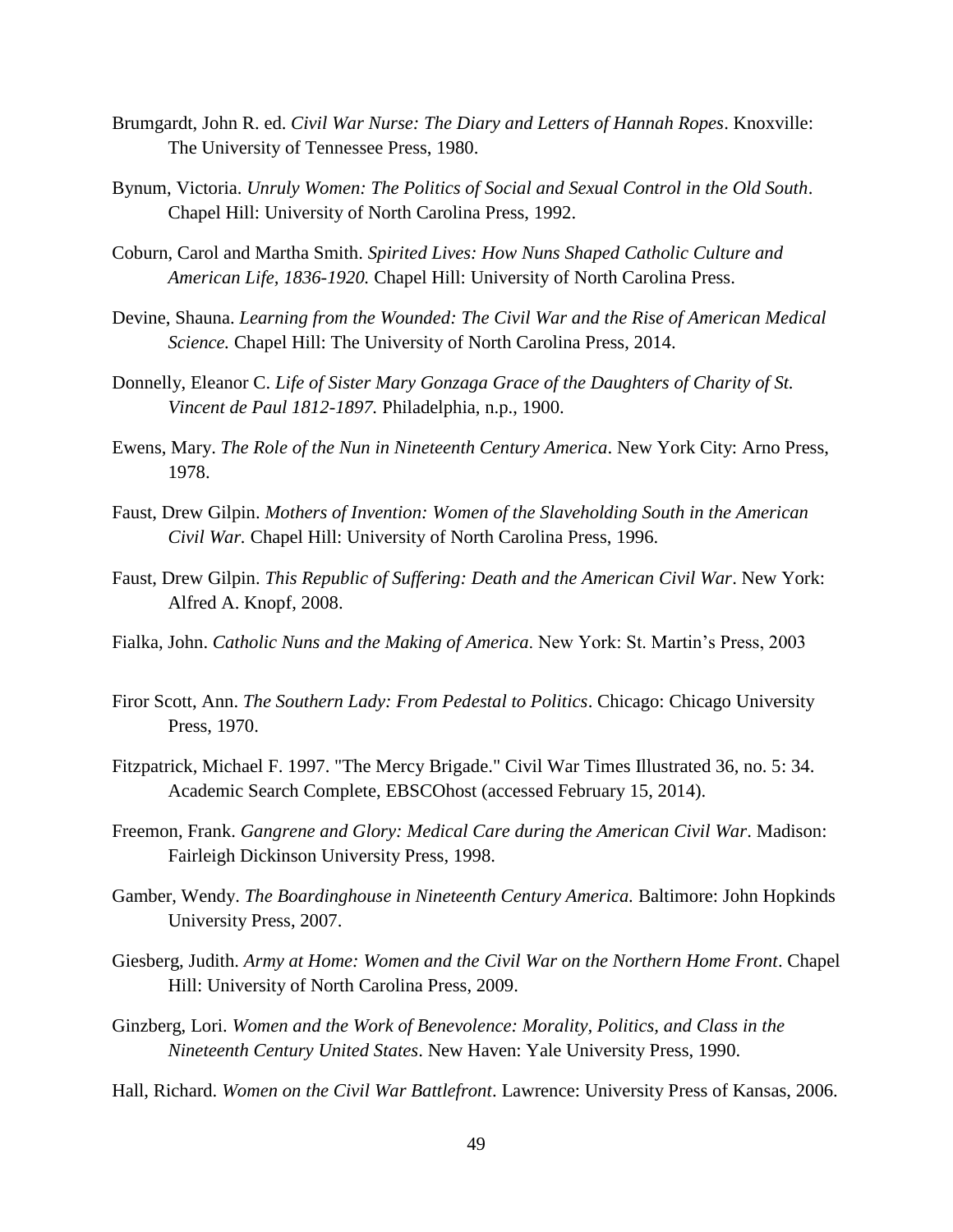Brumgardt, John R. ed. *Civil War Nurse: The Diary and Letters of Hannah Ropes*. Knoxville: The University of Tennessee Press, 1980.

Bynum, Victoria. *Unruly Women: The Politics of Social and Sexual Control in the Old South*. Chapel Hill: University of North Carolina Press, 1992.

Coburn, Carol and Martha Smith. *Spirited Lives: How Nuns Shaped Catholic Culture and American Life, 1836-1920.* Chapel Hill: University of North Carolina Press.

Devine, Shauna. *Learning from the Wounded: The Civil War and the Rise of American Medical Science.* Chapel Hill: The University of North Carolina Press, 2014.

Donnelly, Eleanor C. *Life of Sister Mary Gonzaga Grace of the Daughters of Charity of St. Vincent de Paul 1812-1897.* Philadelphia, n.p., 1900.

Ewens, Mary. *The Role of the Nun in Nineteenth Century America*. New York City: Arno Press, 1978.

Faust, Drew Gilpin. *Mothers of Invention: Women of the Slaveholding South in the American Civil War.* Chapel Hill: University of North Carolina Press, 1996.

Faust, Drew Gilpin. *This Republic of Suffering: Death and the American Civil War*. New York: Alfred A. Knopf, 2008.

Fialka, John. *Catholic Nuns and the Making of America*. New York: St. Martin's Press, 2003

Firor Scott, Ann. *The Southern Lady: From Pedestal to Politics*. Chicago: Chicago University Press, 1970.

Fitzpatrick, Michael F. 1997. "The Mercy Brigade." Civil War Times Illustrated 36, no. 5: 34. Academic Search Complete, EBSCOhost (accessed February 15, 2014).

Freemon, Frank. *Gangrene and Glory: Medical Care during the American Civil War*. Madison: Fairleigh Dickinson University Press, 1998.

Gamber, Wendy. *The Boardinghouse in Nineteenth Century America.* Baltimore: John Hopkinds University Press, 2007.

Giesberg, Judith. *Army at Home: Women and the Civil War on the Northern Home Front*. Chapel Hill: University of North Carolina Press, 2009.

Ginzberg, Lori. *Women and the Work of Benevolence: Morality, Politics, and Class in the Nineteenth Century United States*. New Haven: Yale University Press, 1990.

Hall, Richard. *Women on the Civil War Battlefront*. Lawrence: University Press of Kansas, 2006.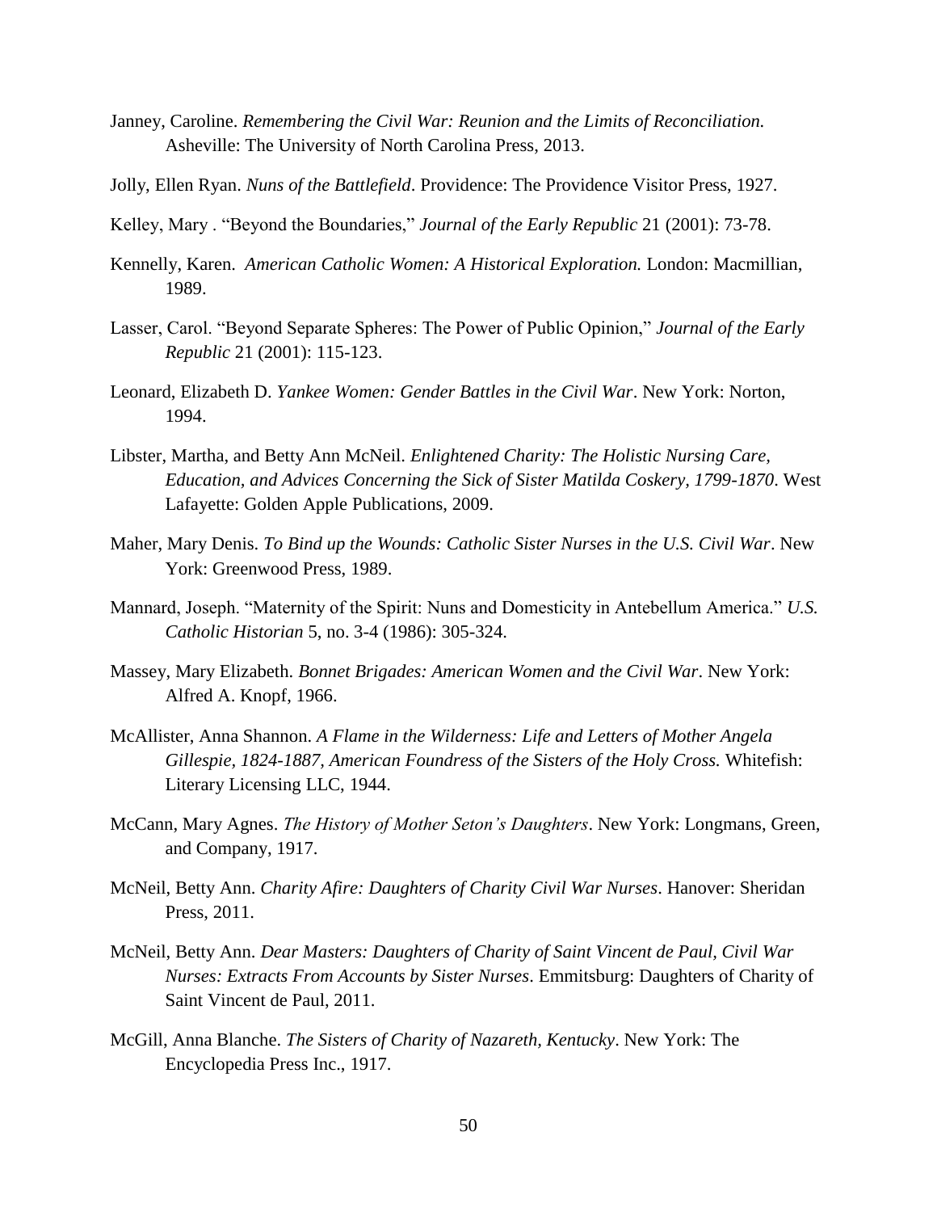Janney, Caroline. *Remembering the Civil War: Reunion and the Limits of Reconciliation.* Asheville: The University of North Carolina Press, 2013.

Jolly, Ellen Ryan. *Nuns of the Battlefield*. Providence: The Providence Visitor Press, 1927.

Kelley, Mary . "Beyond the Boundaries," *Journal of the Early Republic* 21 (2001): 73-78.

Kennelly, Karen. *American Catholic Women: A Historical Exploration.* London: Macmillian, 1989.

Lasser, Carol. "Beyond Separate Spheres: The Power of Public Opinion," *Journal of the Early Republic* 21 (2001): 115-123.

Leonard, Elizabeth D. *Yankee Women: Gender Battles in the Civil War*. New York: Norton, 1994.

Libster, Martha, and Betty Ann McNeil. *Enlightened Charity: The Holistic Nursing Care, Education, and Advices Concerning the Sick of Sister Matilda Coskery, 1799-1870*. West Lafayette: Golden Apple Publications, 2009.

Maher, Mary Denis. *To Bind up the Wounds: Catholic Sister Nurses in the U.S. Civil War*. New York: Greenwood Press, 1989.

Mannard, Joseph. "Maternity of the Spirit: Nuns and Domesticity in Antebellum America." *U.S. Catholic Historian* 5, no. 3-4 (1986): 305-324.

Massey, Mary Elizabeth. *Bonnet Brigades: American Women and the Civil War*. New York: Alfred A. Knopf, 1966.

McAllister, Anna Shannon. *A Flame in the Wilderness: Life and Letters of Mother Angela Gillespie, 1824-1887, American Foundress of the Sisters of the Holy Cross.* Whitefish: Literary Licensing LLC, 1944.

McCann, Mary Agnes. *The History of Mother Seton's Daughters*. New York: Longmans, Green, and Company, 1917.

McNeil, Betty Ann. *Charity Afire: Daughters of Charity Civil War Nurses*. Hanover: Sheridan Press, 2011.

McNeil, Betty Ann. *Dear Masters: Daughters of Charity of Saint Vincent de Paul, Civil War Nurses: Extracts From Accounts by Sister Nurses*. Emmitsburg: Daughters of Charity of Saint Vincent de Paul, 2011.

McGill, Anna Blanche. *The Sisters of Charity of Nazareth, Kentucky*. New York: The Encyclopedia Press Inc., 1917.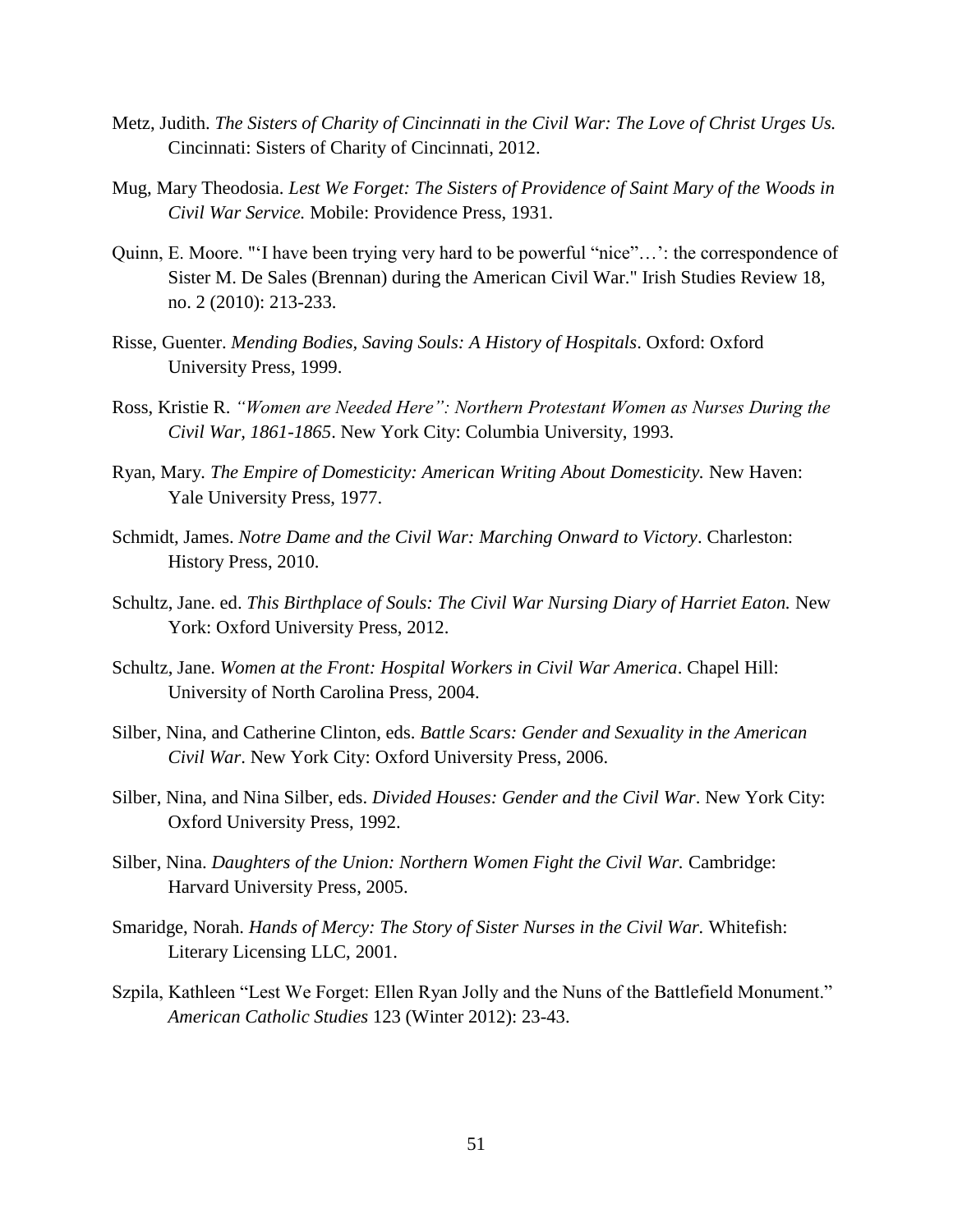Metz, Judith. *The Sisters of Charity of Cincinnati in the Civil War: The Love of Christ Urges Us.* Cincinnati: Sisters of Charity of Cincinnati, 2012.

Mug, Mary Theodosia. *Lest We Forget: The Sisters of Providence of Saint Mary of the Woods in Civil War Service.* Mobile: Providence Press, 1931.

Quinn, E. Moore. "'I have been trying very hard to be powerful "nice"…': the correspondence of Sister M. De Sales (Brennan) during the American Civil War." Irish Studies Review 18, no. 2 (2010): 213-233.

Risse, Guenter. *Mending Bodies, Saving Souls: A History of Hospitals*. Oxford: Oxford University Press, 1999.

Ross, Kristie R. *"Women are Needed Here": Northern Protestant Women as Nurses During the Civil War, 1861-1865*. New York City: Columbia University, 1993.

Ryan, Mary. *The Empire of Domesticity: American Writing About Domesticity.* New Haven: Yale University Press, 1977.

Schmidt, James. *Notre Dame and the Civil War: Marching Onward to Victory*. Charleston: History Press, 2010.

Schultz, Jane. ed. *This Birthplace of Souls: The Civil War Nursing Diary of Harriet Eaton.* New York: Oxford University Press, 2012.

Schultz, Jane. *Women at the Front: Hospital Workers in Civil War America*. Chapel Hill: University of North Carolina Press, 2004.

Silber, Nina, and Catherine Clinton, eds. *Battle Scars: Gender and Sexuality in the American Civil War*. New York City: Oxford University Press, 2006.

Silber, Nina, and Nina Silber, eds. *Divided Houses: Gender and the Civil War*. New York City: Oxford University Press, 1992.

Silber, Nina. *Daughters of the Union: Northern Women Fight the Civil War.* Cambridge: Harvard University Press, 2005.

Smaridge, Norah. *Hands of Mercy: The Story of Sister Nurses in the Civil War.* Whitefish: Literary Licensing LLC, 2001.

Szpila, Kathleen "Lest We Forget: Ellen Ryan Jolly and the Nuns of the Battlefield Monument." *American Catholic Studies* 123 (Winter 2012): 23-43.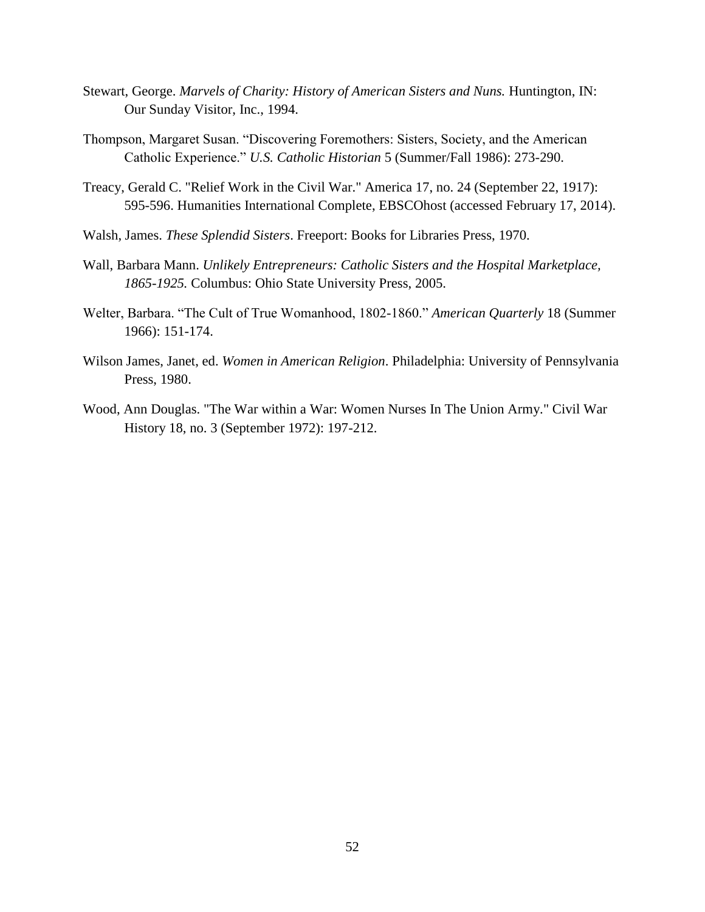Stewart, George. *Marvels of Charity: History of American Sisters and Nuns.* Huntington, IN: Our Sunday Visitor, Inc., 1994.

Thompson, Margaret Susan. "Discovering Foremothers: Sisters, Society, and the American Catholic Experience." *U.S. Catholic Historian* 5 (Summer/Fall 1986): 273-290.

Treacy, Gerald C. "Relief Work in the Civil War." America 17, no. 24 (September 22, 1917): 595-596. Humanities International Complete, EBSCOhost (accessed February 17, 2014).

Walsh, James. *These Splendid Sisters*. Freeport: Books for Libraries Press, 1970.

Wall, Barbara Mann. *Unlikely Entrepreneurs: Catholic Sisters and the Hospital Marketplace, 1865-1925.* Columbus: Ohio State University Press, 2005.

Welter, Barbara. "The Cult of True Womanhood, 1802-1860." *American Quarterly* 18 (Summer 1966): 151-174.

Wilson James, Janet, ed. *Women in American Religion*. Philadelphia: University of Pennsylvania Press, 1980.

Wood, Ann Douglas. "The War within a War: Women Nurses In The Union Army." Civil War History 18, no. 3 (September 1972): 197-212.